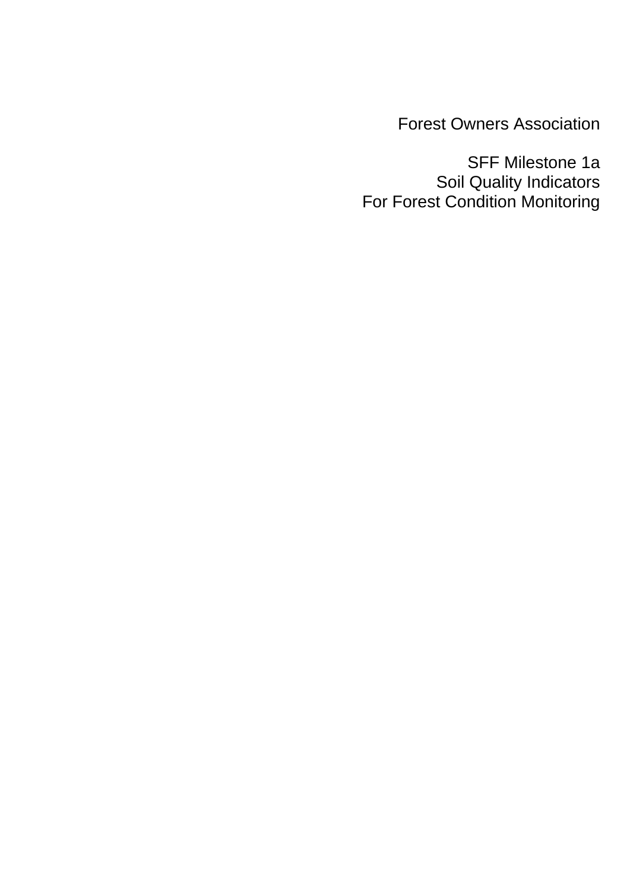Forest Owners Association

SFF Milestone 1a
Soil Quality Indicators
For Forest Condition Monitoring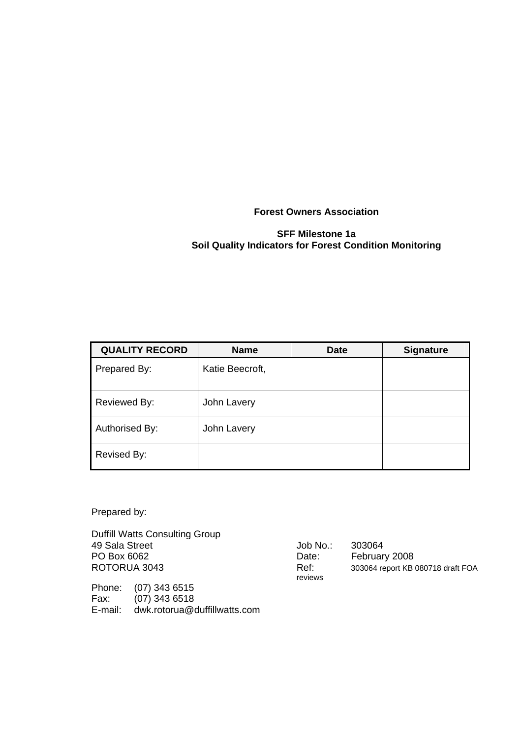**Forest Owners Association**

**SFF Milestone 1a**
**Soil Quality Indicators for Forest Condition Monitoring**

| QUALITY RECORD | Name | Date | Signature |
| --- | --- | --- | --- |
| Prepared By: | Katie Beecroft, | | |
| Reviewed By: | John Lavery | | |
| Authorised By: | John Lavery | | |
| Revised By: | | | |

Prepared by:

Duffill Watts Consulting Group
49 Sala Street
PO Box 6062
ROTORUA 3043

Phone: (07) 343 6515
Fax: (07) 343 6518
E-mail: dwk.rotorua@duffillwatts.com

Job No.: 303064
Date: February 2008
Ref: 303064 report KB 080718 draft FOA reviews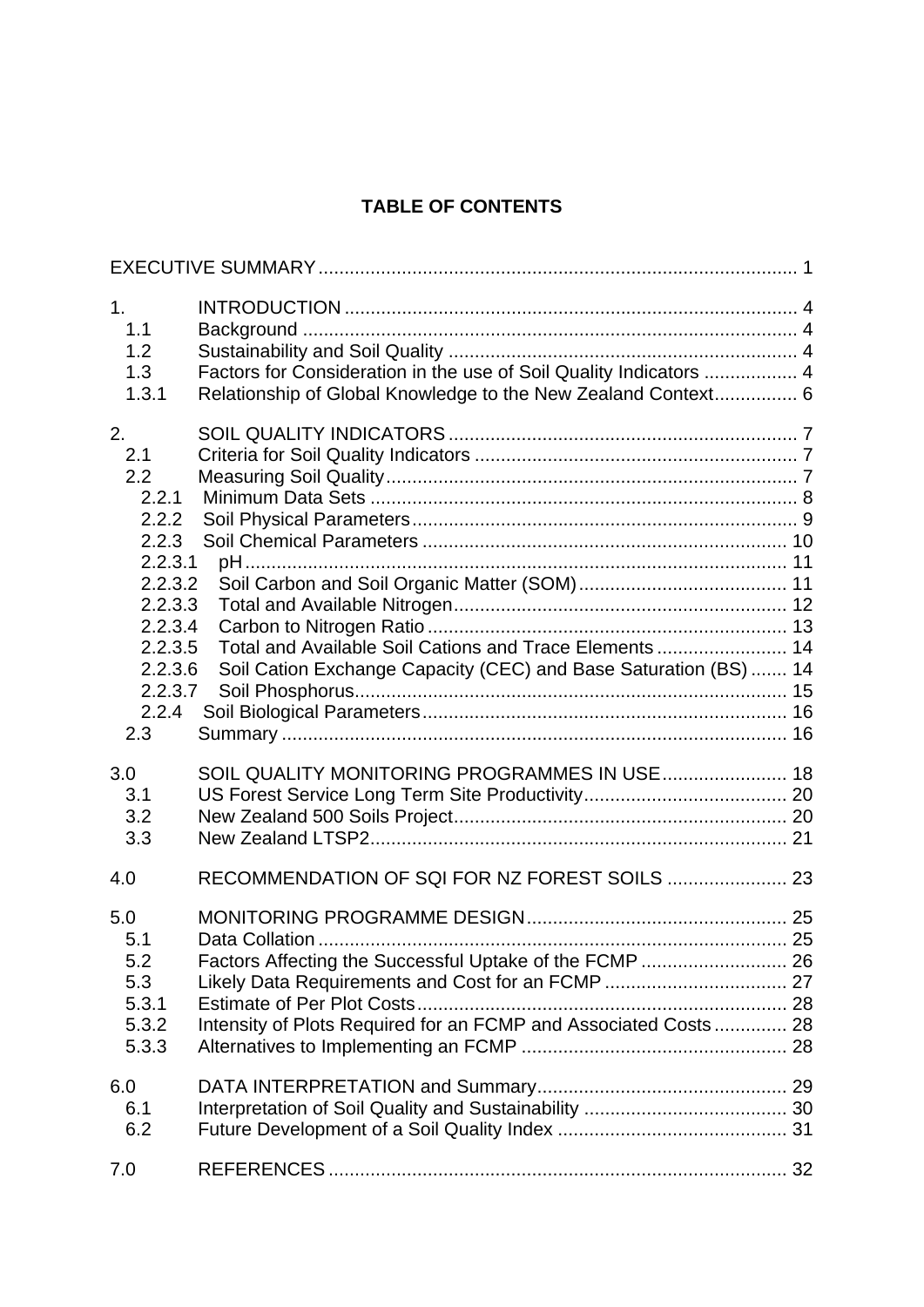# TABLE OF CONTENTS

EXECUTIVE SUMMARY ........................................................................................... 1

1. INTRODUCTION ...................................................................................... 4
   1.1 Background ............................................................................................. 4
   1.2 Sustainability and Soil Quality .................................................................. 4
   1.3 Factors for Consideration in the use of Soil Quality Indicators .................. 4
   1.3.1 Relationship of Global Knowledge to the New Zealand Context ................ 6

2. SOIL QUALITY INDICATORS ................................................................... 7
   2.1 Criteria for Soil Quality Indicators ............................................................. 7
   2.2 Measuring Soil Quality .............................................................................. 7
      2.2.1 Minimum Data Sets ................................................................................. 8
      2.2.2 Soil Physical Parameters .......................................................................... 9
      2.2.3 Soil Chemical Parameters ...................................................................... 10
      2.2.3.1 pH ....................................................................................................... 11
      2.2.3.2 Soil Carbon and Soil Organic Matter (SOM) ........................................ 11
      2.2.3.3 Total and Available Nitrogen ................................................................ 12
      2.2.3.4 Carbon to Nitrogen Ratio ..................................................................... 13
      2.2.3.5 Total and Available Soil Cations and Trace Elements ......................... 14
      2.2.3.6 Soil Cation Exchange Capacity (CEC) and Base Saturation (BS) ....... 14
      2.2.3.7 Soil Phosphorus ................................................................................... 15
      2.2.4 Soil Biological Parameters ...................................................................... 16
   2.3 Summary ................................................................................................ 16

3.0 SOIL QUALITY MONITORING PROGRAMMES IN USE ........................ 18
   3.1 US Forest Service Long Term Site Productivity ....................................... 20
   3.2 New Zealand 500 Soils Project ................................................................ 20
   3.3 New Zealand LTSP2 ................................................................................ 21

4.0 RECOMMENDATION OF SQI FOR NZ FOREST SOILS ....................... 23

5.0 MONITORING PROGRAMME DESIGN .................................................. 25
   5.1 Data Collation ......................................................................................... 25
   5.2 Factors Affecting the Successful Uptake of the FCMP ............................ 26
   5.3 Likely Data Requirements and Cost for an FCMP ................................... 27
   5.3.1 Estimate of Per Plot Costs ....................................................................... 28
   5.3.2 Intensity of Plots Required for an FCMP and Associated Costs .............. 28
   5.3.3 Alternatives to Implementing an FCMP ................................................... 28

6.0 DATA INTERPRETATION and Summary ................................................ 29
   6.1 Interpretation of Soil Quality and Sustainability ....................................... 30
   6.2 Future Development of a Soil Quality Index ............................................ 31

7.0 REFERENCES ........................................................................................ 32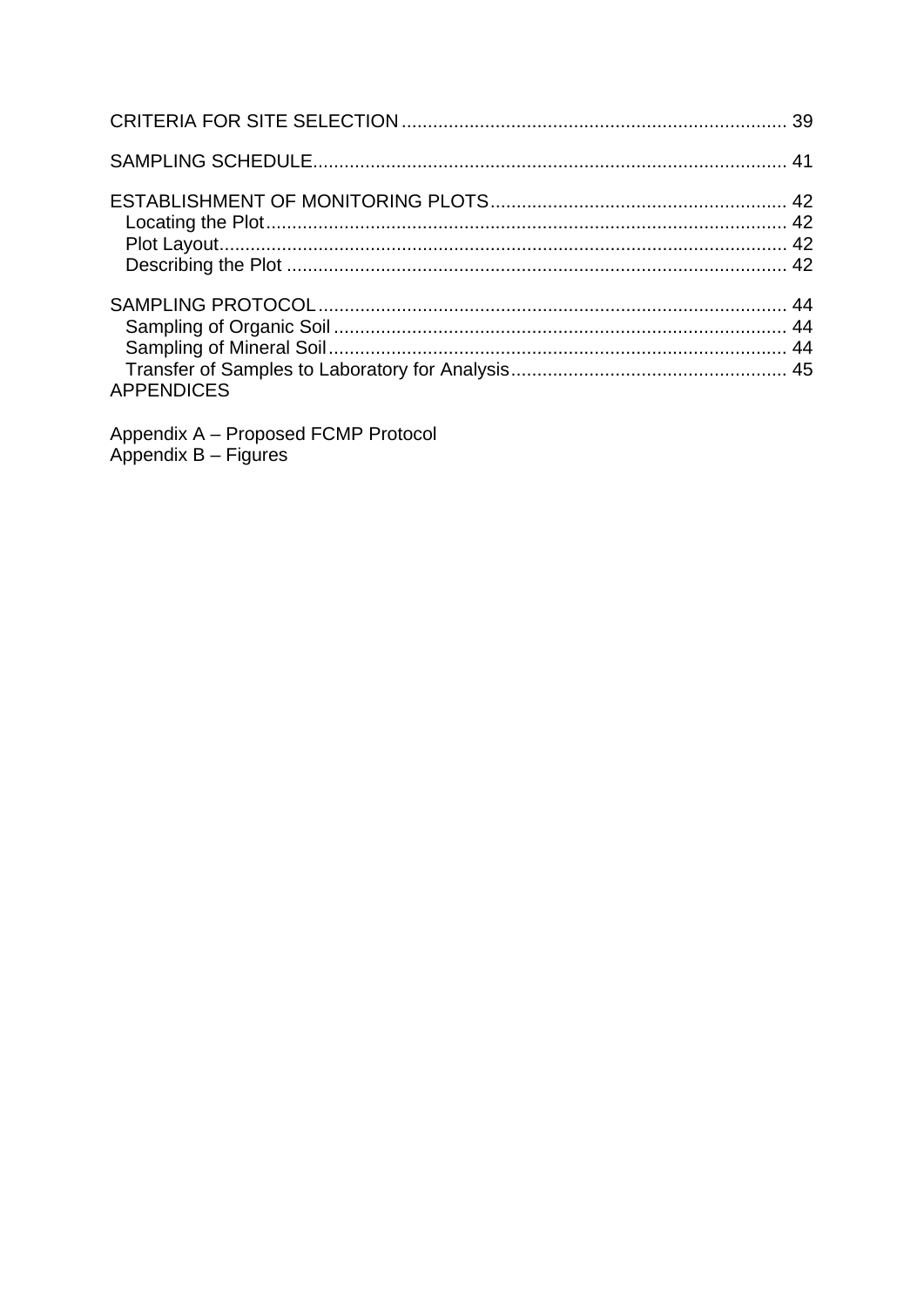CRITERIA FOR SITE SELECTION ........................................................................ 39

SAMPLING SCHEDULE........................................................................................ 41

ESTABLISHMENT OF MONITORING PLOTS........................................................ 42
- Locating the Plot.................................................................................................. 42
- Plot Layout.......................................................................................................... 42
- Describing the Plot .............................................................................................. 42

SAMPLING PROTOCOL ........................................................................................ 44
- Sampling of Organic Soil ..................................................................................... 44
- Sampling of Mineral Soil ...................................................................................... 44
- Transfer of Samples to Laboratory for Analysis .................................................... 45

APPENDICES

Appendix A – Proposed FCMP Protocol
Appendix B – Figures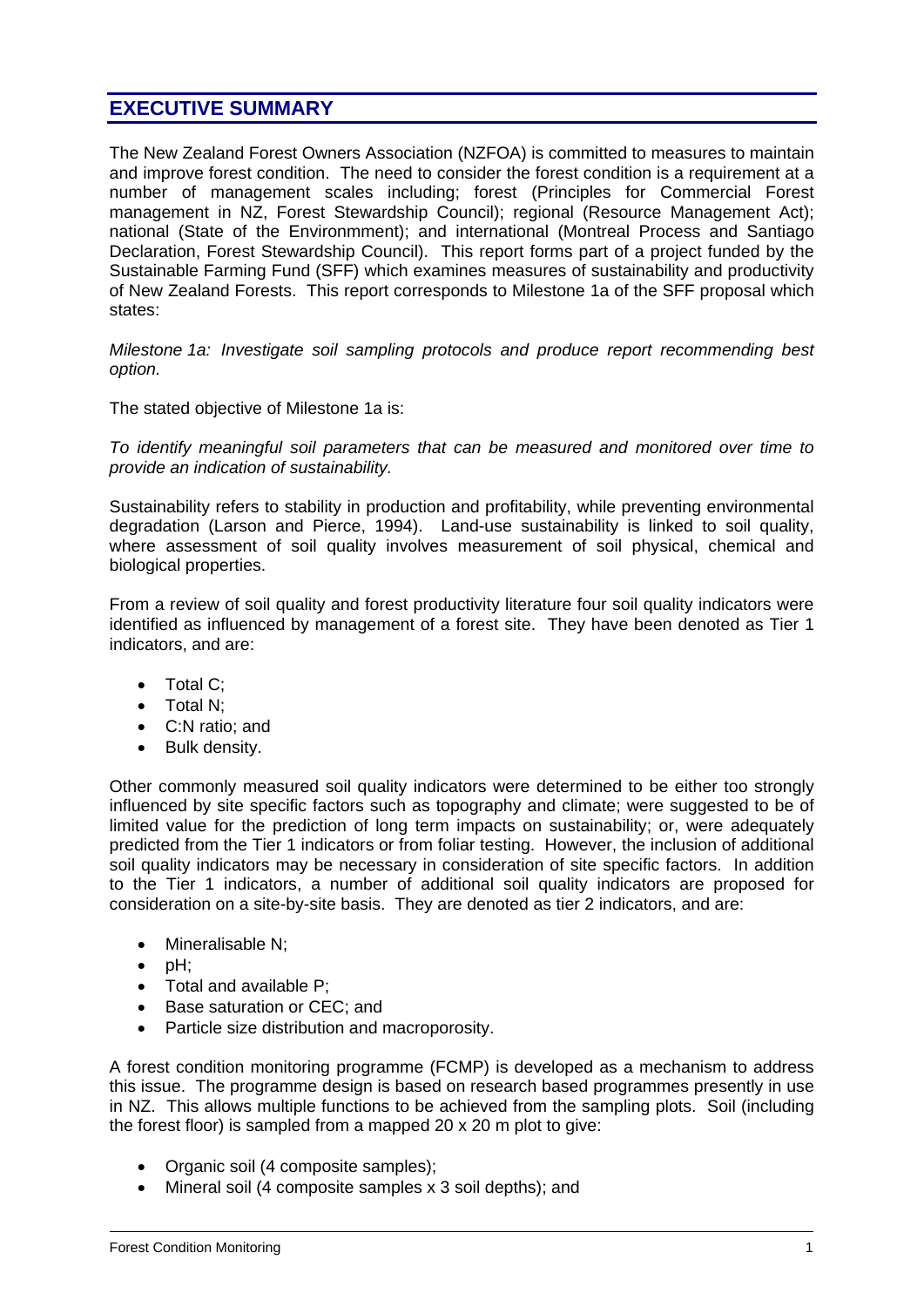## EXECUTIVE SUMMARY

The New Zealand Forest Owners Association (NZFOA) is committed to measures to maintain and improve forest condition. The need to consider the forest condition is a requirement at a number of management scales including; forest (Principles for Commercial Forest management in NZ, Forest Stewardship Council); regional (Resource Management Act); national (State of the Environmment); and international (Montreal Process and Santiago Declaration, Forest Stewardship Council). This report forms part of a project funded by the Sustainable Farming Fund (SFF) which examines measures of sustainability and productivity of New Zealand Forests. This report corresponds to Milestone 1a of the SFF proposal which states:

*Milestone 1a: Investigate soil sampling protocols and produce report recommending best option.*

The stated objective of Milestone 1a is:

*To identify meaningful soil parameters that can be measured and monitored over time to provide an indication of sustainability.*

Sustainability refers to stability in production and profitability, while preventing environmental degradation (Larson and Pierce, 1994). Land-use sustainability is linked to soil quality, where assessment of soil quality involves measurement of soil physical, chemical and biological properties.

From a review of soil quality and forest productivity literature four soil quality indicators were identified as influenced by management of a forest site. They have been denoted as Tier 1 indicators, and are:

- Total C;
- Total N;
- C:N ratio; and
- Bulk density.

Other commonly measured soil quality indicators were determined to be either too strongly influenced by site specific factors such as topography and climate; were suggested to be of limited value for the prediction of long term impacts on sustainability; or, were adequately predicted from the Tier 1 indicators or from foliar testing. However, the inclusion of additional soil quality indicators may be necessary in consideration of site specific factors. In addition to the Tier 1 indicators, a number of additional soil quality indicators are proposed for consideration on a site-by-site basis. They are denoted as tier 2 indicators, and are:

- Mineralisable N;
- pH;
- Total and available P;
- Base saturation or CEC; and
- Particle size distribution and macroporosity.

A forest condition monitoring programme (FCMP) is developed as a mechanism to address this issue. The programme design is based on research based programmes presently in use in NZ. This allows multiple functions to be achieved from the sampling plots. Soil (including the forest floor) is sampled from a mapped 20 x 20 m plot to give:

- Organic soil (4 composite samples);
- Mineral soil (4 composite samples x 3 soil depths); and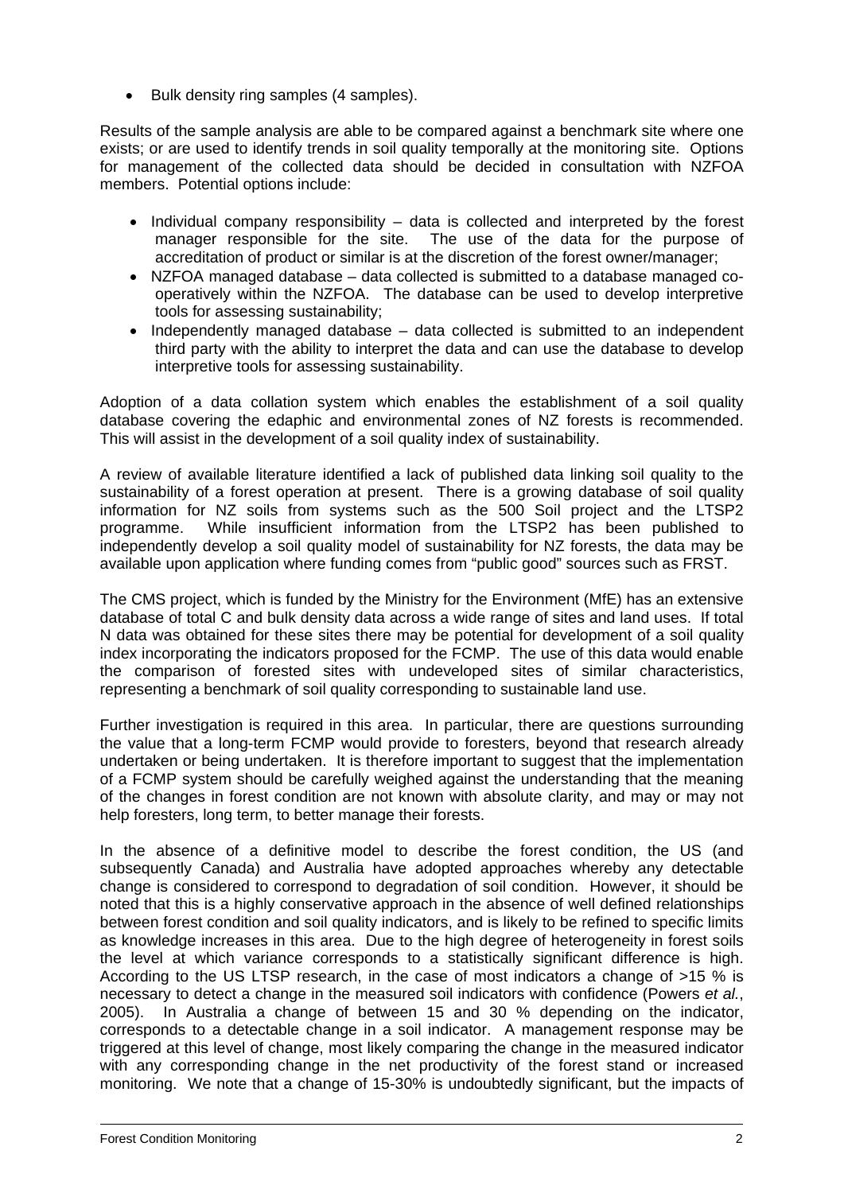- Bulk density ring samples (4 samples).

Results of the sample analysis are able to be compared against a benchmark site where one exists; or are used to identify trends in soil quality temporally at the monitoring site. Options for management of the collected data should be decided in consultation with NZFOA members. Potential options include:

- Individual company responsibility – data is collected and interpreted by the forest manager responsible for the site. The use of the data for the purpose of accreditation of product or similar is at the discretion of the forest owner/manager;
- NZFOA managed database – data collected is submitted to a database managed co-operatively within the NZFOA. The database can be used to develop interpretive tools for assessing sustainability;
- Independently managed database – data collected is submitted to an independent third party with the ability to interpret the data and can use the database to develop interpretive tools for assessing sustainability.

Adoption of a data collation system which enables the establishment of a soil quality database covering the edaphic and environmental zones of NZ forests is recommended. This will assist in the development of a soil quality index of sustainability.

A review of available literature identified a lack of published data linking soil quality to the sustainability of a forest operation at present. There is a growing database of soil quality information for NZ soils from systems such as the 500 Soil project and the LTSP2 programme. While insufficient information from the LTSP2 has been published to independently develop a soil quality model of sustainability for NZ forests, the data may be available upon application where funding comes from "public good" sources such as FRST.

The CMS project, which is funded by the Ministry for the Environment (MfE) has an extensive database of total C and bulk density data across a wide range of sites and land uses. If total N data was obtained for these sites there may be potential for development of a soil quality index incorporating the indicators proposed for the FCMP. The use of this data would enable the comparison of forested sites with undeveloped sites of similar characteristics, representing a benchmark of soil quality corresponding to sustainable land use.

Further investigation is required in this area. In particular, there are questions surrounding the value that a long-term FCMP would provide to foresters, beyond that research already undertaken or being undertaken. It is therefore important to suggest that the implementation of a FCMP system should be carefully weighed against the understanding that the meaning of the changes in forest condition are not known with absolute clarity, and may or may not help foresters, long term, to better manage their forests.

In the absence of a definitive model to describe the forest condition, the US (and subsequently Canada) and Australia have adopted approaches whereby any detectable change is considered to correspond to degradation of soil condition. However, it should be noted that this is a highly conservative approach in the absence of well defined relationships between forest condition and soil quality indicators, and is likely to be refined to specific limits as knowledge increases in this area. Due to the high degree of heterogeneity in forest soils the level at which variance corresponds to a statistically significant difference is high. According to the US LTSP research, in the case of most indicators a change of >15 % is necessary to detect a change in the measured soil indicators with confidence (Powers *et al.*, 2005). In Australia a change of between 15 and 30 % depending on the indicator, corresponds to a detectable change in a soil indicator. A management response may be triggered at this level of change, most likely comparing the change in the measured indicator with any corresponding change in the net productivity of the forest stand or increased monitoring. We note that a change of 15-30% is undoubtedly significant, but the impacts of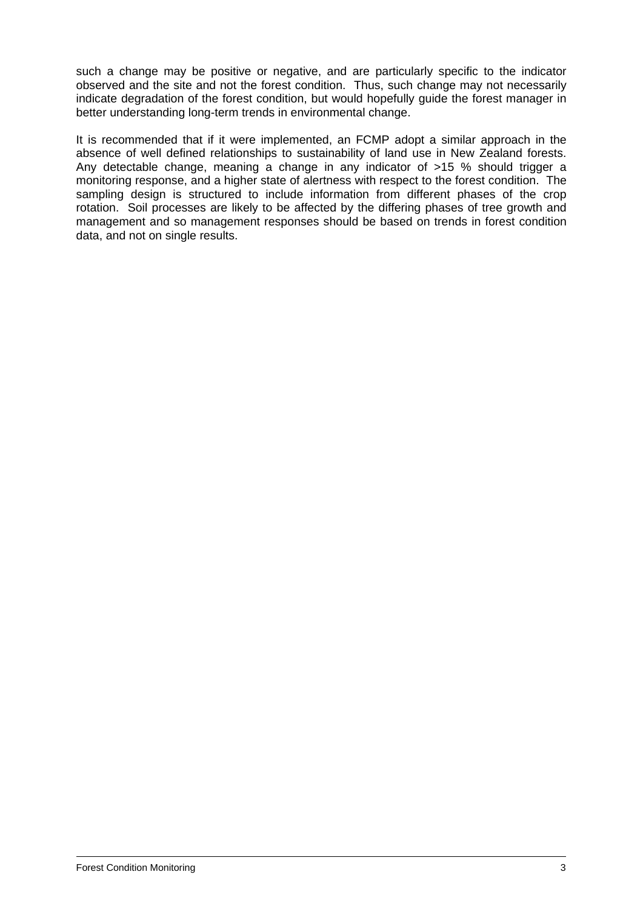such a change may be positive or negative, and are particularly specific to the indicator observed and the site and not the forest condition. Thus, such change may not necessarily indicate degradation of the forest condition, but would hopefully guide the forest manager in better understanding long-term trends in environmental change.

It is recommended that if it were implemented, an FCMP adopt a similar approach in the absence of well defined relationships to sustainability of land use in New Zealand forests. Any detectable change, meaning a change in any indicator of >15 % should trigger a monitoring response, and a higher state of alertness with respect to the forest condition. The sampling design is structured to include information from different phases of the crop rotation. Soil processes are likely to be affected by the differing phases of tree growth and management and so management responses should be based on trends in forest condition data, and not on single results.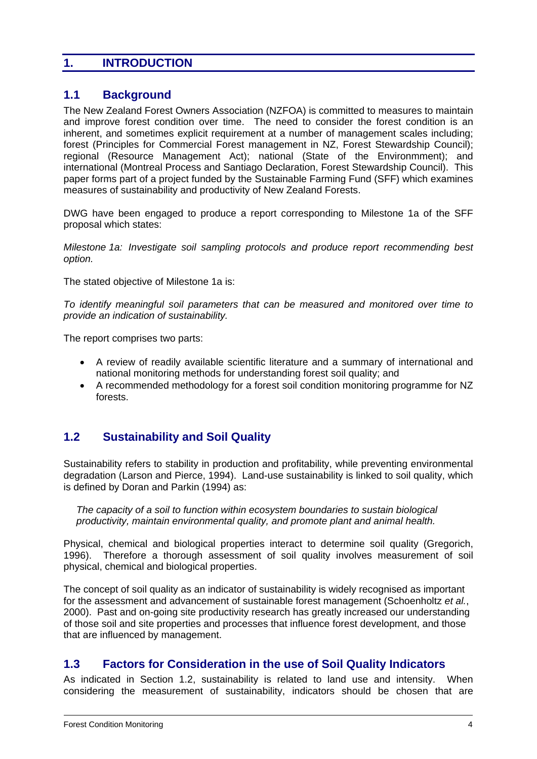# 1. INTRODUCTION

## 1.1 Background

The New Zealand Forest Owners Association (NZFOA) is committed to measures to maintain and improve forest condition over time. The need to consider the forest condition is an inherent, and sometimes explicit requirement at a number of management scales including; forest (Principles for Commercial Forest management in NZ, Forest Stewardship Council); regional (Resource Management Act); national (State of the Environmment); and international (Montreal Process and Santiago Declaration, Forest Stewardship Council). This paper forms part of a project funded by the Sustainable Farming Fund (SFF) which examines measures of sustainability and productivity of New Zealand Forests.

DWG have been engaged to produce a report corresponding to Milestone 1a of the SFF proposal which states:

*Milestone 1a: Investigate soil sampling protocols and produce report recommending best option.*

The stated objective of Milestone 1a is:

*To identify meaningful soil parameters that can be measured and monitored over time to provide an indication of sustainability.*

The report comprises two parts:

- A review of readily available scientific literature and a summary of international and national monitoring methods for understanding forest soil quality; and
- A recommended methodology for a forest soil condition monitoring programme for NZ forests.

## 1.2 Sustainability and Soil Quality

Sustainability refers to stability in production and profitability, while preventing environmental degradation (Larson and Pierce, 1994). Land-use sustainability is linked to soil quality, which is defined by Doran and Parkin (1994) as:

> *The capacity of a soil to function within ecosystem boundaries to sustain biological productivity, maintain environmental quality, and promote plant and animal health.*

Physical, chemical and biological properties interact to determine soil quality (Gregorich, 1996). Therefore a thorough assessment of soil quality involves measurement of soil physical, chemical and biological properties.

The concept of soil quality as an indicator of sustainability is widely recognised as important for the assessment and advancement of sustainable forest management (Schoenholtz *et al.*, 2000). Past and on-going site productivity research has greatly increased our understanding of those soil and site properties and processes that influence forest development, and those that are influenced by management.

## 1.3 Factors for Consideration in the use of Soil Quality Indicators

As indicated in Section 1.2, sustainability is related to land use and intensity. When considering the measurement of sustainability, indicators should be chosen that are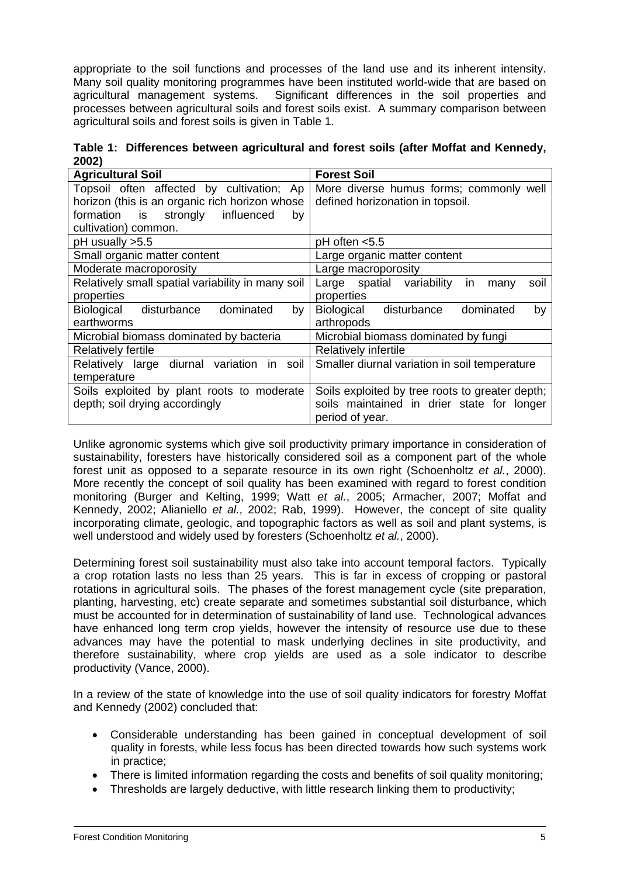appropriate to the soil functions and processes of the land use and its inherent intensity. Many soil quality monitoring programmes have been instituted world-wide that are based on agricultural management systems. Significant differences in the soil properties and processes between agricultural soils and forest soils exist. A summary comparison between agricultural soils and forest soils is given in Table 1.

**Table 1: Differences between agricultural and forest soils (after Moffat and Kennedy, 2002)**

| Agricultural Soil | Forest Soil |
|---|---|
| Topsoil often affected by cultivation; Ap horizon (this is an organic rich horizon whose formation is strongly influenced by cultivation) common. | More diverse humus forms; commonly well defined horizonation in topsoil. |
| pH usually >5.5 | pH often <5.5 |
| Small organic matter content | Large organic matter content |
| Moderate macroporosity | Large macroporosity |
| Relatively small spatial variability in many soil properties | Large spatial variability in many soil properties |
| Biological disturbance dominated by earthworms | Biological disturbance dominated by arthropods |
| Microbial biomass dominated by bacteria | Microbial biomass dominated by fungi |
| Relatively fertile | Relatively infertile |
| Relatively large diurnal variation in soil temperature | Smaller diurnal variation in soil temperature |
| Soils exploited by plant roots to moderate depth; soil drying accordingly | Soils exploited by tree roots to greater depth; soils maintained in drier state for longer period of year. |

Unlike agronomic systems which give soil productivity primary importance in consideration of sustainability, foresters have historically considered soil as a component part of the whole forest unit as opposed to a separate resource in its own right (Schoenholtz *et al.*, 2000). More recently the concept of soil quality has been examined with regard to forest condition monitoring (Burger and Kelting, 1999; Watt *et al.*, 2005; Armacher, 2007; Moffat and Kennedy, 2002; Alianiello *et al.*, 2002; Rab, 1999). However, the concept of site quality incorporating climate, geologic, and topographic factors as well as soil and plant systems, is well understood and widely used by foresters (Schoenholtz *et al.*, 2000).

Determining forest soil sustainability must also take into account temporal factors. Typically a crop rotation lasts no less than 25 years. This is far in excess of cropping or pastoral rotations in agricultural soils. The phases of the forest management cycle (site preparation, planting, harvesting, etc) create separate and sometimes substantial soil disturbance, which must be accounted for in determination of sustainability of land use. Technological advances have enhanced long term crop yields, however the intensity of resource use due to these advances may have the potential to mask underlying declines in site productivity, and therefore sustainability, where crop yields are used as a sole indicator to describe productivity (Vance, 2000).

In a review of the state of knowledge into the use of soil quality indicators for forestry Moffat and Kennedy (2002) concluded that:

- Considerable understanding has been gained in conceptual development of soil quality in forests, while less focus has been directed towards how such systems work in practice;
- There is limited information regarding the costs and benefits of soil quality monitoring;
- Thresholds are largely deductive, with little research linking them to productivity;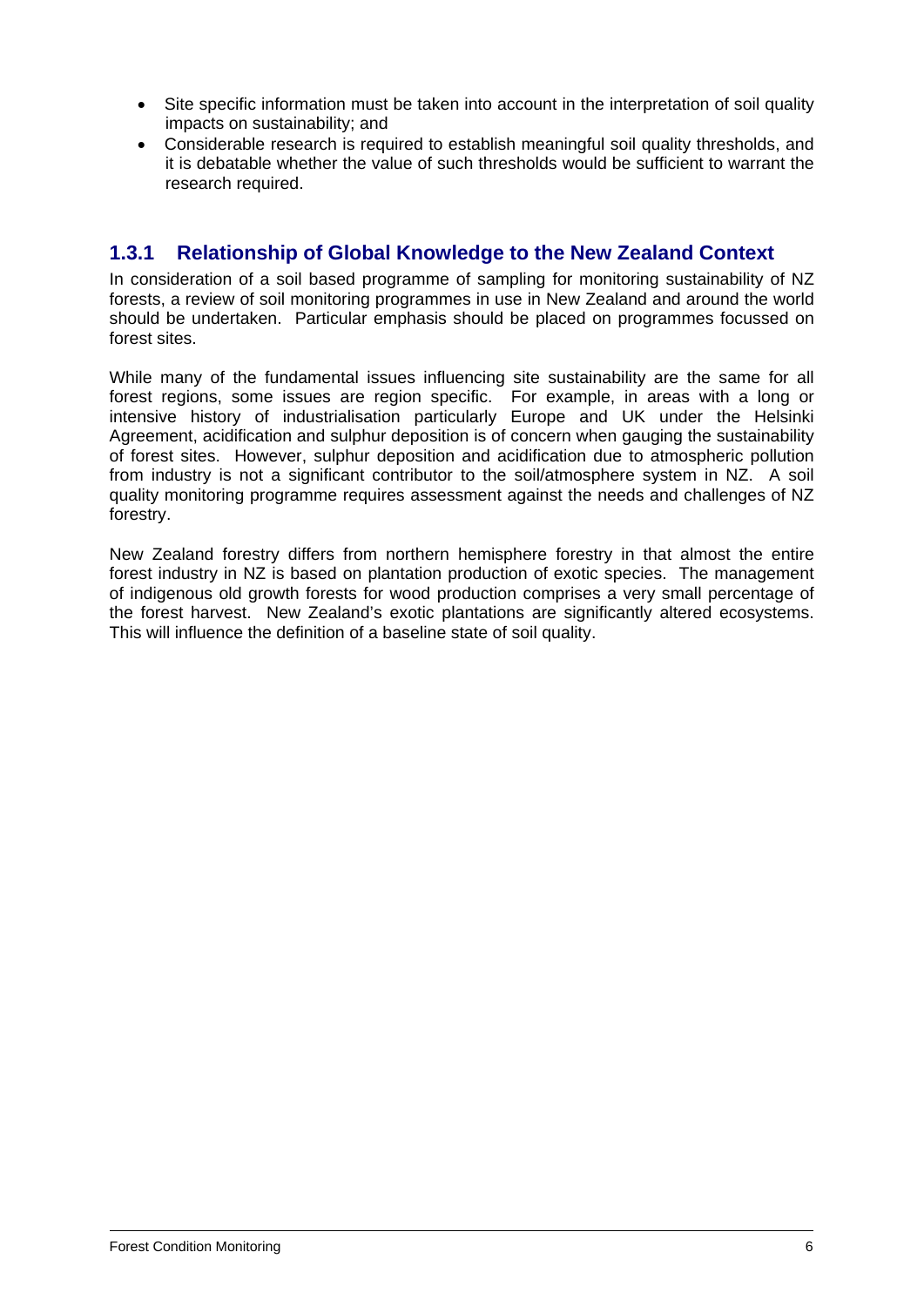- Site specific information must be taken into account in the interpretation of soil quality impacts on sustainability; and
- Considerable research is required to establish meaningful soil quality thresholds, and it is debatable whether the value of such thresholds would be sufficient to warrant the research required.

### 1.3.1 Relationship of Global Knowledge to the New Zealand Context

In consideration of a soil based programme of sampling for monitoring sustainability of NZ forests, a review of soil monitoring programmes in use in New Zealand and around the world should be undertaken. Particular emphasis should be placed on programmes focussed on forest sites.

While many of the fundamental issues influencing site sustainability are the same for all forest regions, some issues are region specific. For example, in areas with a long or intensive history of industrialisation particularly Europe and UK under the Helsinki Agreement, acidification and sulphur deposition is of concern when gauging the sustainability of forest sites. However, sulphur deposition and acidification due to atmospheric pollution from industry is not a significant contributor to the soil/atmosphere system in NZ. A soil quality monitoring programme requires assessment against the needs and challenges of NZ forestry.

New Zealand forestry differs from northern hemisphere forestry in that almost the entire forest industry in NZ is based on plantation production of exotic species. The management of indigenous old growth forests for wood production comprises a very small percentage of the forest harvest. New Zealand's exotic plantations are significantly altered ecosystems. This will influence the definition of a baseline state of soil quality.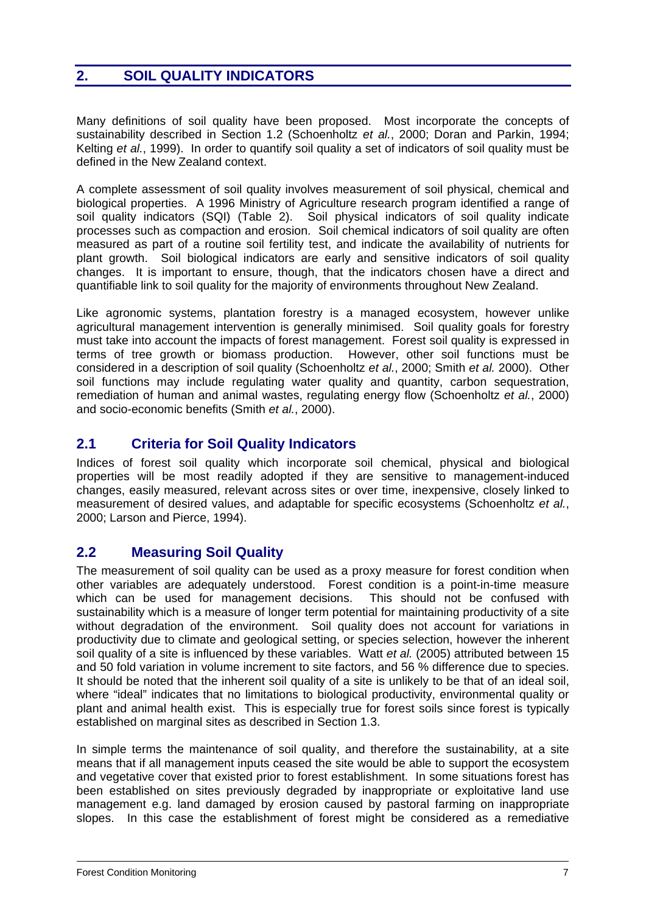## 2. SOIL QUALITY INDICATORS

Many definitions of soil quality have been proposed. Most incorporate the concepts of sustainability described in Section 1.2 (Schoenholtz *et al.*, 2000; Doran and Parkin, 1994; Kelting *et al.*, 1999). In order to quantify soil quality a set of indicators of soil quality must be defined in the New Zealand context.

A complete assessment of soil quality involves measurement of soil physical, chemical and biological properties. A 1996 Ministry of Agriculture research program identified a range of soil quality indicators (SQI) (Table 2). Soil physical indicators of soil quality indicate processes such as compaction and erosion. Soil chemical indicators of soil quality are often measured as part of a routine soil fertility test, and indicate the availability of nutrients for plant growth. Soil biological indicators are early and sensitive indicators of soil quality changes. It is important to ensure, though, that the indicators chosen have a direct and quantifiable link to soil quality for the majority of environments throughout New Zealand.

Like agronomic systems, plantation forestry is a managed ecosystem, however unlike agricultural management intervention is generally minimised. Soil quality goals for forestry must take into account the impacts of forest management. Forest soil quality is expressed in terms of tree growth or biomass production. However, other soil functions must be considered in a description of soil quality (Schoenholtz *et al.*, 2000; Smith *et al.* 2000). Other soil functions may include regulating water quality and quantity, carbon sequestration, remediation of human and animal wastes, regulating energy flow (Schoenholtz *et al.*, 2000) and socio-economic benefits (Smith *et al.*, 2000).

### 2.1 Criteria for Soil Quality Indicators

Indices of forest soil quality which incorporate soil chemical, physical and biological properties will be most readily adopted if they are sensitive to management-induced changes, easily measured, relevant across sites or over time, inexpensive, closely linked to measurement of desired values, and adaptable for specific ecosystems (Schoenholtz *et al.*, 2000; Larson and Pierce, 1994).

### 2.2 Measuring Soil Quality

The measurement of soil quality can be used as a proxy measure for forest condition when other variables are adequately understood. Forest condition is a point-in-time measure which can be used for management decisions. This should not be confused with sustainability which is a measure of longer term potential for maintaining productivity of a site without degradation of the environment. Soil quality does not account for variations in productivity due to climate and geological setting, or species selection, however the inherent soil quality of a site is influenced by these variables. Watt *et al.* (2005) attributed between 15 and 50 fold variation in volume increment to site factors, and 56 % difference due to species. It should be noted that the inherent soil quality of a site is unlikely to be that of an ideal soil, where "ideal" indicates that no limitations to biological productivity, environmental quality or plant and animal health exist. This is especially true for forest soils since forest is typically established on marginal sites as described in Section 1.3.

In simple terms the maintenance of soil quality, and therefore the sustainability, at a site means that if all management inputs ceased the site would be able to support the ecosystem and vegetative cover that existed prior to forest establishment. In some situations forest has been established on sites previously degraded by inappropriate or exploitative land use management e.g. land damaged by erosion caused by pastoral farming on inappropriate slopes. In this case the establishment of forest might be considered as a remediative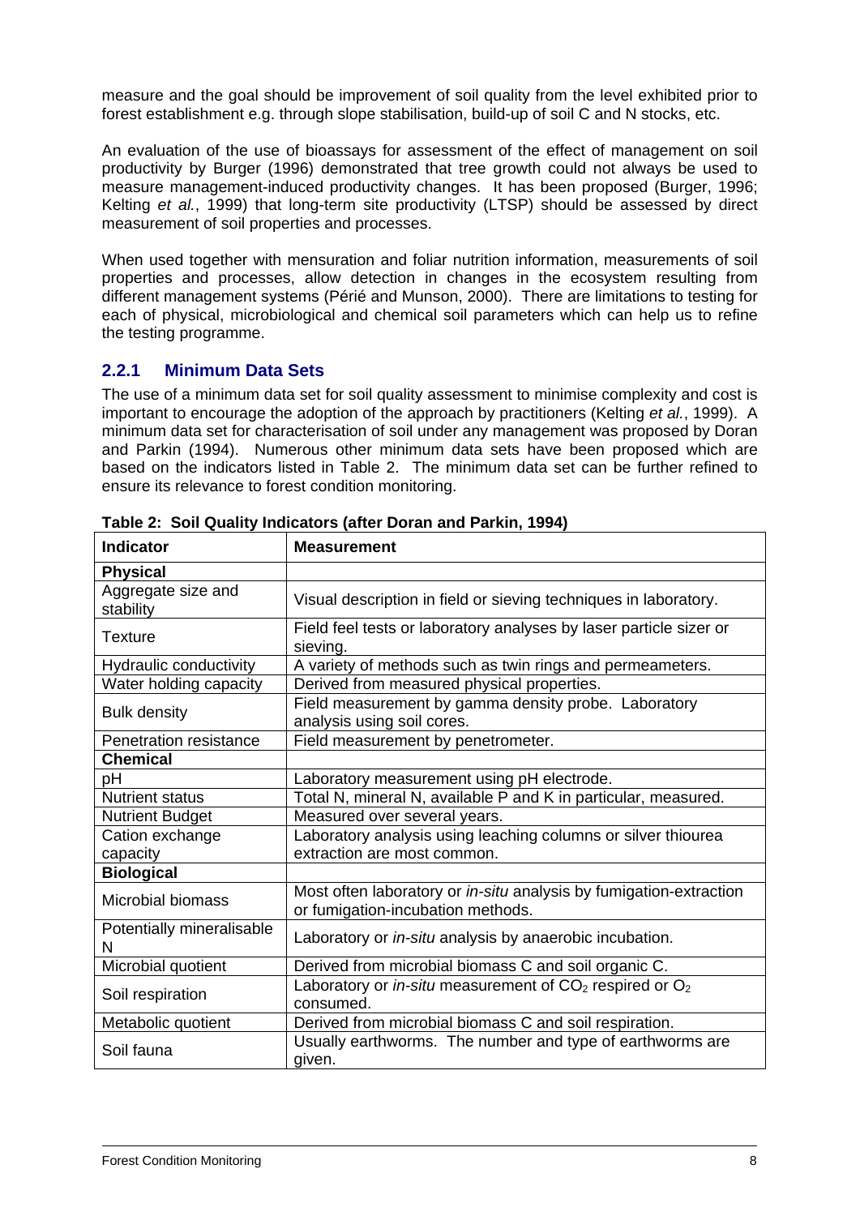measure and the goal should be improvement of soil quality from the level exhibited prior to forest establishment e.g. through slope stabilisation, build-up of soil C and N stocks, etc.

An evaluation of the use of bioassays for assessment of the effect of management on soil productivity by Burger (1996) demonstrated that tree growth could not always be used to measure management-induced productivity changes. It has been proposed (Burger, 1996; Kelting *et al.*, 1999) that long-term site productivity (LTSP) should be assessed by direct measurement of soil properties and processes.

When used together with mensuration and foliar nutrition information, measurements of soil properties and processes, allow detection in changes in the ecosystem resulting from different management systems (Périé and Munson, 2000). There are limitations to testing for each of physical, microbiological and chemical soil parameters which can help us to refine the testing programme.

### 2.2.1 Minimum Data Sets

The use of a minimum data set for soil quality assessment to minimise complexity and cost is important to encourage the adoption of the approach by practitioners (Kelting *et al.*, 1999). A minimum data set for characterisation of soil under any management was proposed by Doran and Parkin (1994). Numerous other minimum data sets have been proposed which are based on the indicators listed in Table 2. The minimum data set can be further refined to ensure its relevance to forest condition monitoring.

**Table 2: Soil Quality Indicators (after Doran and Parkin, 1994)**

| Indicator | Measurement |
|---|---|
| **Physical** | |
| Aggregate size and stability | Visual description in field or sieving techniques in laboratory. |
| Texture | Field feel tests or laboratory analyses by laser particle sizer or sieving. |
| Hydraulic conductivity | A variety of methods such as twin rings and permeameters. |
| Water holding capacity | Derived from measured physical properties. |
| Bulk density | Field measurement by gamma density probe. Laboratory analysis using soil cores. |
| Penetration resistance | Field measurement by penetrometer. |
| **Chemical** | |
| pH | Laboratory measurement using pH electrode. |
| Nutrient status | Total N, mineral N, available P and K in particular, measured. |
| Nutrient Budget | Measured over several years. |
| Cation exchange capacity | Laboratory analysis using leaching columns or silver thiourea extraction are most common. |
| **Biological** | |
| Microbial biomass | Most often laboratory or *in-situ* analysis by fumigation-extraction or fumigation-incubation methods. |
| Potentially mineralisable N | Laboratory or *in-situ* analysis by anaerobic incubation. |
| Microbial quotient | Derived from microbial biomass C and soil organic C. |
| Soil respiration | Laboratory or *in-situ* measurement of $CO_2$ respired or $O_2$ consumed. |
| Metabolic quotient | Derived from microbial biomass C and soil respiration. |
| Soil fauna | Usually earthworms. The number and type of earthworms are given. |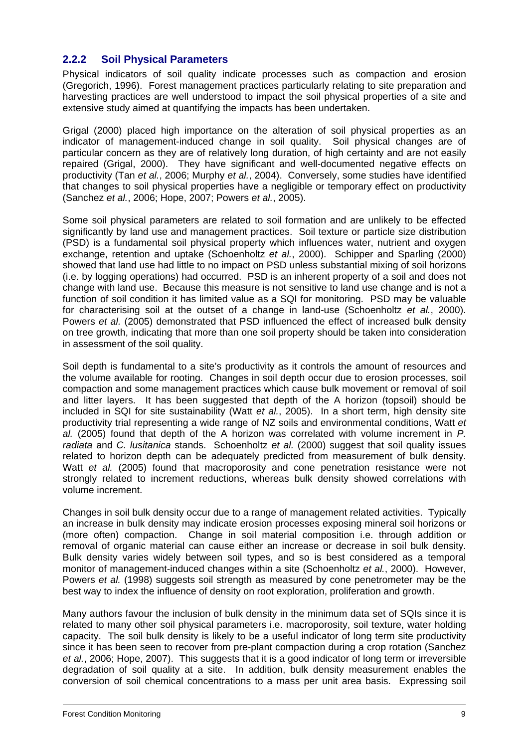### 2.2.2 Soil Physical Parameters

Physical indicators of soil quality indicate processes such as compaction and erosion (Gregorich, 1996). Forest management practices particularly relating to site preparation and harvesting practices are well understood to impact the soil physical properties of a site and extensive study aimed at quantifying the impacts has been undertaken.

Grigal (2000) placed high importance on the alteration of soil physical properties as an indicator of management-induced change in soil quality. Soil physical changes are of particular concern as they are of relatively long duration, of high certainty and are not easily repaired (Grigal, 2000). They have significant and well-documented negative effects on productivity (Tan *et al.*, 2006; Murphy *et al.*, 2004). Conversely, some studies have identified that changes to soil physical properties have a negligible or temporary effect on productivity (Sanchez *et al.*, 2006; Hope, 2007; Powers *et al.*, 2005).

Some soil physical parameters are related to soil formation and are unlikely to be effected significantly by land use and management practices. Soil texture or particle size distribution (PSD) is a fundamental soil physical property which influences water, nutrient and oxygen exchange, retention and uptake (Schoenholtz *et al.*, 2000). Schipper and Sparling (2000) showed that land use had little to no impact on PSD unless substantial mixing of soil horizons (i.e. by logging operations) had occurred. PSD is an inherent property of a soil and does not change with land use. Because this measure is not sensitive to land use change and is not a function of soil condition it has limited value as a SQI for monitoring. PSD may be valuable for characterising soil at the outset of a change in land-use (Schoenholtz *et al.*, 2000). Powers *et al.* (2005) demonstrated that PSD influenced the effect of increased bulk density on tree growth, indicating that more than one soil property should be taken into consideration in assessment of the soil quality.

Soil depth is fundamental to a site's productivity as it controls the amount of resources and the volume available for rooting. Changes in soil depth occur due to erosion processes, soil compaction and some management practices which cause bulk movement or removal of soil and litter layers. It has been suggested that depth of the A horizon (topsoil) should be included in SQI for site sustainability (Watt *et al.*, 2005). In a short term, high density site productivity trial representing a wide range of NZ soils and environmental conditions, Watt *et al.* (2005) found that depth of the A horizon was correlated with volume increment in *P. radiata* and *C. lusitanica* stands. Schoenholtz *et al.* (2000) suggest that soil quality issues related to horizon depth can be adequately predicted from measurement of bulk density. Watt *et al.* (2005) found that macroporosity and cone penetration resistance were not strongly related to increment reductions, whereas bulk density showed correlations with volume increment.

Changes in soil bulk density occur due to a range of management related activities. Typically an increase in bulk density may indicate erosion processes exposing mineral soil horizons or (more often) compaction. Change in soil material composition i.e. through addition or removal of organic material can cause either an increase or decrease in soil bulk density. Bulk density varies widely between soil types, and so is best considered as a temporal monitor of management-induced changes within a site (Schoenholtz *et al.*, 2000). However, Powers *et al.* (1998) suggests soil strength as measured by cone penetrometer may be the best way to index the influence of density on root exploration, proliferation and growth.

Many authors favour the inclusion of bulk density in the minimum data set of SQIs since it is related to many other soil physical parameters i.e. macroporosity, soil texture, water holding capacity. The soil bulk density is likely to be a useful indicator of long term site productivity since it has been seen to recover from pre-plant compaction during a crop rotation (Sanchez *et al.*, 2006; Hope, 2007). This suggests that it is a good indicator of long term or irreversible degradation of soil quality at a site. In addition, bulk density measurement enables the conversion of soil chemical concentrations to a mass per unit area basis. Expressing soil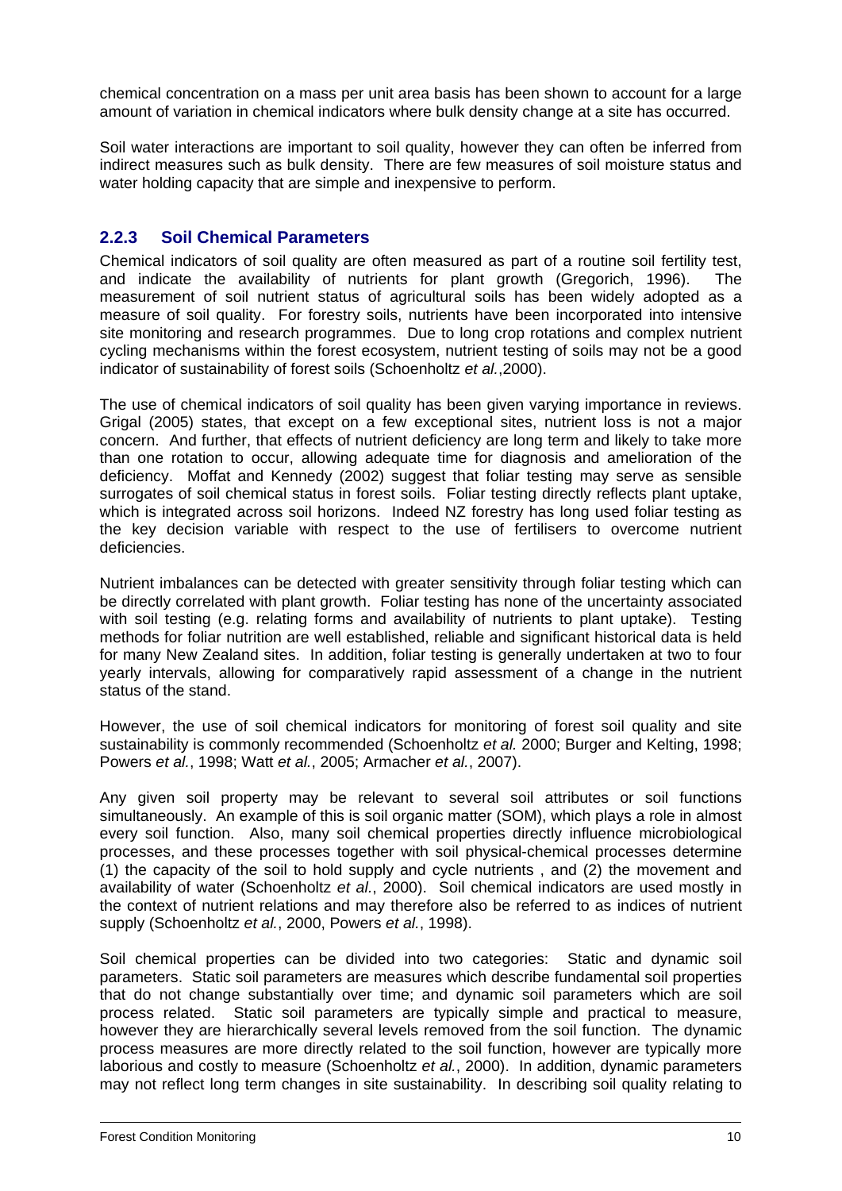chemical concentration on a mass per unit area basis has been shown to account for a large amount of variation in chemical indicators where bulk density change at a site has occurred.

Soil water interactions are important to soil quality, however they can often be inferred from indirect measures such as bulk density. There are few measures of soil moisture status and water holding capacity that are simple and inexpensive to perform.

### 2.2.3 Soil Chemical Parameters

Chemical indicators of soil quality are often measured as part of a routine soil fertility test, and indicate the availability of nutrients for plant growth (Gregorich, 1996). The measurement of soil nutrient status of agricultural soils has been widely adopted as a measure of soil quality. For forestry soils, nutrients have been incorporated into intensive site monitoring and research programmes. Due to long crop rotations and complex nutrient cycling mechanisms within the forest ecosystem, nutrient testing of soils may not be a good indicator of sustainability of forest soils (Schoenholtz *et al.*,2000).

The use of chemical indicators of soil quality has been given varying importance in reviews. Grigal (2005) states, that except on a few exceptional sites, nutrient loss is not a major concern. And further, that effects of nutrient deficiency are long term and likely to take more than one rotation to occur, allowing adequate time for diagnosis and amelioration of the deficiency. Moffat and Kennedy (2002) suggest that foliar testing may serve as sensible surrogates of soil chemical status in forest soils. Foliar testing directly reflects plant uptake, which is integrated across soil horizons. Indeed NZ forestry has long used foliar testing as the key decision variable with respect to the use of fertilisers to overcome nutrient deficiencies.

Nutrient imbalances can be detected with greater sensitivity through foliar testing which can be directly correlated with plant growth. Foliar testing has none of the uncertainty associated with soil testing (e.g. relating forms and availability of nutrients to plant uptake). Testing methods for foliar nutrition are well established, reliable and significant historical data is held for many New Zealand sites. In addition, foliar testing is generally undertaken at two to four yearly intervals, allowing for comparatively rapid assessment of a change in the nutrient status of the stand.

However, the use of soil chemical indicators for monitoring of forest soil quality and site sustainability is commonly recommended (Schoenholtz *et al.* 2000; Burger and Kelting, 1998; Powers *et al.*, 1998; Watt *et al.*, 2005; Armacher *et al.*, 2007).

Any given soil property may be relevant to several soil attributes or soil functions simultaneously. An example of this is soil organic matter (SOM), which plays a role in almost every soil function. Also, many soil chemical properties directly influence microbiological processes, and these processes together with soil physical-chemical processes determine (1) the capacity of the soil to hold supply and cycle nutrients , and (2) the movement and availability of water (Schoenholtz *et al.*, 2000). Soil chemical indicators are used mostly in the context of nutrient relations and may therefore also be referred to as indices of nutrient supply (Schoenholtz *et al.*, 2000, Powers *et al.*, 1998).

Soil chemical properties can be divided into two categories: Static and dynamic soil parameters. Static soil parameters are measures which describe fundamental soil properties that do not change substantially over time; and dynamic soil parameters which are soil process related. Static soil parameters are typically simple and practical to measure, however they are hierarchically several levels removed from the soil function. The dynamic process measures are more directly related to the soil function, however are typically more laborious and costly to measure (Schoenholtz *et al.*, 2000). In addition, dynamic parameters may not reflect long term changes in site sustainability. In describing soil quality relating to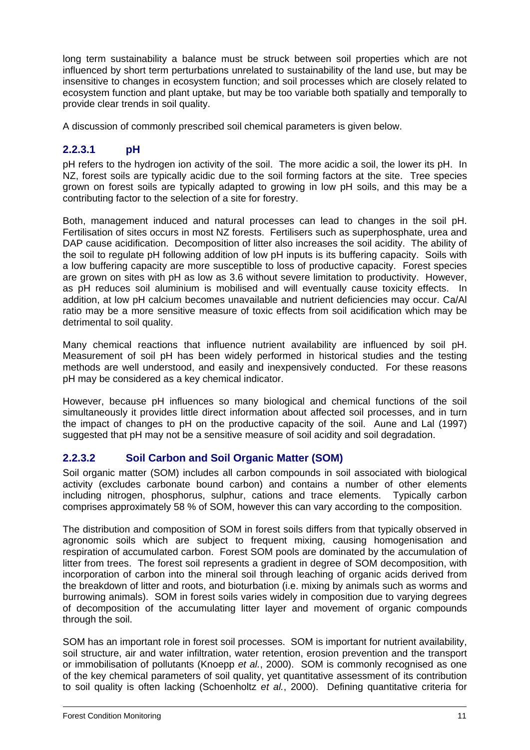long term sustainability a balance must be struck between soil properties which are not influenced by short term perturbations unrelated to sustainability of the land use, but may be insensitive to changes in ecosystem function; and soil processes which are closely related to ecosystem function and plant uptake, but may be too variable both spatially and temporally to provide clear trends in soil quality.

A discussion of commonly prescribed soil chemical parameters is given below.

### 2.2.3.1 pH

pH refers to the hydrogen ion activity of the soil. The more acidic a soil, the lower its pH. In NZ, forest soils are typically acidic due to the soil forming factors at the site. Tree species grown on forest soils are typically adapted to growing in low pH soils, and this may be a contributing factor to the selection of a site for forestry.

Both, management induced and natural processes can lead to changes in the soil pH. Fertilisation of sites occurs in most NZ forests. Fertilisers such as superphosphate, urea and DAP cause acidification. Decomposition of litter also increases the soil acidity. The ability of the soil to regulate pH following addition of low pH inputs is its buffering capacity. Soils with a low buffering capacity are more susceptible to loss of productive capacity. Forest species are grown on sites with pH as low as 3.6 without severe limitation to productivity. However, as pH reduces soil aluminium is mobilised and will eventually cause toxicity effects. In addition, at low pH calcium becomes unavailable and nutrient deficiencies may occur. Ca/Al ratio may be a more sensitive measure of toxic effects from soil acidification which may be detrimental to soil quality.

Many chemical reactions that influence nutrient availability are influenced by soil pH. Measurement of soil pH has been widely performed in historical studies and the testing methods are well understood, and easily and inexpensively conducted. For these reasons pH may be considered as a key chemical indicator.

However, because pH influences so many biological and chemical functions of the soil simultaneously it provides little direct information about affected soil processes, and in turn the impact of changes to pH on the productive capacity of the soil. Aune and Lal (1997) suggested that pH may not be a sensitive measure of soil acidity and soil degradation.

### 2.2.3.2 Soil Carbon and Soil Organic Matter (SOM)

Soil organic matter (SOM) includes all carbon compounds in soil associated with biological activity (excludes carbonate bound carbon) and contains a number of other elements including nitrogen, phosphorus, sulphur, cations and trace elements. Typically carbon comprises approximately 58 % of SOM, however this can vary according to the composition.

The distribution and composition of SOM in forest soils differs from that typically observed in agronomic soils which are subject to frequent mixing, causing homogenisation and respiration of accumulated carbon. Forest SOM pools are dominated by the accumulation of litter from trees. The forest soil represents a gradient in degree of SOM decomposition, with incorporation of carbon into the mineral soil through leaching of organic acids derived from the breakdown of litter and roots, and bioturbation (i.e. mixing by animals such as worms and burrowing animals). SOM in forest soils varies widely in composition due to varying degrees of decomposition of the accumulating litter layer and movement of organic compounds through the soil.

SOM has an important role in forest soil processes. SOM is important for nutrient availability, soil structure, air and water infiltration, water retention, erosion prevention and the transport or immobilisation of pollutants (Knoepp *et al.*, 2000). SOM is commonly recognised as one of the key chemical parameters of soil quality, yet quantitative assessment of its contribution to soil quality is often lacking (Schoenholtz *et al.*, 2000). Defining quantitative criteria for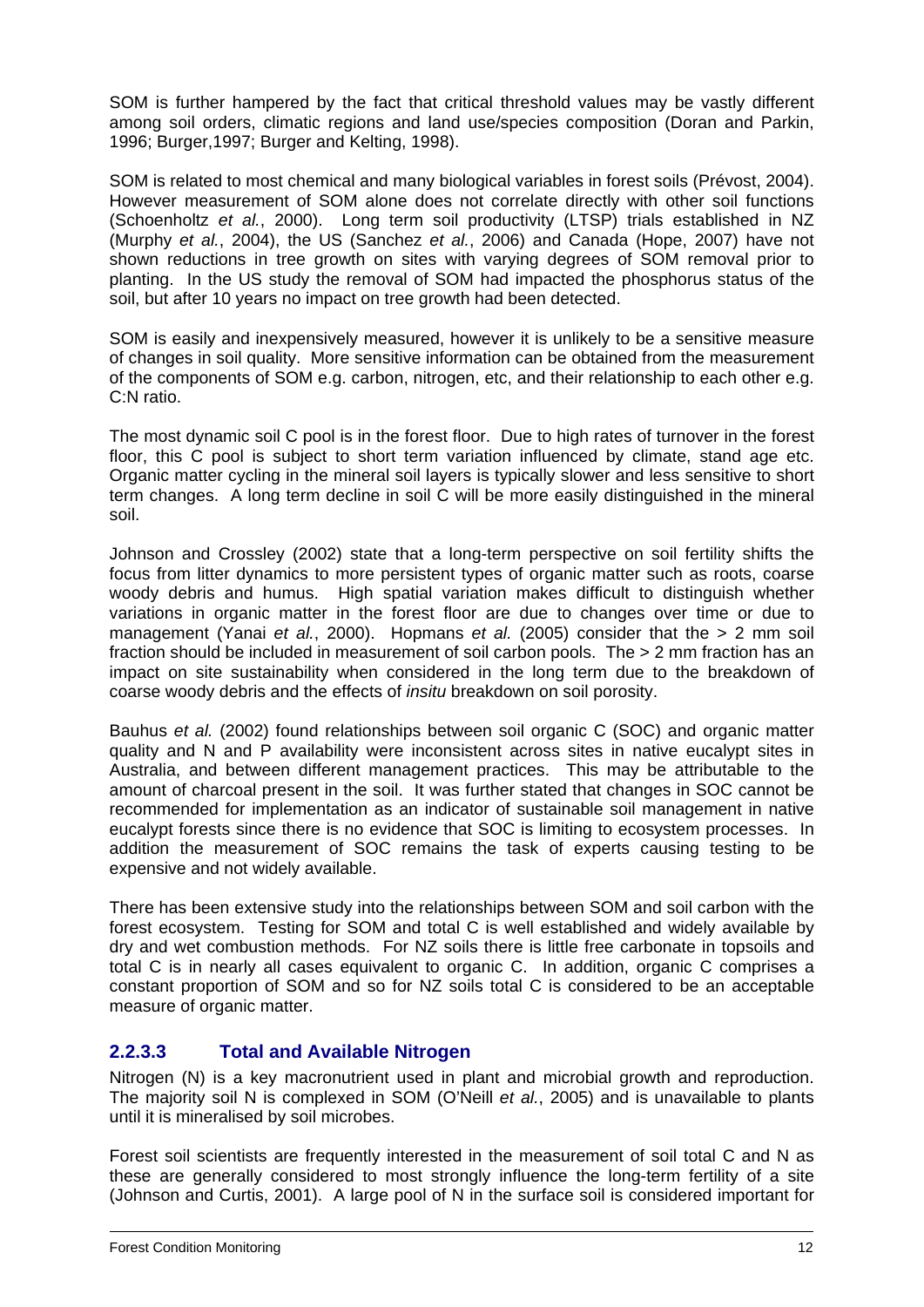SOM is further hampered by the fact that critical threshold values may be vastly different among soil orders, climatic regions and land use/species composition (Doran and Parkin, 1996; Burger,1997; Burger and Kelting, 1998).

SOM is related to most chemical and many biological variables in forest soils (Prévost, 2004). However measurement of SOM alone does not correlate directly with other soil functions (Schoenholtz *et al.*, 2000). Long term soil productivity (LTSP) trials established in NZ (Murphy *et al.*, 2004), the US (Sanchez *et al.*, 2006) and Canada (Hope, 2007) have not shown reductions in tree growth on sites with varying degrees of SOM removal prior to planting. In the US study the removal of SOM had impacted the phosphorus status of the soil, but after 10 years no impact on tree growth had been detected.

SOM is easily and inexpensively measured, however it is unlikely to be a sensitive measure of changes in soil quality. More sensitive information can be obtained from the measurement of the components of SOM e.g. carbon, nitrogen, etc, and their relationship to each other e.g. C:N ratio.

The most dynamic soil C pool is in the forest floor. Due to high rates of turnover in the forest floor, this C pool is subject to short term variation influenced by climate, stand age etc. Organic matter cycling in the mineral soil layers is typically slower and less sensitive to short term changes. A long term decline in soil C will be more easily distinguished in the mineral soil.

Johnson and Crossley (2002) state that a long-term perspective on soil fertility shifts the focus from litter dynamics to more persistent types of organic matter such as roots, coarse woody debris and humus. High spatial variation makes difficult to distinguish whether variations in organic matter in the forest floor are due to changes over time or due to management (Yanai *et al.*, 2000). Hopmans *et al.* (2005) consider that the > 2 mm soil fraction should be included in measurement of soil carbon pools. The > 2 mm fraction has an impact on site sustainability when considered in the long term due to the breakdown of coarse woody debris and the effects of *insitu* breakdown on soil porosity.

Bauhus *et al.* (2002) found relationships between soil organic C (SOC) and organic matter quality and N and P availability were inconsistent across sites in native eucalypt sites in Australia, and between different management practices. This may be attributable to the amount of charcoal present in the soil. It was further stated that changes in SOC cannot be recommended for implementation as an indicator of sustainable soil management in native eucalypt forests since there is no evidence that SOC is limiting to ecosystem processes. In addition the measurement of SOC remains the task of experts causing testing to be expensive and not widely available.

There has been extensive study into the relationships between SOM and soil carbon with the forest ecosystem. Testing for SOM and total C is well established and widely available by dry and wet combustion methods. For NZ soils there is little free carbonate in topsoils and total C is in nearly all cases equivalent to organic C. In addition, organic C comprises a constant proportion of SOM and so for NZ soils total C is considered to be an acceptable measure of organic matter.

#### 2.2.3.3 Total and Available Nitrogen

Nitrogen (N) is a key macronutrient used in plant and microbial growth and reproduction. The majority soil N is complexed in SOM (O'Neill *et al.*, 2005) and is unavailable to plants until it is mineralised by soil microbes.

Forest soil scientists are frequently interested in the measurement of soil total C and N as these are generally considered to most strongly influence the long-term fertility of a site (Johnson and Curtis, 2001). A large pool of N in the surface soil is considered important for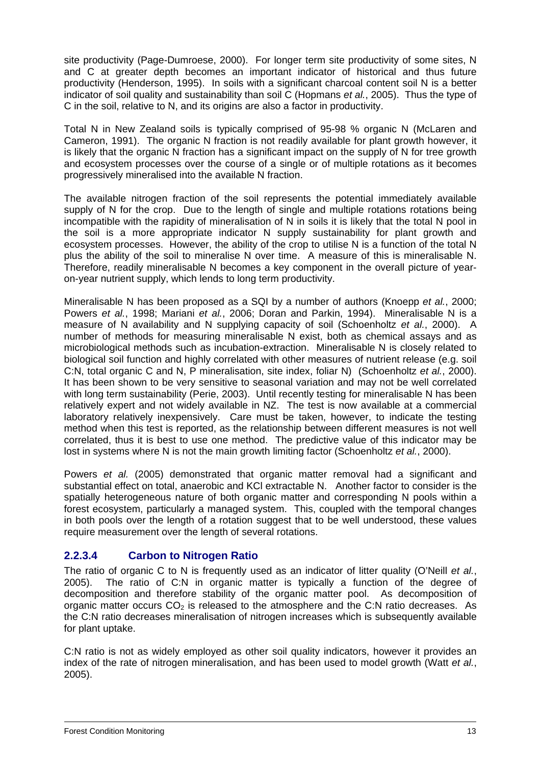site productivity (Page-Dumroese, 2000). For longer term site productivity of some sites, N and C at greater depth becomes an important indicator of historical and thus future productivity (Henderson, 1995). In soils with a significant charcoal content soil N is a better indicator of soil quality and sustainability than soil C (Hopmans *et al.*, 2005). Thus the type of C in the soil, relative to N, and its origins are also a factor in productivity.

Total N in New Zealand soils is typically comprised of 95-98 % organic N (McLaren and Cameron, 1991). The organic N fraction is not readily available for plant growth however, it is likely that the organic N fraction has a significant impact on the supply of N for tree growth and ecosystem processes over the course of a single or of multiple rotations as it becomes progressively mineralised into the available N fraction.

The available nitrogen fraction of the soil represents the potential immediately available supply of N for the crop. Due to the length of single and multiple rotations rotations being incompatible with the rapidity of mineralisation of N in soils it is likely that the total N pool in the soil is a more appropriate indicator N supply sustainability for plant growth and ecosystem processes. However, the ability of the crop to utilise N is a function of the total N plus the ability of the soil to mineralise N over time. A measure of this is mineralisable N. Therefore, readily mineralisable N becomes a key component in the overall picture of year-on-year nutrient supply, which lends to long term productivity.

Mineralisable N has been proposed as a SQI by a number of authors (Knoepp *et al.*, 2000; Powers *et al.*, 1998; Mariani *et al.*, 2006; Doran and Parkin, 1994). Mineralisable N is a measure of N availability and N supplying capacity of soil (Schoenholtz *et al.*, 2000). A number of methods for measuring mineralisable N exist, both as chemical assays and as microbiological methods such as incubation-extraction. Mineralisable N is closely related to biological soil function and highly correlated with other measures of nutrient release (e.g. soil C:N, total organic C and N, P mineralisation, site index, foliar N) (Schoenholtz *et al.*, 2000). It has been shown to be very sensitive to seasonal variation and may not be well correlated with long term sustainability (Perie, 2003). Until recently testing for mineralisable N has been relatively expert and not widely available in NZ. The test is now available at a commercial laboratory relatively inexpensively. Care must be taken, however, to indicate the testing method when this test is reported, as the relationship between different measures is not well correlated, thus it is best to use one method. The predictive value of this indicator may be lost in systems where N is not the main growth limiting factor (Schoenholtz *et al.*, 2000).

Powers *et al.* (2005) demonstrated that organic matter removal had a significant and substantial effect on total, anaerobic and KCl extractable N. Another factor to consider is the spatially heterogeneous nature of both organic matter and corresponding N pools within a forest ecosystem, particularly a managed system. This, coupled with the temporal changes in both pools over the length of a rotation suggest that to be well understood, these values require measurement over the length of several rotations.

### 2.2.3.4 Carbon to Nitrogen Ratio

The ratio of organic C to N is frequently used as an indicator of litter quality (O'Neill *et al.*, 2005). The ratio of C:N in organic matter is typically a function of the degree of decomposition and therefore stability of the organic matter pool. As decomposition of organic matter occurs $CO_2$ is released to the atmosphere and the C:N ratio decreases. As the C:N ratio decreases mineralisation of nitrogen increases which is subsequently available for plant uptake.

C:N ratio is not as widely employed as other soil quality indicators, however it provides an index of the rate of nitrogen mineralisation, and has been used to model growth (Watt *et al.*, 2005).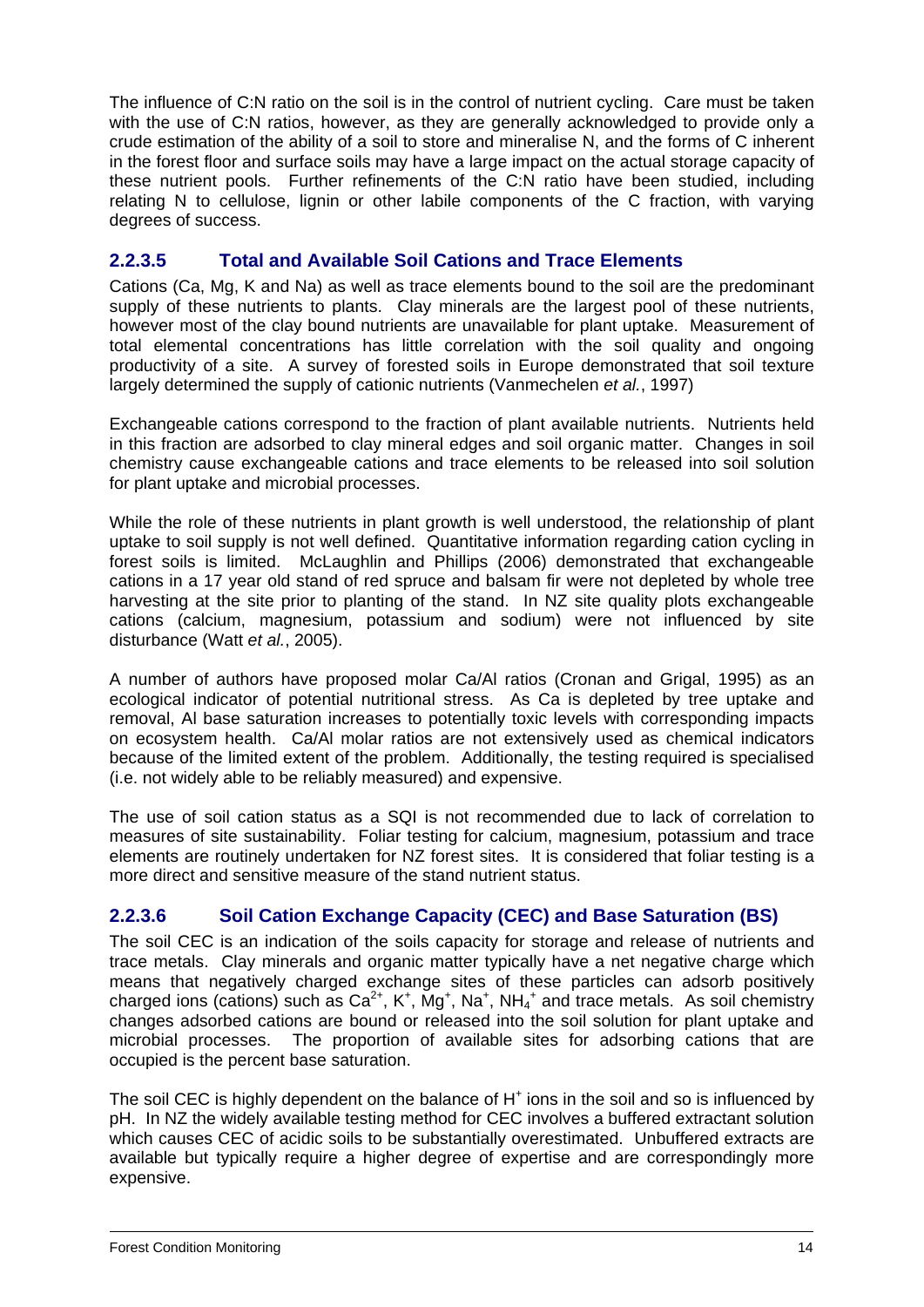The influence of C:N ratio on the soil is in the control of nutrient cycling. Care must be taken with the use of C:N ratios, however, as they are generally acknowledged to provide only a crude estimation of the ability of a soil to store and mineralise N, and the forms of C inherent in the forest floor and surface soils may have a large impact on the actual storage capacity of these nutrient pools. Further refinements of the C:N ratio have been studied, including relating N to cellulose, lignin or other labile components of the C fraction, with varying degrees of success.

### 2.2.3.5 Total and Available Soil Cations and Trace Elements

Cations (Ca, Mg, K and Na) as well as trace elements bound to the soil are the predominant supply of these nutrients to plants. Clay minerals are the largest pool of these nutrients, however most of the clay bound nutrients are unavailable for plant uptake. Measurement of total elemental concentrations has little correlation with the soil quality and ongoing productivity of a site. A survey of forested soils in Europe demonstrated that soil texture largely determined the supply of cationic nutrients (Vanmechelen *et al.*, 1997)

Exchangeable cations correspond to the fraction of plant available nutrients. Nutrients held in this fraction are adsorbed to clay mineral edges and soil organic matter. Changes in soil chemistry cause exchangeable cations and trace elements to be released into soil solution for plant uptake and microbial processes.

While the role of these nutrients in plant growth is well understood, the relationship of plant uptake to soil supply is not well defined. Quantitative information regarding cation cycling in forest soils is limited. McLaughlin and Phillips (2006) demonstrated that exchangeable cations in a 17 year old stand of red spruce and balsam fir were not depleted by whole tree harvesting at the site prior to planting of the stand. In NZ site quality plots exchangeable cations (calcium, magnesium, potassium and sodium) were not influenced by site disturbance (Watt *et al.*, 2005).

A number of authors have proposed molar Ca/Al ratios (Cronan and Grigal, 1995) as an ecological indicator of potential nutritional stress. As Ca is depleted by tree uptake and removal, Al base saturation increases to potentially toxic levels with corresponding impacts on ecosystem health. Ca/Al molar ratios are not extensively used as chemical indicators because of the limited extent of the problem. Additionally, the testing required is specialised (i.e. not widely able to be reliably measured) and expensive.

The use of soil cation status as a SQI is not recommended due to lack of correlation to measures of site sustainability. Foliar testing for calcium, magnesium, potassium and trace elements are routinely undertaken for NZ forest sites. It is considered that foliar testing is a more direct and sensitive measure of the stand nutrient status.

### 2.2.3.6 Soil Cation Exchange Capacity (CEC) and Base Saturation (BS)

The soil CEC is an indication of the soils capacity for storage and release of nutrients and trace metals. Clay minerals and organic matter typically have a net negative charge which means that negatively charged exchange sites of these particles can adsorb positively charged ions (cations) such as $Ca^{2+}$, $K^{+}$, $Mg^{+}$, $Na^{+}$, $NH_4^{+}$ and trace metals. As soil chemistry changes adsorbed cations are bound or released into the soil solution for plant uptake and microbial processes. The proportion of available sites for adsorbing cations that are occupied is the percent base saturation.

The soil CEC is highly dependent on the balance of $H^{+}$ ions in the soil and so is influenced by pH. In NZ the widely available testing method for CEC involves a buffered extractant solution which causes CEC of acidic soils to be substantially overestimated. Unbuffered extracts are available but typically require a higher degree of expertise and are correspondingly more expensive.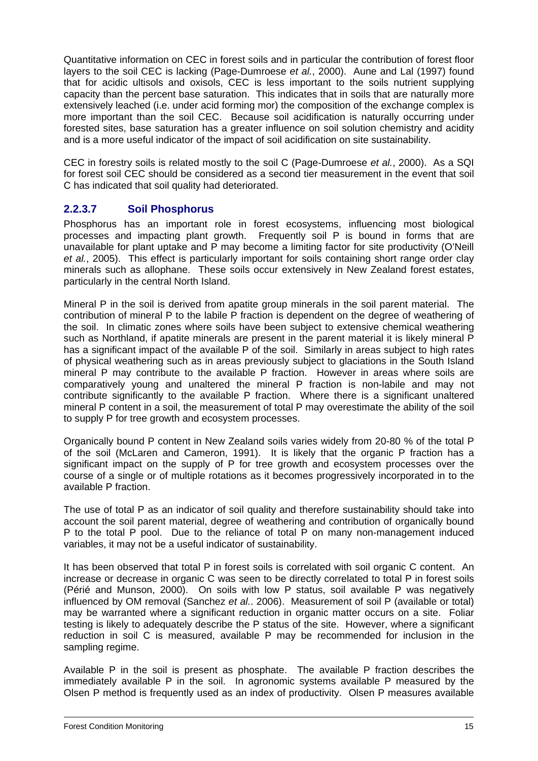Quantitative information on CEC in forest soils and in particular the contribution of forest floor layers to the soil CEC is lacking (Page-Dumroese *et al.*, 2000). Aune and Lal (1997) found that for acidic ultisols and oxisols, CEC is less important to the soils nutrient supplying capacity than the percent base saturation. This indicates that in soils that are naturally more extensively leached (i.e. under acid forming mor) the composition of the exchange complex is more important than the soil CEC. Because soil acidification is naturally occurring under forested sites, base saturation has a greater influence on soil solution chemistry and acidity and is a more useful indicator of the impact of soil acidification on site sustainability.

CEC in forestry soils is related mostly to the soil C (Page-Dumroese *et al.*, 2000). As a SQI for forest soil CEC should be considered as a second tier measurement in the event that soil C has indicated that soil quality had deteriorated.

#### 2.2.3.7 Soil Phosphorus

Phosphorus has an important role in forest ecosystems, influencing most biological processes and impacting plant growth. Frequently soil P is bound in forms that are unavailable for plant uptake and P may become a limiting factor for site productivity (O'Neill *et al.*, 2005). This effect is particularly important for soils containing short range order clay minerals such as allophane. These soils occur extensively in New Zealand forest estates, particularly in the central North Island.

Mineral P in the soil is derived from apatite group minerals in the soil parent material. The contribution of mineral P to the labile P fraction is dependent on the degree of weathering of the soil. In climatic zones where soils have been subject to extensive chemical weathering such as Northland, if apatite minerals are present in the parent material it is likely mineral P has a significant impact of the available P of the soil. Similarly in areas subject to high rates of physical weathering such as in areas previously subject to glaciations in the South Island mineral P may contribute to the available P fraction. However in areas where soils are comparatively young and unaltered the mineral P fraction is non-labile and may not contribute significantly to the available P fraction. Where there is a significant unaltered mineral P content in a soil, the measurement of total P may overestimate the ability of the soil to supply P for tree growth and ecosystem processes.

Organically bound P content in New Zealand soils varies widely from 20-80 % of the total P of the soil (McLaren and Cameron, 1991). It is likely that the organic P fraction has a significant impact on the supply of P for tree growth and ecosystem processes over the course of a single or of multiple rotations as it becomes progressively incorporated in to the available P fraction.

The use of total P as an indicator of soil quality and therefore sustainability should take into account the soil parent material, degree of weathering and contribution of organically bound P to the total P pool. Due to the reliance of total P on many non-management induced variables, it may not be a useful indicator of sustainability.

It has been observed that total P in forest soils is correlated with soil organic C content. An increase or decrease in organic C was seen to be directly correlated to total P in forest soils (Périé and Munson, 2000). On soils with low P status, soil available P was negatively influenced by OM removal (Sanchez *et al.*. 2006). Measurement of soil P (available or total) may be warranted where a significant reduction in organic matter occurs on a site. Foliar testing is likely to adequately describe the P status of the site. However, where a significant reduction in soil C is measured, available P may be recommended for inclusion in the sampling regime.

Available P in the soil is present as phosphate. The available P fraction describes the immediately available P in the soil. In agronomic systems available P measured by the Olsen P method is frequently used as an index of productivity. Olsen P measures available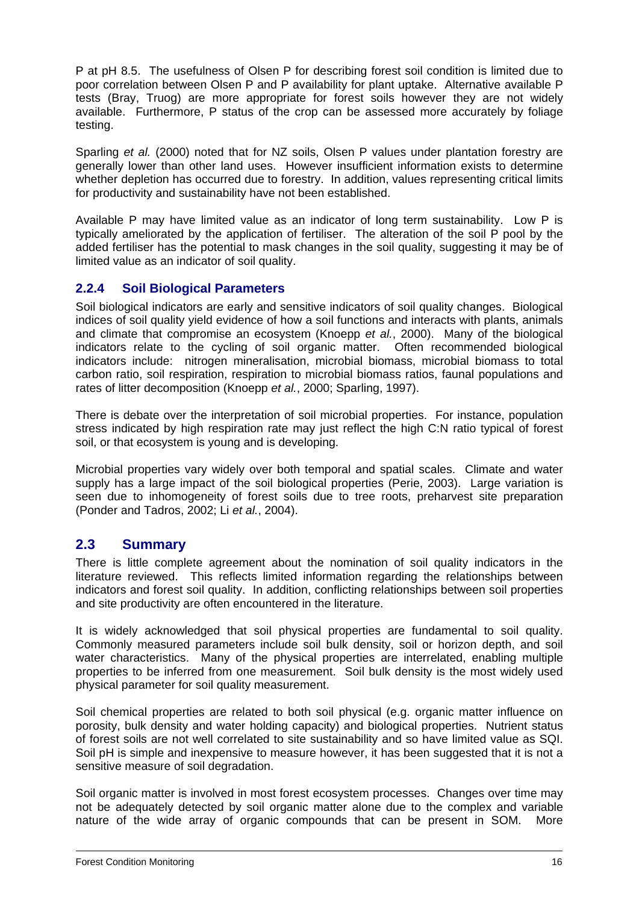P at pH 8.5. The usefulness of Olsen P for describing forest soil condition is limited due to poor correlation between Olsen P and P availability for plant uptake. Alternative available P tests (Bray, Truog) are more appropriate for forest soils however they are not widely available. Furthermore, P status of the crop can be assessed more accurately by foliage testing.

Sparling *et al.* (2000) noted that for NZ soils, Olsen P values under plantation forestry are generally lower than other land uses. However insufficient information exists to determine whether depletion has occurred due to forestry. In addition, values representing critical limits for productivity and sustainability have not been established.

Available P may have limited value as an indicator of long term sustainability. Low P is typically ameliorated by the application of fertiliser. The alteration of the soil P pool by the added fertiliser has the potential to mask changes in the soil quality, suggesting it may be of limited value as an indicator of soil quality.

### 2.2.4 Soil Biological Parameters

Soil biological indicators are early and sensitive indicators of soil quality changes. Biological indices of soil quality yield evidence of how a soil functions and interacts with plants, animals and climate that compromise an ecosystem (Knoepp *et al.*, 2000). Many of the biological indicators relate to the cycling of soil organic matter. Often recommended biological indicators include: nitrogen mineralisation, microbial biomass, microbial biomass to total carbon ratio, soil respiration, respiration to microbial biomass ratios, faunal populations and rates of litter decomposition (Knoepp *et al.*, 2000; Sparling, 1997).

There is debate over the interpretation of soil microbial properties. For instance, population stress indicated by high respiration rate may just reflect the high C:N ratio typical of forest soil, or that ecosystem is young and is developing.

Microbial properties vary widely over both temporal and spatial scales. Climate and water supply has a large impact of the soil biological properties (Perie, 2003). Large variation is seen due to inhomogeneity of forest soils due to tree roots, preharvest site preparation (Ponder and Tadros, 2002; Li *et al.*, 2004).

## 2.3 Summary

There is little complete agreement about the nomination of soil quality indicators in the literature reviewed. This reflects limited information regarding the relationships between indicators and forest soil quality. In addition, conflicting relationships between soil properties and site productivity are often encountered in the literature.

It is widely acknowledged that soil physical properties are fundamental to soil quality. Commonly measured parameters include soil bulk density, soil or horizon depth, and soil water characteristics. Many of the physical properties are interrelated, enabling multiple properties to be inferred from one measurement. Soil bulk density is the most widely used physical parameter for soil quality measurement.

Soil chemical properties are related to both soil physical (e.g. organic matter influence on porosity, bulk density and water holding capacity) and biological properties. Nutrient status of forest soils are not well correlated to site sustainability and so have limited value as SQI. Soil pH is simple and inexpensive to measure however, it has been suggested that it is not a sensitive measure of soil degradation.

Soil organic matter is involved in most forest ecosystem processes. Changes over time may not be adequately detected by soil organic matter alone due to the complex and variable nature of the wide array of organic compounds that can be present in SOM. More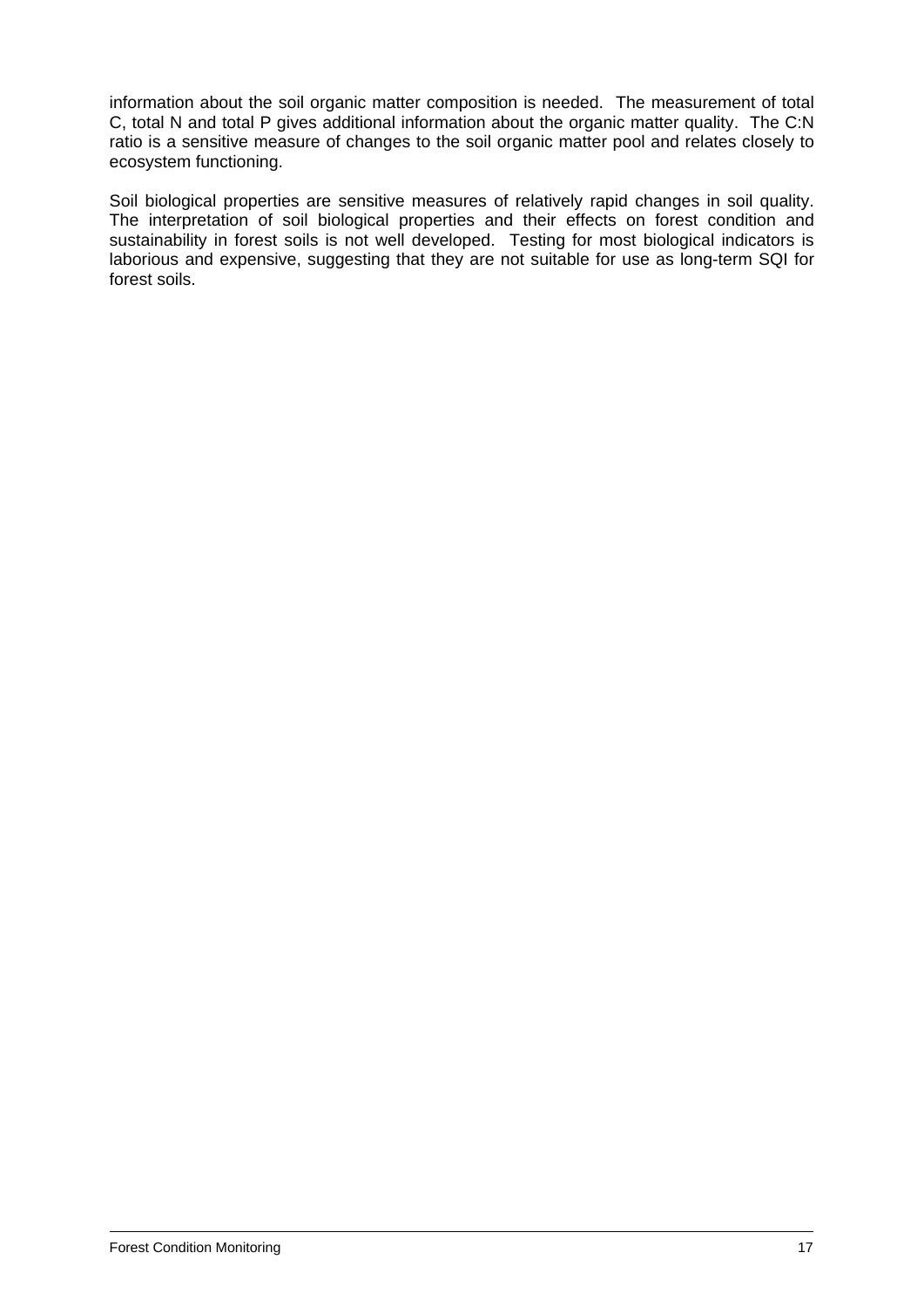information about the soil organic matter composition is needed. The measurement of total C, total N and total P gives additional information about the organic matter quality. The C:N ratio is a sensitive measure of changes to the soil organic matter pool and relates closely to ecosystem functioning.

Soil biological properties are sensitive measures of relatively rapid changes in soil quality. The interpretation of soil biological properties and their effects on forest condition and sustainability in forest soils is not well developed. Testing for most biological indicators is laborious and expensive, suggesting that they are not suitable for use as long-term SQI for forest soils.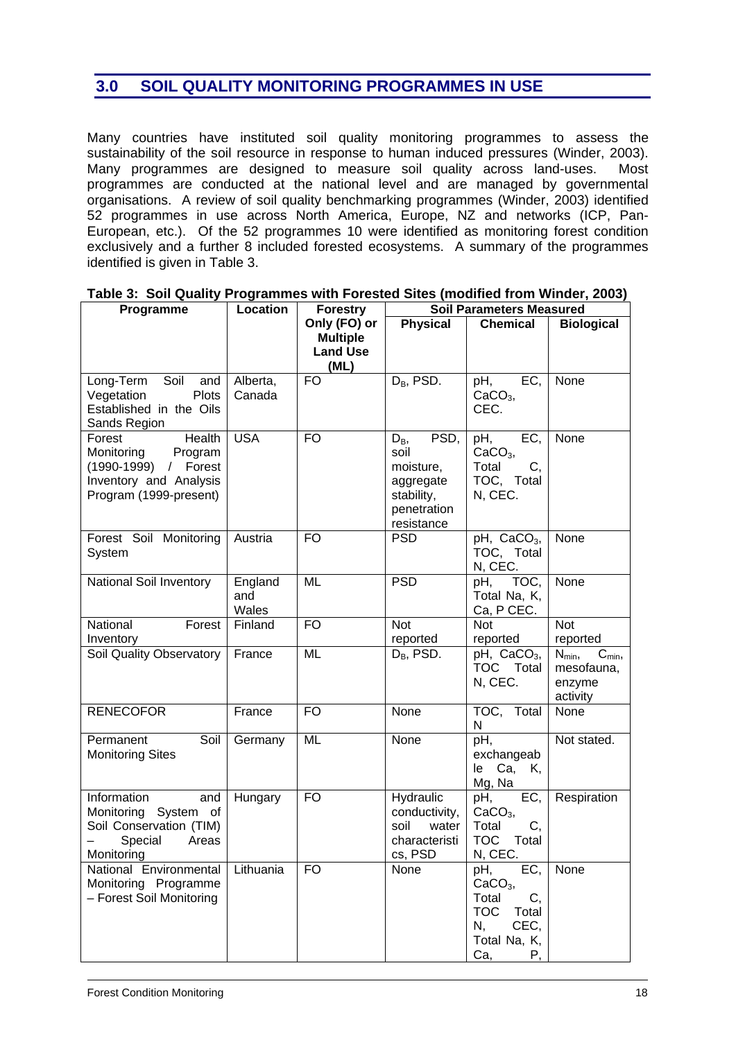## 3.0 SOIL QUALITY MONITORING PROGRAMMES IN USE

Many countries have instituted soil quality monitoring programmes to assess the sustainability of the soil resource in response to human induced pressures (Winder, 2003). Many programmes are designed to measure soil quality across land-uses. Most programmes are conducted at the national level and are managed by governmental organisations. A review of soil quality benchmarking programmes (Winder, 2003) identified 52 programmes in use across North America, Europe, NZ and networks (ICP, Pan-European, etc.). Of the 52 programmes 10 were identified as monitoring forest condition exclusively and a further 8 included forested ecosystems. A summary of the programmes identified is given in Table 3.

**Table 3: Soil Quality Programmes with Forested Sites (modified from Winder, 2003)**

| Programme | Location | Forestry Only (FO) or Multiple Land Use (ML) | Soil Parameters Measured | | |
|---|---|---|---|---|---|
| | | | **Physical** | **Chemical** | **Biological** |
| Long-Term Soil and Vegetation Plots Established in the Oils Sands Region | Alberta, Canada | FO | $D_B$, PSD. | pH, EC, $CaCO_3$, CEC. | None |
| Forest Health Monitoring Program (1990-1999) / Forest Inventory and Analysis Program (1999-present) | USA | FO | $D_B$, PSD, soil moisture, aggregate stability, penetration resistance | pH, EC, $CaCO_3$, Total C, TOC, Total N, CEC. | None |
| Forest Soil Monitoring System | Austria | FO | PSD | pH, $CaCO_3$, TOC, Total N, CEC. | None |
| National Soil Inventory | England and Wales | ML | PSD | pH, TOC, Total Na, K, Ca, P CEC. | None |
| National Forest Inventory | Finland | FO | Not reported | Not reported | Not reported |
| Soil Quality Observatory | France | ML | $D_B$, PSD. | pH, $CaCO_3$, TOC Total N, CEC. | $N_{min}$, $C_{min}$, mesofauna, enzyme activity |
| RENECOFOR | France | FO | None | TOC, Total N | None |
| Permanent Soil Monitoring Sites | Germany | ML | None | pH, exchangeable Ca, K, Mg, Na | Not stated. |
| Information and Monitoring System of Soil Conservation (TIM) – Special Areas Monitoring | Hungary | FO | Hydraulic conductivity, soil water characteristics, PSD | pH, EC, $CaCO_3$, Total C, TOC Total N, CEC. | Respiration |
| National Environmental Monitoring Programme – Forest Soil Monitoring | Lithuania | FO | None | pH, EC, $CaCO_3$, Total C, TOC Total N, CEC, Total Na, K, Ca, P, | None |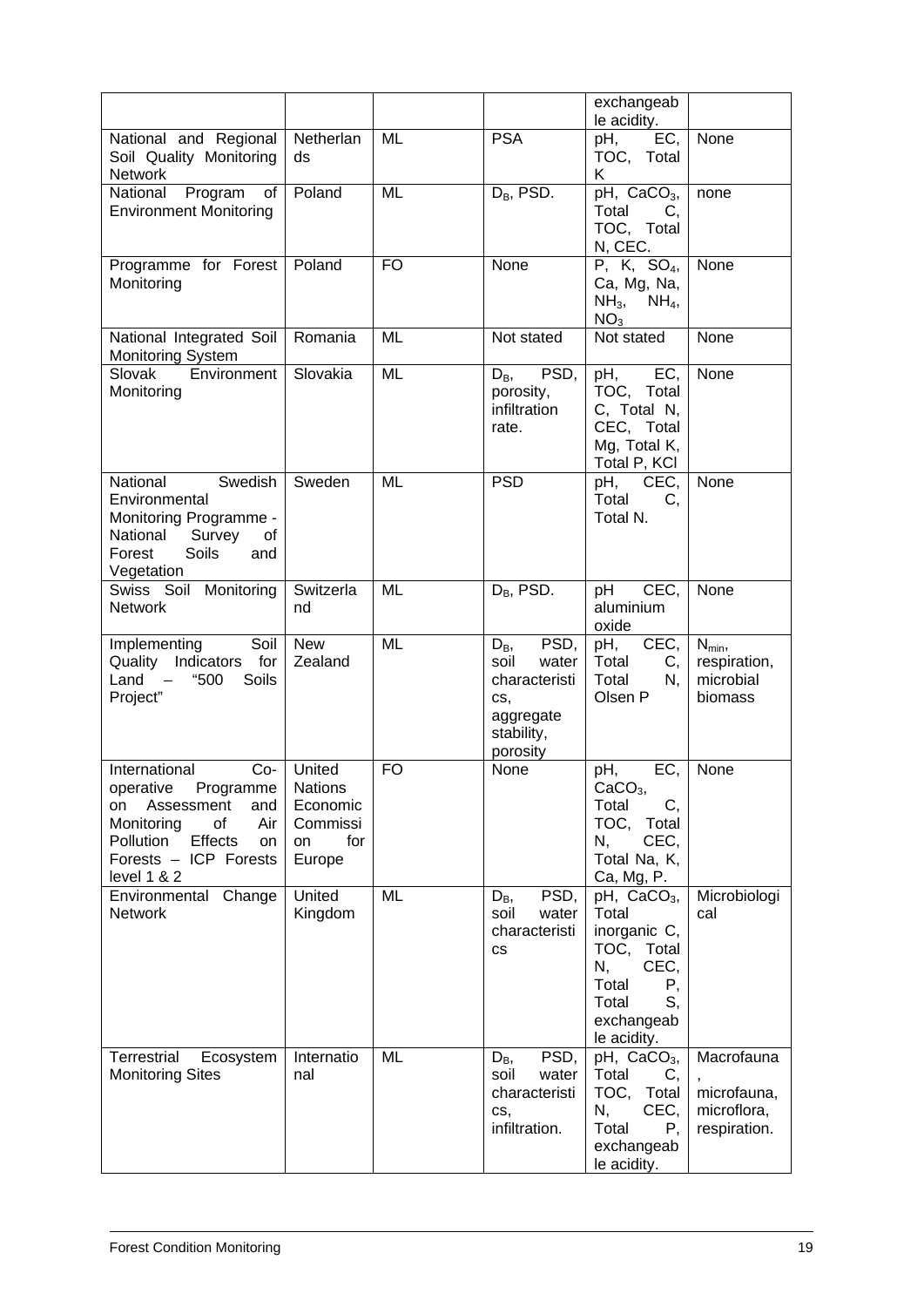| | | | | exchangeable acidity. | |
|---|---|---|---|---|---|
| National and Regional Soil Quality Monitoring Network | Netherlands | ML | PSA | pH, EC, TOC, Total K | None |
| National Program of Environment Monitoring | Poland | ML | $D_B$, PSD. | pH, $CaCO_3$, Total C, TOC, Total N, CEC. | none |
| Programme for Forest Monitoring | Poland | FO | None | P, K, $SO_4$, Ca, Mg, Na, $NH_3$, $NH_4$, $NO_3$ | None |
| National Integrated Soil Monitoring System | Romania | ML | Not stated | Not stated | None |
| Slovak Environment Monitoring | Slovakia | ML | $D_B$, PSD, porosity, infiltration rate. | pH, EC, TOC, Total C, Total N, CEC, Total Mg, Total K, Total P, KCl | None |
| National Swedish Environmental Monitoring Programme - National Survey of Forest Soils and Vegetation | Sweden | ML | PSD | pH, CEC, Total C, Total N. | None |
| Swiss Soil Monitoring Network | Switzerland | ML | $D_B$, PSD. | pH CEC, aluminium oxide | None |
| Implementing Soil Quality Indicators for Land – "500 Soils Project" | New Zealand | ML | $D_B$, PSD, soil water characteristics, aggregate stability, porosity | pH, CEC, Total C, Total N, Olsen P | $N_{min}$, respiration, microbial biomass |
| International Co-operative Programme on Assessment and Monitoring of Air Pollution Effects on Forests – ICP Forests level 1 & 2 | United Nations Economic Commission for Europe | FO | None | pH, EC, $CaCO_3$, Total C, TOC, Total N, CEC, Total Na, K, Ca, Mg, P. | None |
| Environmental Change Network | United Kingdom | ML | $D_B$, PSD, soil water characteristics | pH, $CaCO_3$, Total inorganic C, TOC, Total N, CEC, Total P, Total S, exchangeable acidity. | Microbiological |
| Terrestrial Ecosystem Monitoring Sites | International | ML | $D_B$, PSD, soil water characteristics, infiltration. | pH, $CaCO_3$, Total C, TOC, Total N, CEC, Total P, exchangeable acidity. | Macrofauna, microfauna, microflora, respiration. |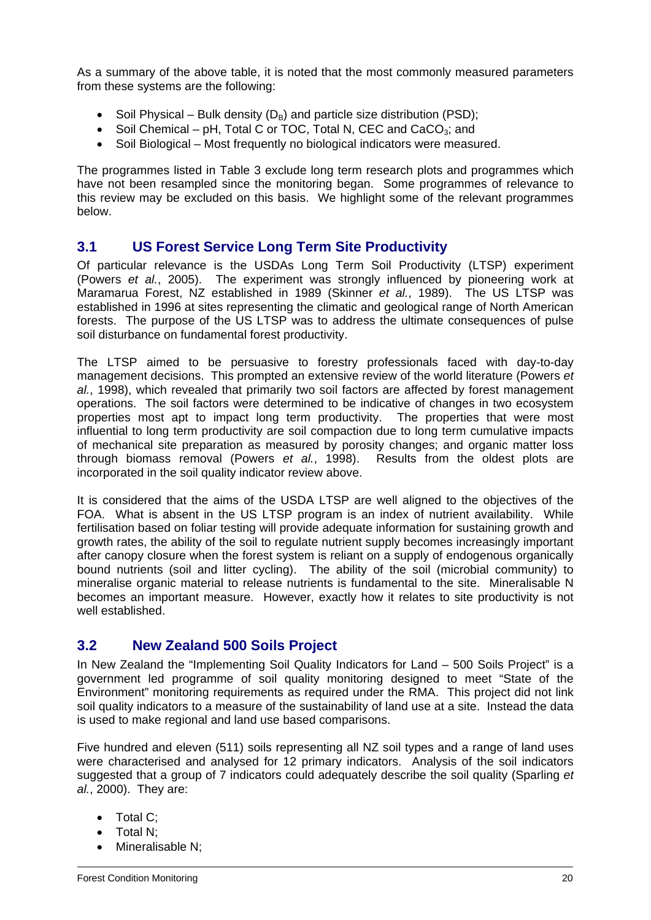As a summary of the above table, it is noted that the most commonly measured parameters from these systems are the following:

- Soil Physical – Bulk density ($D_B$) and particle size distribution (PSD);
- Soil Chemical – pH, Total C or TOC, Total N, CEC and $CaCO_3$; and
- Soil Biological – Most frequently no biological indicators were measured.

The programmes listed in Table 3 exclude long term research plots and programmes which have not been resampled since the monitoring began. Some programmes of relevance to this review may be excluded on this basis. We highlight some of the relevant programmes below.

## 3.1 US Forest Service Long Term Site Productivity

Of particular relevance is the USDAs Long Term Soil Productivity (LTSP) experiment (Powers *et al.*, 2005). The experiment was strongly influenced by pioneering work at Maramarua Forest, NZ established in 1989 (Skinner *et al.*, 1989). The US LTSP was established in 1996 at sites representing the climatic and geological range of North American forests. The purpose of the US LTSP was to address the ultimate consequences of pulse soil disturbance on fundamental forest productivity.

The LTSP aimed to be persuasive to forestry professionals faced with day-to-day management decisions. This prompted an extensive review of the world literature (Powers *et al.*, 1998), which revealed that primarily two soil factors are affected by forest management operations. The soil factors were determined to be indicative of changes in two ecosystem properties most apt to impact long term productivity. The properties that were most influential to long term productivity are soil compaction due to long term cumulative impacts of mechanical site preparation as measured by porosity changes; and organic matter loss through biomass removal (Powers *et al.*, 1998). Results from the oldest plots are incorporated in the soil quality indicator review above.

It is considered that the aims of the USDA LTSP are well aligned to the objectives of the FOA. What is absent in the US LTSP program is an index of nutrient availability. While fertilisation based on foliar testing will provide adequate information for sustaining growth and growth rates, the ability of the soil to regulate nutrient supply becomes increasingly important after canopy closure when the forest system is reliant on a supply of endogenous organically bound nutrients (soil and litter cycling). The ability of the soil (microbial community) to mineralise organic material to release nutrients is fundamental to the site. Mineralisable N becomes an important measure. However, exactly how it relates to site productivity is not well established.

## 3.2 New Zealand 500 Soils Project

In New Zealand the "Implementing Soil Quality Indicators for Land – 500 Soils Project" is a government led programme of soil quality monitoring designed to meet "State of the Environment" monitoring requirements as required under the RMA. This project did not link soil quality indicators to a measure of the sustainability of land use at a site. Instead the data is used to make regional and land use based comparisons.

Five hundred and eleven (511) soils representing all NZ soil types and a range of land uses were characterised and analysed for 12 primary indicators. Analysis of the soil indicators suggested that a group of 7 indicators could adequately describe the soil quality (Sparling *et al.*, 2000). They are:

- Total C;
- Total N;
- Mineralisable N;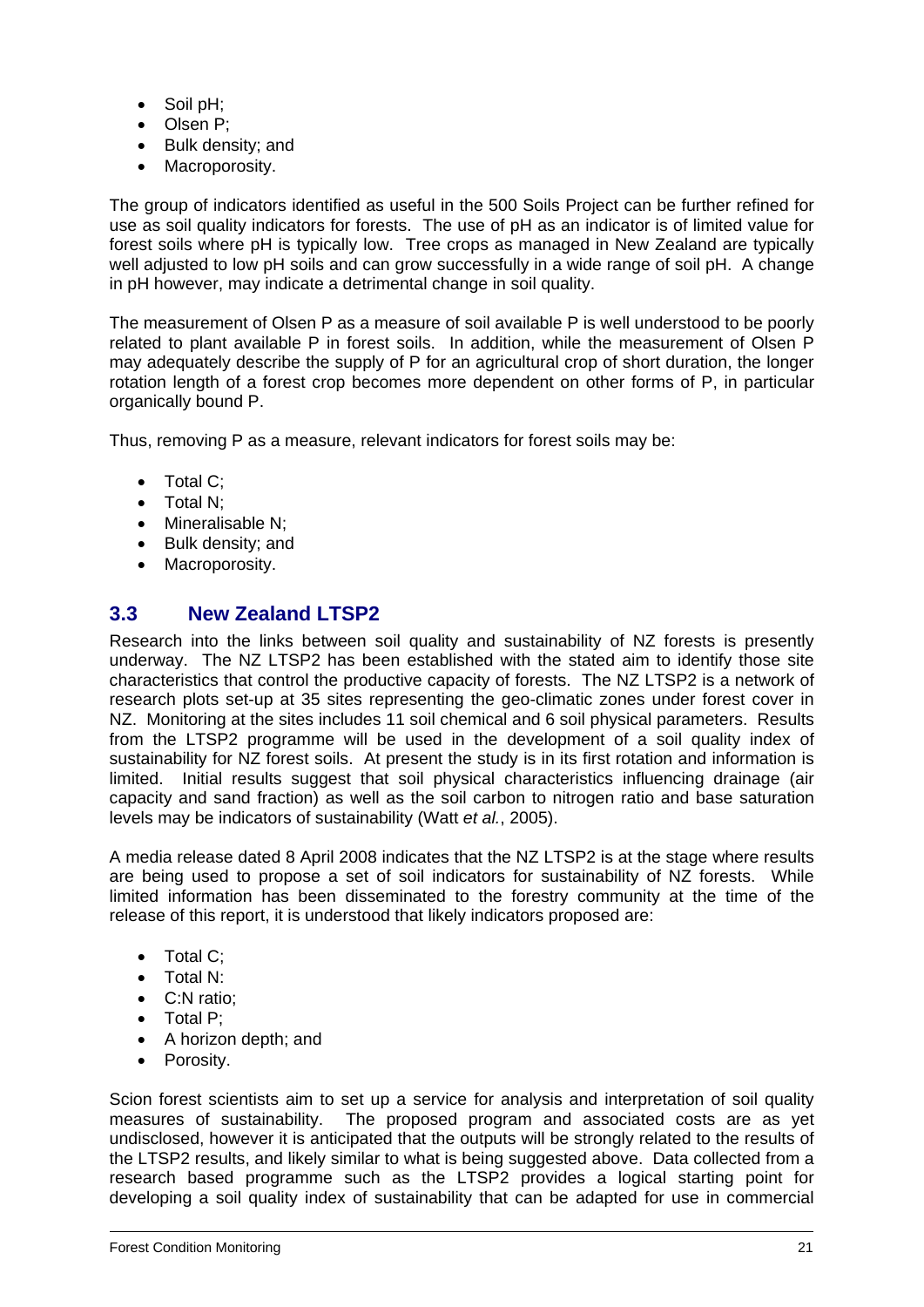- Soil pH;
- Olsen P;
- Bulk density; and
- Macroporosity.

The group of indicators identified as useful in the 500 Soils Project can be further refined for use as soil quality indicators for forests. The use of pH as an indicator is of limited value for forest soils where pH is typically low. Tree crops as managed in New Zealand are typically well adjusted to low pH soils and can grow successfully in a wide range of soil pH. A change in pH however, may indicate a detrimental change in soil quality.

The measurement of Olsen P as a measure of soil available P is well understood to be poorly related to plant available P in forest soils. In addition, while the measurement of Olsen P may adequately describe the supply of P for an agricultural crop of short duration, the longer rotation length of a forest crop becomes more dependent on other forms of P, in particular organically bound P.

Thus, removing P as a measure, relevant indicators for forest soils may be:

- Total C;
- Total N;
- Mineralisable N;
- Bulk density; and
- Macroporosity.

## 3.3 New Zealand LTSP2

Research into the links between soil quality and sustainability of NZ forests is presently underway. The NZ LTSP2 has been established with the stated aim to identify those site characteristics that control the productive capacity of forests. The NZ LTSP2 is a network of research plots set-up at 35 sites representing the geo-climatic zones under forest cover in NZ. Monitoring at the sites includes 11 soil chemical and 6 soil physical parameters. Results from the LTSP2 programme will be used in the development of a soil quality index of sustainability for NZ forest soils. At present the study is in its first rotation and information is limited. Initial results suggest that soil physical characteristics influencing drainage (air capacity and sand fraction) as well as the soil carbon to nitrogen ratio and base saturation levels may be indicators of sustainability (Watt *et al.*, 2005).

A media release dated 8 April 2008 indicates that the NZ LTSP2 is at the stage where results are being used to propose a set of soil indicators for sustainability of NZ forests. While limited information has been disseminated to the forestry community at the time of the release of this report, it is understood that likely indicators proposed are:

- Total C;
- Total N:
- C:N ratio;
- Total P;
- A horizon depth; and
- Porosity.

Scion forest scientists aim to set up a service for analysis and interpretation of soil quality measures of sustainability. The proposed program and associated costs are as yet undisclosed, however it is anticipated that the outputs will be strongly related to the results of the LTSP2 results, and likely similar to what is being suggested above. Data collected from a research based programme such as the LTSP2 provides a logical starting point for developing a soil quality index of sustainability that can be adapted for use in commercial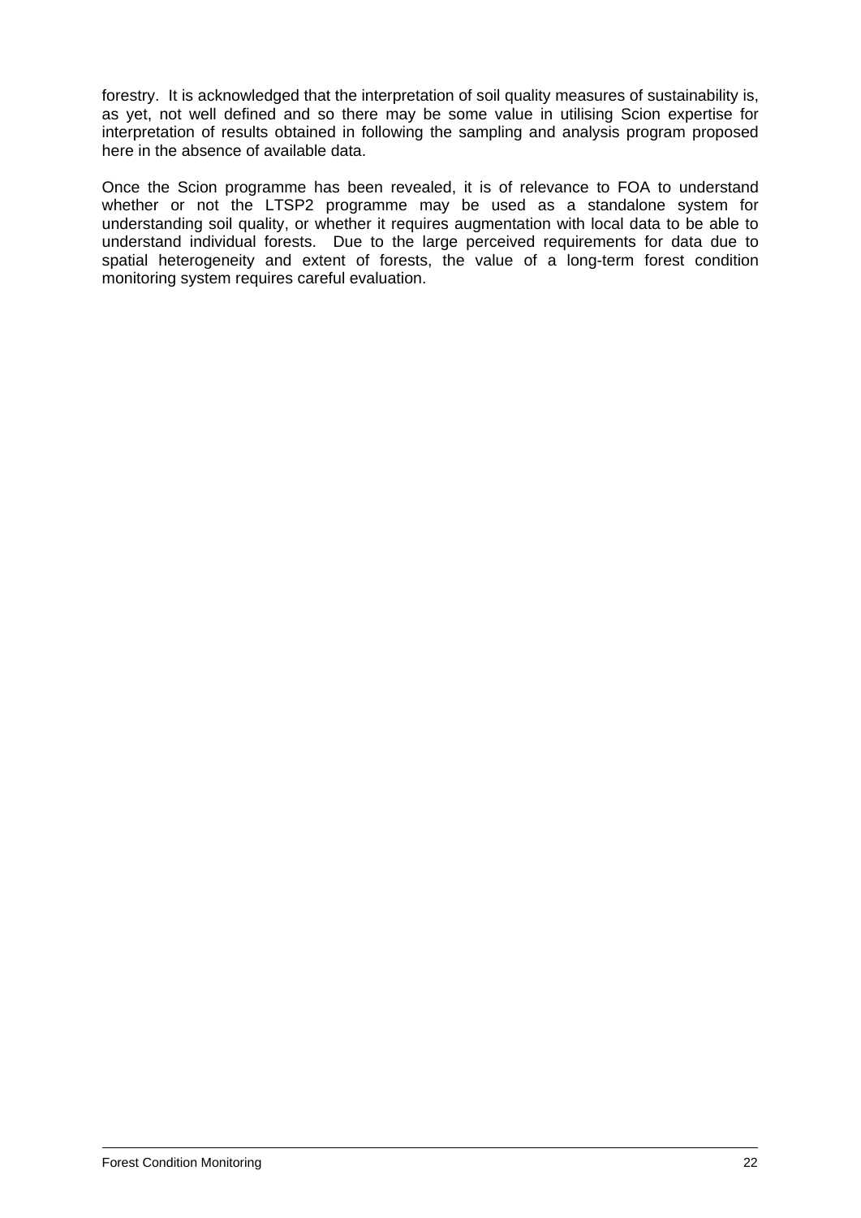forestry. It is acknowledged that the interpretation of soil quality measures of sustainability is, as yet, not well defined and so there may be some value in utilising Scion expertise for interpretation of results obtained in following the sampling and analysis program proposed here in the absence of available data.

Once the Scion programme has been revealed, it is of relevance to FOA to understand whether or not the LTSP2 programme may be used as a standalone system for understanding soil quality, or whether it requires augmentation with local data to be able to understand individual forests. Due to the large perceived requirements for data due to spatial heterogeneity and extent of forests, the value of a long-term forest condition monitoring system requires careful evaluation.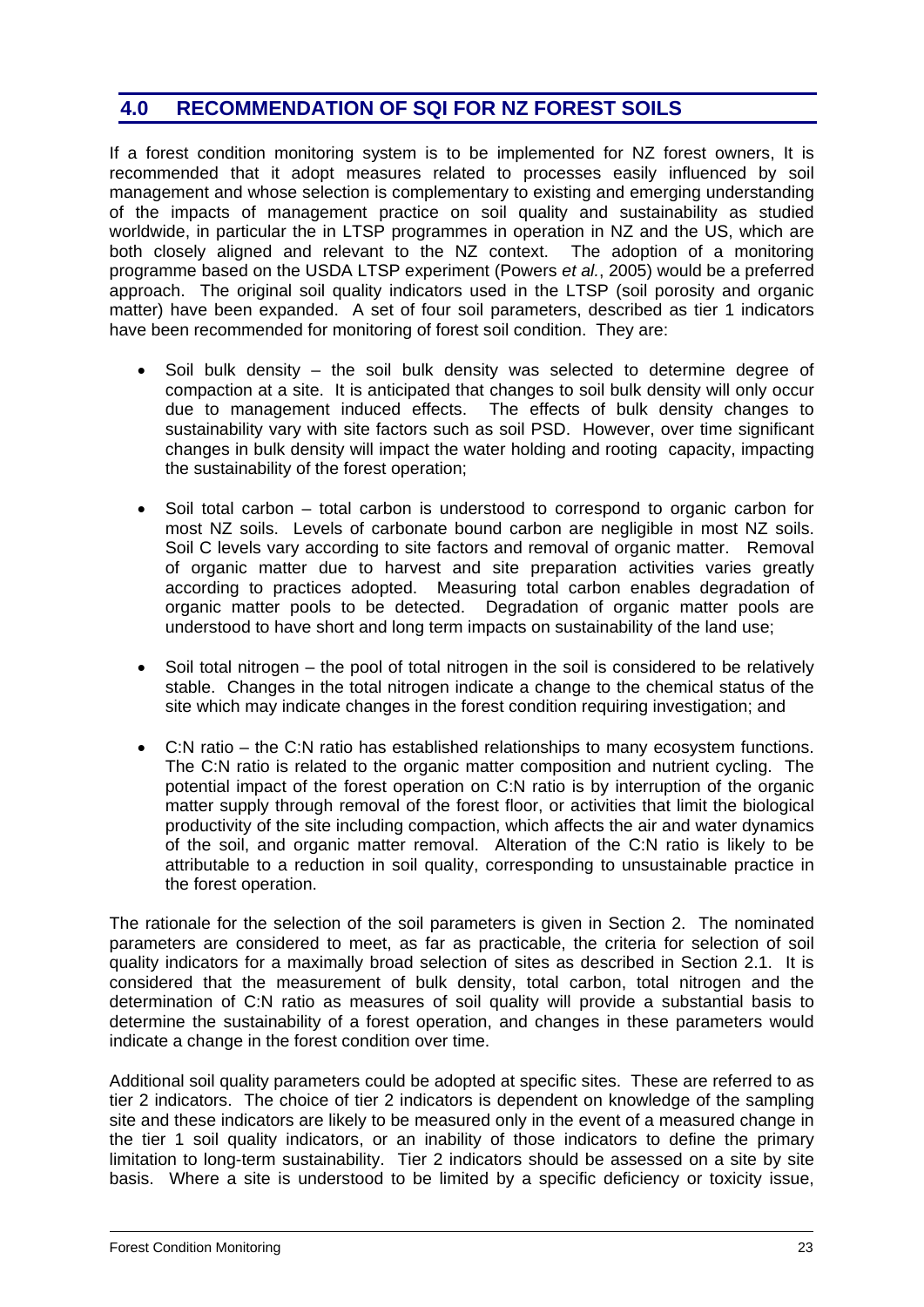## 4.0 RECOMMENDATION OF SQI FOR NZ FOREST SOILS

If a forest condition monitoring system is to be implemented for NZ forest owners, It is recommended that it adopt measures related to processes easily influenced by soil management and whose selection is complementary to existing and emerging understanding of the impacts of management practice on soil quality and sustainability as studied worldwide, in particular the in LTSP programmes in operation in NZ and the US, which are both closely aligned and relevant to the NZ context. The adoption of a monitoring programme based on the USDA LTSP experiment (Powers *et al.*, 2005) would be a preferred approach. The original soil quality indicators used in the LTSP (soil porosity and organic matter) have been expanded. A set of four soil parameters, described as tier 1 indicators have been recommended for monitoring of forest soil condition. They are:

- Soil bulk density – the soil bulk density was selected to determine degree of compaction at a site. It is anticipated that changes to soil bulk density will only occur due to management induced effects. The effects of bulk density changes to sustainability vary with site factors such as soil PSD. However, over time significant changes in bulk density will impact the water holding and rooting capacity, impacting the sustainability of the forest operation;

- Soil total carbon – total carbon is understood to correspond to organic carbon for most NZ soils. Levels of carbonate bound carbon are negligible in most NZ soils. Soil C levels vary according to site factors and removal of organic matter. Removal of organic matter due to harvest and site preparation activities varies greatly according to practices adopted. Measuring total carbon enables degradation of organic matter pools to be detected. Degradation of organic matter pools are understood to have short and long term impacts on sustainability of the land use;

- Soil total nitrogen – the pool of total nitrogen in the soil is considered to be relatively stable. Changes in the total nitrogen indicate a change to the chemical status of the site which may indicate changes in the forest condition requiring investigation; and

- C:N ratio – the C:N ratio has established relationships to many ecosystem functions. The C:N ratio is related to the organic matter composition and nutrient cycling. The potential impact of the forest operation on C:N ratio is by interruption of the organic matter supply through removal of the forest floor, or activities that limit the biological productivity of the site including compaction, which affects the air and water dynamics of the soil, and organic matter removal. Alteration of the C:N ratio is likely to be attributable to a reduction in soil quality, corresponding to unsustainable practice in the forest operation.

The rationale for the selection of the soil parameters is given in Section 2. The nominated parameters are considered to meet, as far as practicable, the criteria for selection of soil quality indicators for a maximally broad selection of sites as described in Section 2.1. It is considered that the measurement of bulk density, total carbon, total nitrogen and the determination of C:N ratio as measures of soil quality will provide a substantial basis to determine the sustainability of a forest operation, and changes in these parameters would indicate a change in the forest condition over time.

Additional soil quality parameters could be adopted at specific sites. These are referred to as tier 2 indicators. The choice of tier 2 indicators is dependent on knowledge of the sampling site and these indicators are likely to be measured only in the event of a measured change in the tier 1 soil quality indicators, or an inability of those indicators to define the primary limitation to long-term sustainability. Tier 2 indicators should be assessed on a site by site basis. Where a site is understood to be limited by a specific deficiency or toxicity issue,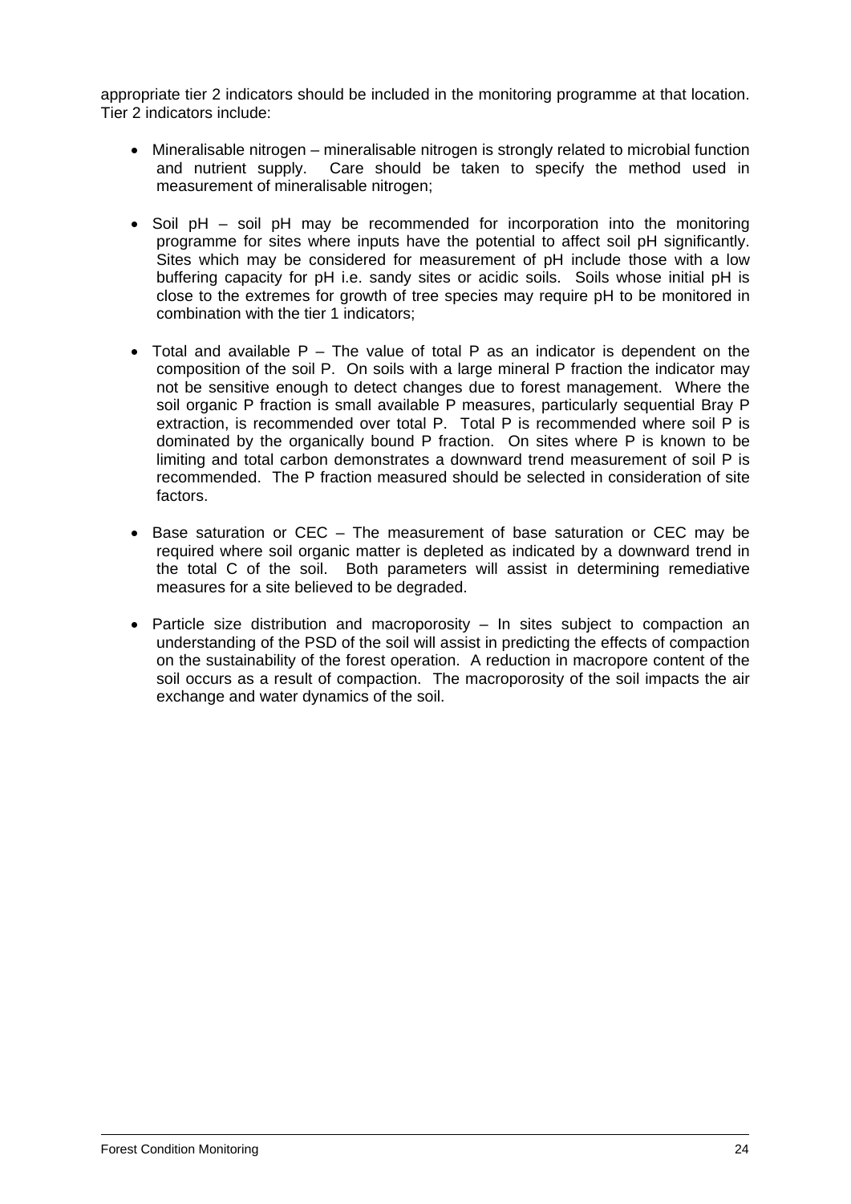appropriate tier 2 indicators should be included in the monitoring programme at that location. Tier 2 indicators include:

- Mineralisable nitrogen – mineralisable nitrogen is strongly related to microbial function and nutrient supply. Care should be taken to specify the method used in measurement of mineralisable nitrogen;

- Soil pH – soil pH may be recommended for incorporation into the monitoring programme for sites where inputs have the potential to affect soil pH significantly. Sites which may be considered for measurement of pH include those with a low buffering capacity for pH i.e. sandy sites or acidic soils. Soils whose initial pH is close to the extremes for growth of tree species may require pH to be monitored in combination with the tier 1 indicators;

- Total and available P – The value of total P as an indicator is dependent on the composition of the soil P. On soils with a large mineral P fraction the indicator may not be sensitive enough to detect changes due to forest management. Where the soil organic P fraction is small available P measures, particularly sequential Bray P extraction, is recommended over total P. Total P is recommended where soil P is dominated by the organically bound P fraction. On sites where P is known to be limiting and total carbon demonstrates a downward trend measurement of soil P is recommended. The P fraction measured should be selected in consideration of site factors.

- Base saturation or CEC – The measurement of base saturation or CEC may be required where soil organic matter is depleted as indicated by a downward trend in the total C of the soil. Both parameters will assist in determining remediative measures for a site believed to be degraded.

- Particle size distribution and macroporosity – In sites subject to compaction an understanding of the PSD of the soil will assist in predicting the effects of compaction on the sustainability of the forest operation. A reduction in macropore content of the soil occurs as a result of compaction. The macroporosity of the soil impacts the air exchange and water dynamics of the soil.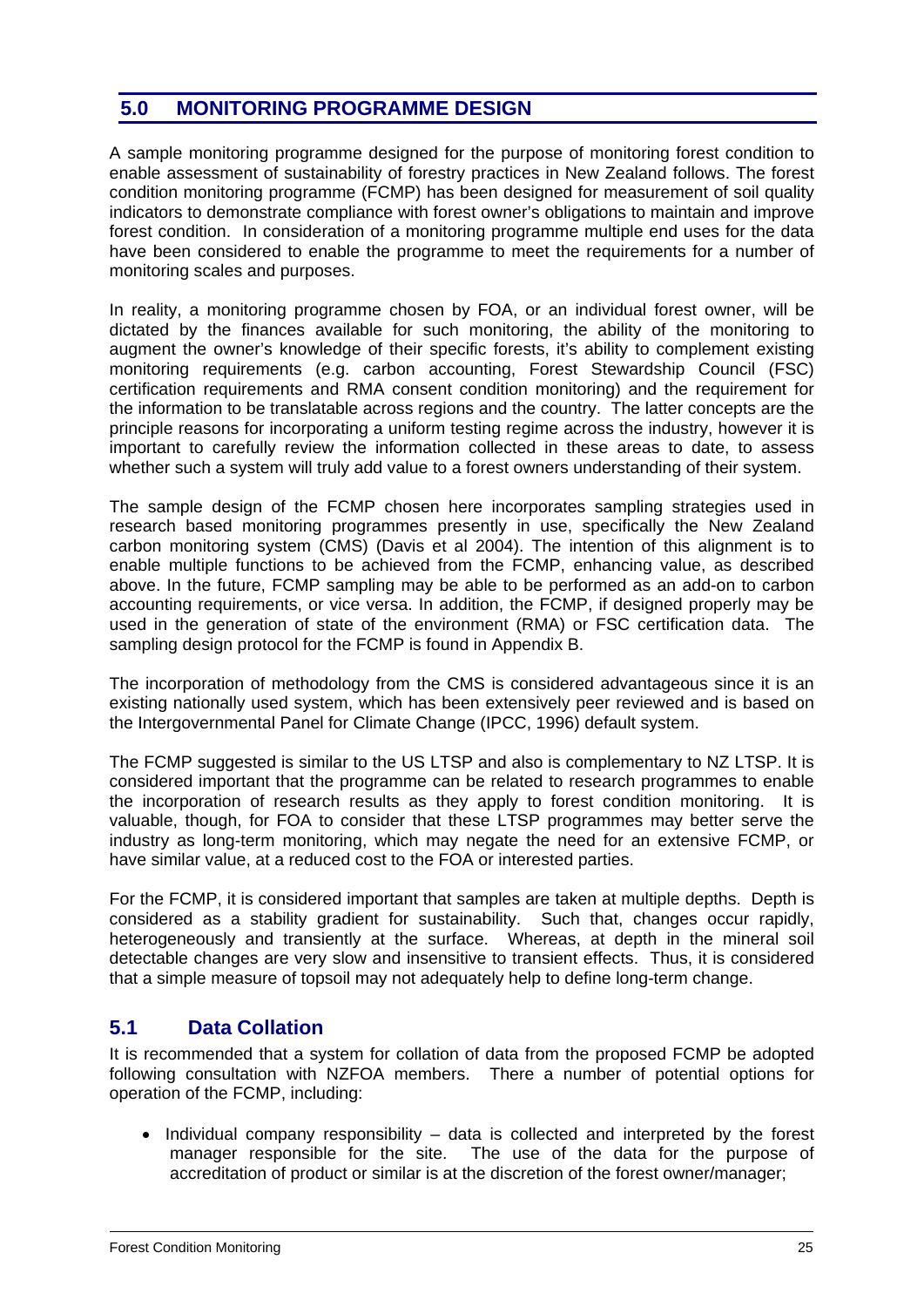## 5.0 MONITORING PROGRAMME DESIGN

A sample monitoring programme designed for the purpose of monitoring forest condition to enable assessment of sustainability of forestry practices in New Zealand follows. The forest condition monitoring programme (FCMP) has been designed for measurement of soil quality indicators to demonstrate compliance with forest owner's obligations to maintain and improve forest condition. In consideration of a monitoring programme multiple end uses for the data have been considered to enable the programme to meet the requirements for a number of monitoring scales and purposes.

In reality, a monitoring programme chosen by FOA, or an individual forest owner, will be dictated by the finances available for such monitoring, the ability of the monitoring to augment the owner's knowledge of their specific forests, it's ability to complement existing monitoring requirements (e.g. carbon accounting, Forest Stewardship Council (FSC) certification requirements and RMA consent condition monitoring) and the requirement for the information to be translatable across regions and the country. The latter concepts are the principle reasons for incorporating a uniform testing regime across the industry, however it is important to carefully review the information collected in these areas to date, to assess whether such a system will truly add value to a forest owners understanding of their system.

The sample design of the FCMP chosen here incorporates sampling strategies used in research based monitoring programmes presently in use, specifically the New Zealand carbon monitoring system (CMS) (Davis et al 2004). The intention of this alignment is to enable multiple functions to be achieved from the FCMP, enhancing value, as described above. In the future, FCMP sampling may be able to be performed as an add-on to carbon accounting requirements, or vice versa. In addition, the FCMP, if designed properly may be used in the generation of state of the environment (RMA) or FSC certification data. The sampling design protocol for the FCMP is found in Appendix B.

The incorporation of methodology from the CMS is considered advantageous since it is an existing nationally used system, which has been extensively peer reviewed and is based on the Intergovernmental Panel for Climate Change (IPCC, 1996) default system.

The FCMP suggested is similar to the US LTSP and also is complementary to NZ LTSP. It is considered important that the programme can be related to research programmes to enable the incorporation of research results as they apply to forest condition monitoring. It is valuable, though, for FOA to consider that these LTSP programmes may better serve the industry as long-term monitoring, which may negate the need for an extensive FCMP, or have similar value, at a reduced cost to the FOA or interested parties.

For the FCMP, it is considered important that samples are taken at multiple depths. Depth is considered as a stability gradient for sustainability. Such that, changes occur rapidly, heterogeneously and transiently at the surface. Whereas, at depth in the mineral soil detectable changes are very slow and insensitive to transient effects. Thus, it is considered that a simple measure of topsoil may not adequately help to define long-term change.

### 5.1 Data Collation

It is recommended that a system for collation of data from the proposed FCMP be adopted following consultation with NZFOA members. There a number of potential options for operation of the FCMP, including:

- Individual company responsibility – data is collected and interpreted by the forest manager responsible for the site. The use of the data for the purpose of accreditation of product or similar is at the discretion of the forest owner/manager;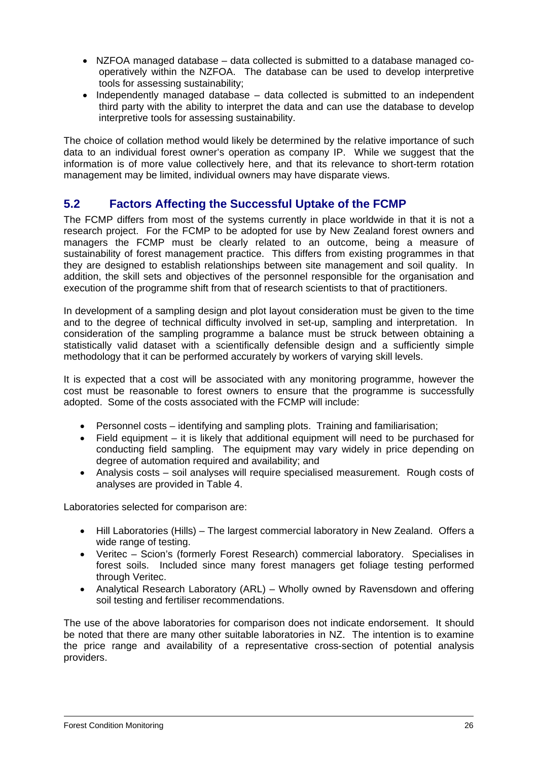- NZFOA managed database – data collected is submitted to a database managed co-operatively within the NZFOA. The database can be used to develop interpretive tools for assessing sustainability;
- Independently managed database – data collected is submitted to an independent third party with the ability to interpret the data and can use the database to develop interpretive tools for assessing sustainability.

The choice of collation method would likely be determined by the relative importance of such data to an individual forest owner's operation as company IP. While we suggest that the information is of more value collectively here, and that its relevance to short-term rotation management may be limited, individual owners may have disparate views.

## 5.2 Factors Affecting the Successful Uptake of the FCMP

The FCMP differs from most of the systems currently in place worldwide in that it is not a research project. For the FCMP to be adopted for use by New Zealand forest owners and managers the FCMP must be clearly related to an outcome, being a measure of sustainability of forest management practice. This differs from existing programmes in that they are designed to establish relationships between site management and soil quality. In addition, the skill sets and objectives of the personnel responsible for the organisation and execution of the programme shift from that of research scientists to that of practitioners.

In development of a sampling design and plot layout consideration must be given to the time and to the degree of technical difficulty involved in set-up, sampling and interpretation. In consideration of the sampling programme a balance must be struck between obtaining a statistically valid dataset with a scientifically defensible design and a sufficiently simple methodology that it can be performed accurately by workers of varying skill levels.

It is expected that a cost will be associated with any monitoring programme, however the cost must be reasonable to forest owners to ensure that the programme is successfully adopted. Some of the costs associated with the FCMP will include:

- Personnel costs – identifying and sampling plots. Training and familiarisation;
- Field equipment – it is likely that additional equipment will need to be purchased for conducting field sampling. The equipment may vary widely in price depending on degree of automation required and availability; and
- Analysis costs – soil analyses will require specialised measurement. Rough costs of analyses are provided in Table 4.

Laboratories selected for comparison are:

- Hill Laboratories (Hills) – The largest commercial laboratory in New Zealand. Offers a wide range of testing.
- Veritec – Scion's (formerly Forest Research) commercial laboratory. Specialises in forest soils. Included since many forest managers get foliage testing performed through Veritec.
- Analytical Research Laboratory (ARL) – Wholly owned by Ravensdown and offering soil testing and fertiliser recommendations.

The use of the above laboratories for comparison does not indicate endorsement. It should be noted that there are many other suitable laboratories in NZ. The intention is to examine the price range and availability of a representative cross-section of potential analysis providers.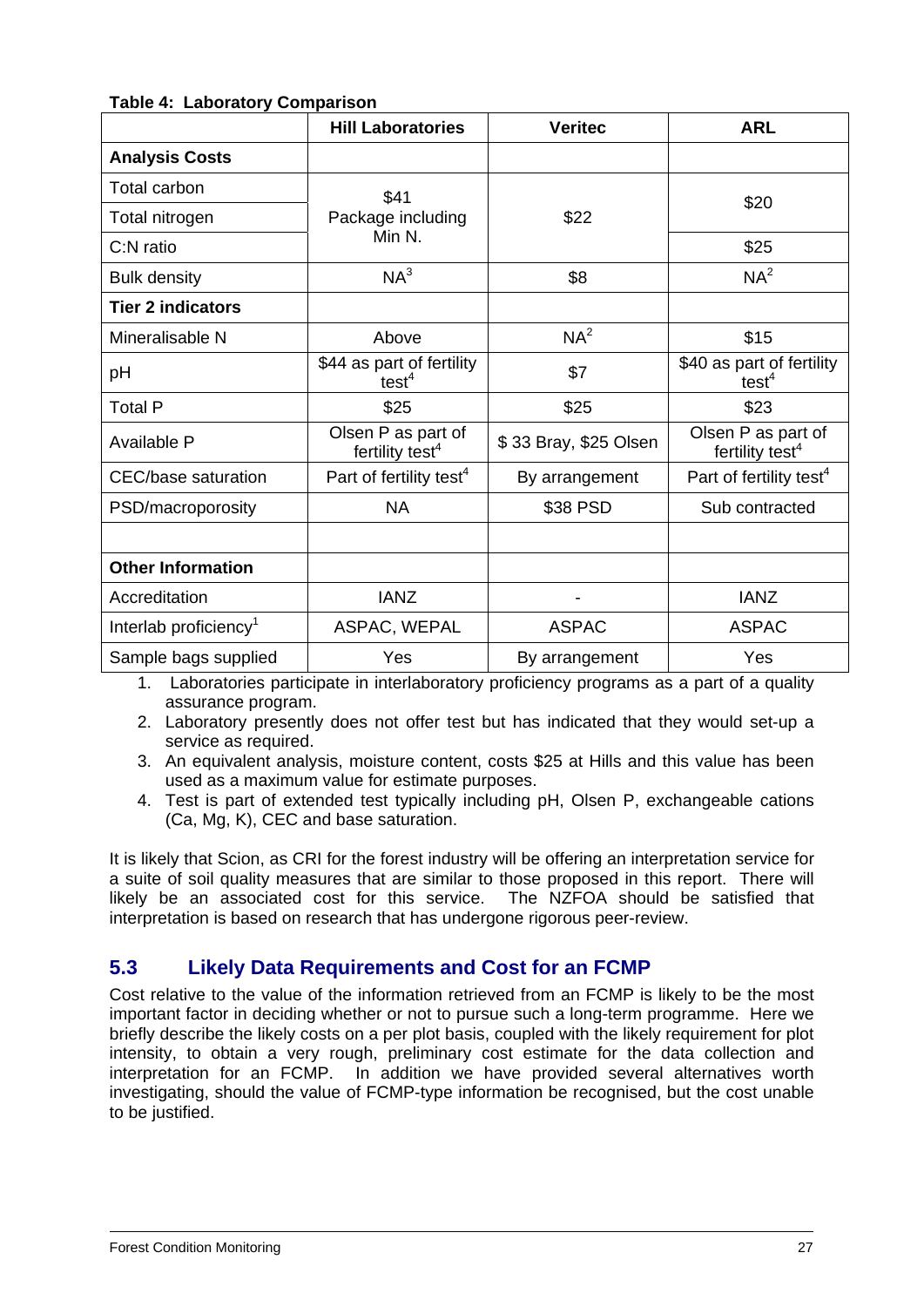**Table 4: Laboratory Comparison**

| | Hill Laboratories | Veritec | ARL |
|---|---|---|---|
| **Analysis Costs** | | | |
| Total carbon | $41 Package including Min N. | $22 | $20 |
| Total nitrogen | | | |
| C:N ratio | | | $25 |
| Bulk density | NA[3] | $8 | NA[2] |
| **Tier 2 indicators** | | | |
| Mineralisable N | Above | NA[2] | $15 |
| pH | $44 as part of fertility test[4] | $7 | $40 as part of fertility test[4] |
| Total P | $25 | $25 | $23 |
| Available P | Olsen P as part of fertility test[4] | $ 33 Bray, $25 Olsen | Olsen P as part of fertility test[4] |
| CEC/base saturation | Part of fertility test[4] | By arrangement | Part of fertility test[4] |
| PSD/macroporosity | NA | $38 PSD | Sub contracted |
| | | | |
| **Other Information** | | | |
| Accreditation | IANZ | - | IANZ |
| Interlab proficiency[1] | ASPAC, WEPAL | ASPAC | ASPAC |
| Sample bags supplied | Yes | By arrangement | Yes |

1. Laboratories participate in interlaboratory proficiency programs as a part of a quality assurance program.
2. Laboratory presently does not offer test but has indicated that they would set-up a service as required.
3. An equivalent analysis, moisture content, costs $25 at Hills and this value has been used as a maximum value for estimate purposes.
4. Test is part of extended test typically including pH, Olsen P, exchangeable cations (Ca, Mg, K), CEC and base saturation.

It is likely that Scion, as CRI for the forest industry will be offering an interpretation service for a suite of soil quality measures that are similar to those proposed in this report. There will likely be an associated cost for this service. The NZFOA should be satisfied that interpretation is based on research that has undergone rigorous peer-review.

## 5.3 Likely Data Requirements and Cost for an FCMP

Cost relative to the value of the information retrieved from an FCMP is likely to be the most important factor in deciding whether or not to pursue such a long-term programme. Here we briefly describe the likely costs on a per plot basis, coupled with the likely requirement for plot intensity, to obtain a very rough, preliminary cost estimate for the data collection and interpretation for an FCMP. In addition we have provided several alternatives worth investigating, should the value of FCMP-type information be recognised, but the cost unable to be justified.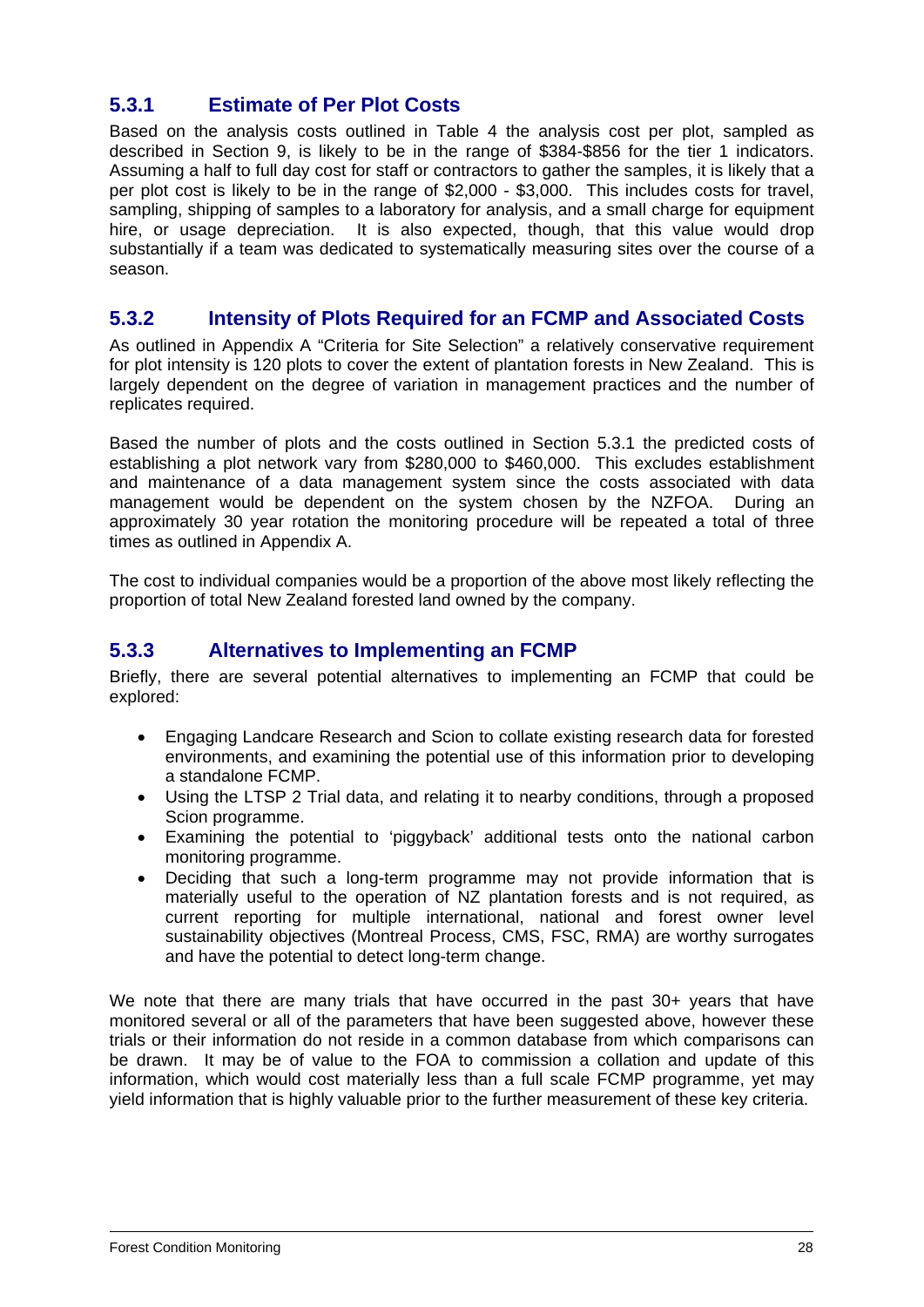### 5.3.1 Estimate of Per Plot Costs

Based on the analysis costs outlined in Table 4 the analysis cost per plot, sampled as described in Section 9, is likely to be in the range of $384-$856 for the tier 1 indicators. Assuming a half to full day cost for staff or contractors to gather the samples, it is likely that a per plot cost is likely to be in the range of $2,000 - $3,000. This includes costs for travel, sampling, shipping of samples to a laboratory for analysis, and a small charge for equipment hire, or usage depreciation. It is also expected, though, that this value would drop substantially if a team was dedicated to systematically measuring sites over the course of a season.

### 5.3.2 Intensity of Plots Required for an FCMP and Associated Costs

As outlined in Appendix A "Criteria for Site Selection" a relatively conservative requirement for plot intensity is 120 plots to cover the extent of plantation forests in New Zealand. This is largely dependent on the degree of variation in management practices and the number of replicates required.

Based the number of plots and the costs outlined in Section 5.3.1 the predicted costs of establishing a plot network vary from $280,000 to $460,000. This excludes establishment and maintenance of a data management system since the costs associated with data management would be dependent on the system chosen by the NZFOA. During an approximately 30 year rotation the monitoring procedure will be repeated a total of three times as outlined in Appendix A.

The cost to individual companies would be a proportion of the above most likely reflecting the proportion of total New Zealand forested land owned by the company.

### 5.3.3 Alternatives to Implementing an FCMP

Briefly, there are several potential alternatives to implementing an FCMP that could be explored:

- Engaging Landcare Research and Scion to collate existing research data for forested environments, and examining the potential use of this information prior to developing a standalone FCMP.
- Using the LTSP 2 Trial data, and relating it to nearby conditions, through a proposed Scion programme.
- Examining the potential to 'piggyback' additional tests onto the national carbon monitoring programme.
- Deciding that such a long-term programme may not provide information that is materially useful to the operation of NZ plantation forests and is not required, as current reporting for multiple international, national and forest owner level sustainability objectives (Montreal Process, CMS, FSC, RMA) are worthy surrogates and have the potential to detect long-term change.

We note that there are many trials that have occurred in the past 30+ years that have monitored several or all of the parameters that have been suggested above, however these trials or their information do not reside in a common database from which comparisons can be drawn. It may be of value to the FOA to commission a collation and update of this information, which would cost materially less than a full scale FCMP programme, yet may yield information that is highly valuable prior to the further measurement of these key criteria.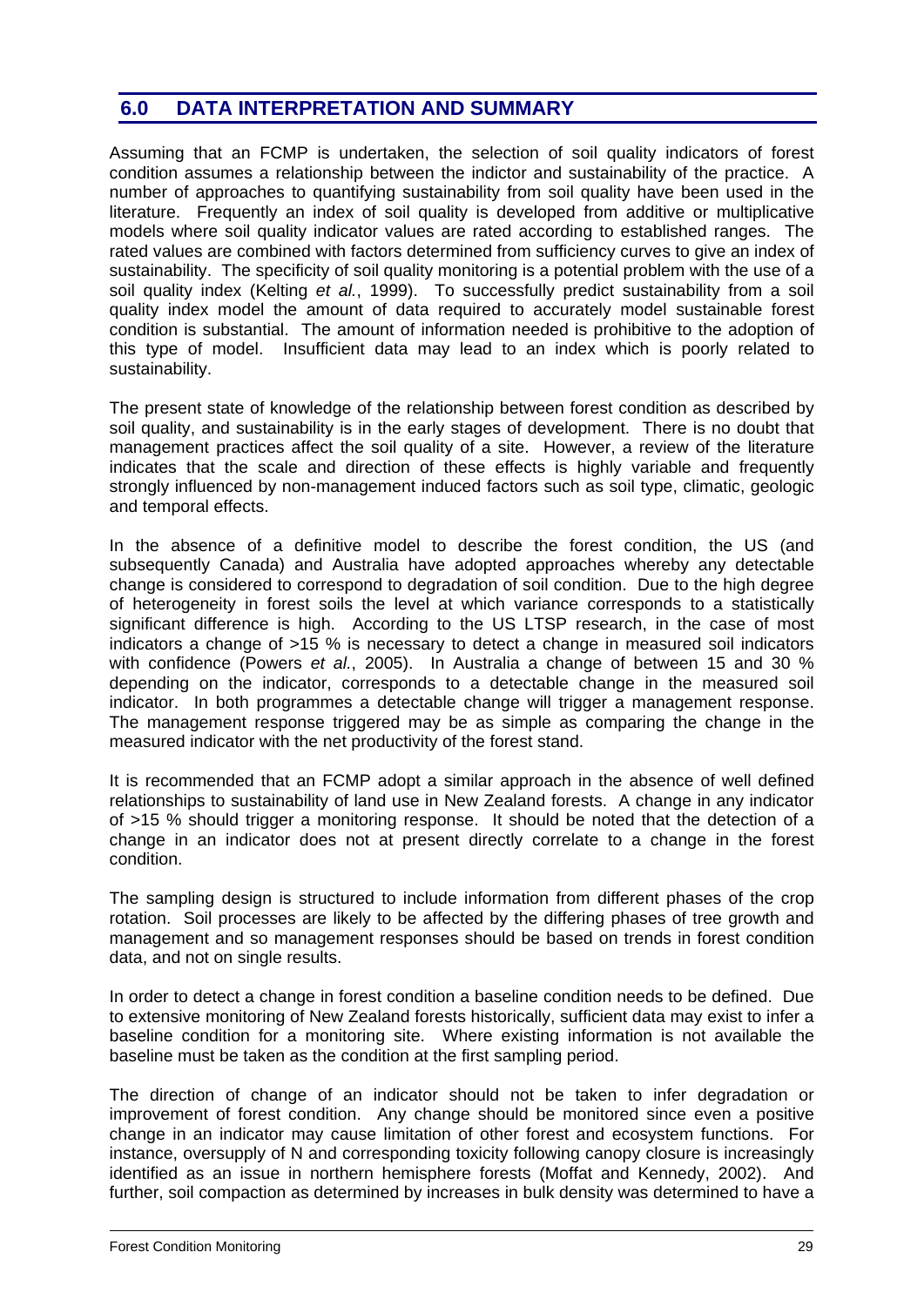## 6.0 DATA INTERPRETATION AND SUMMARY

Assuming that an FCMP is undertaken, the selection of soil quality indicators of forest condition assumes a relationship between the indictor and sustainability of the practice. A number of approaches to quantifying sustainability from soil quality have been used in the literature. Frequently an index of soil quality is developed from additive or multiplicative models where soil quality indicator values are rated according to established ranges. The rated values are combined with factors determined from sufficiency curves to give an index of sustainability. The specificity of soil quality monitoring is a potential problem with the use of a soil quality index (Kelting *et al.*, 1999). To successfully predict sustainability from a soil quality index model the amount of data required to accurately model sustainable forest condition is substantial. The amount of information needed is prohibitive to the adoption of this type of model. Insufficient data may lead to an index which is poorly related to sustainability.

The present state of knowledge of the relationship between forest condition as described by soil quality, and sustainability is in the early stages of development. There is no doubt that management practices affect the soil quality of a site. However, a review of the literature indicates that the scale and direction of these effects is highly variable and frequently strongly influenced by non-management induced factors such as soil type, climatic, geologic and temporal effects.

In the absence of a definitive model to describe the forest condition, the US (and subsequently Canada) and Australia have adopted approaches whereby any detectable change is considered to correspond to degradation of soil condition. Due to the high degree of heterogeneity in forest soils the level at which variance corresponds to a statistically significant difference is high. According to the US LTSP research, in the case of most indicators a change of >15 % is necessary to detect a change in measured soil indicators with confidence (Powers *et al.*, 2005). In Australia a change of between 15 and 30 % depending on the indicator, corresponds to a detectable change in the measured soil indicator. In both programmes a detectable change will trigger a management response. The management response triggered may be as simple as comparing the change in the measured indicator with the net productivity of the forest stand.

It is recommended that an FCMP adopt a similar approach in the absence of well defined relationships to sustainability of land use in New Zealand forests. A change in any indicator of >15 % should trigger a monitoring response. It should be noted that the detection of a change in an indicator does not at present directly correlate to a change in the forest condition.

The sampling design is structured to include information from different phases of the crop rotation. Soil processes are likely to be affected by the differing phases of tree growth and management and so management responses should be based on trends in forest condition data, and not on single results.

In order to detect a change in forest condition a baseline condition needs to be defined. Due to extensive monitoring of New Zealand forests historically, sufficient data may exist to infer a baseline condition for a monitoring site. Where existing information is not available the baseline must be taken as the condition at the first sampling period.

The direction of change of an indicator should not be taken to infer degradation or improvement of forest condition. Any change should be monitored since even a positive change in an indicator may cause limitation of other forest and ecosystem functions. For instance, oversupply of N and corresponding toxicity following canopy closure is increasingly identified as an issue in northern hemisphere forests (Moffat and Kennedy, 2002). And further, soil compaction as determined by increases in bulk density was determined to have a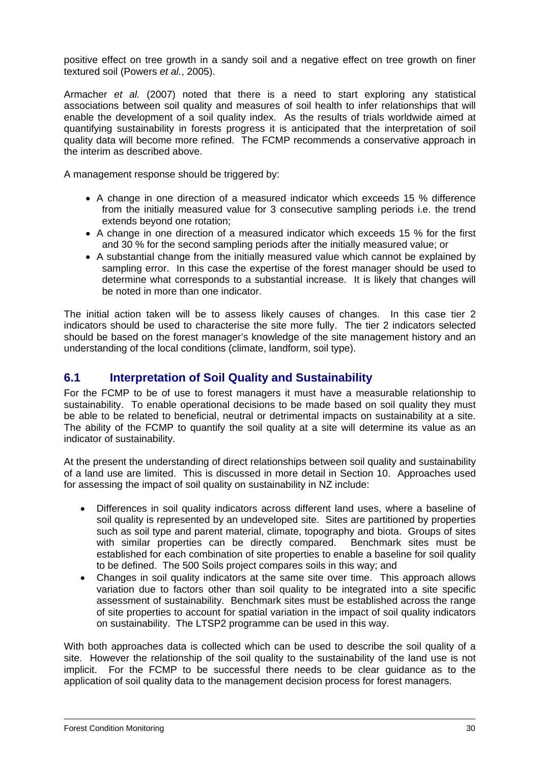positive effect on tree growth in a sandy soil and a negative effect on tree growth on finer textured soil (Powers *et al.*, 2005).

Armacher *et al.* (2007) noted that there is a need to start exploring any statistical associations between soil quality and measures of soil health to infer relationships that will enable the development of a soil quality index. As the results of trials worldwide aimed at quantifying sustainability in forests progress it is anticipated that the interpretation of soil quality data will become more refined. The FCMP recommends a conservative approach in the interim as described above.

A management response should be triggered by:

- A change in one direction of a measured indicator which exceeds 15 % difference from the initially measured value for 3 consecutive sampling periods i.e. the trend extends beyond one rotation;
- A change in one direction of a measured indicator which exceeds 15 % for the first and 30 % for the second sampling periods after the initially measured value; or
- A substantial change from the initially measured value which cannot be explained by sampling error. In this case the expertise of the forest manager should be used to determine what corresponds to a substantial increase. It is likely that changes will be noted in more than one indicator.

The initial action taken will be to assess likely causes of changes. In this case tier 2 indicators should be used to characterise the site more fully. The tier 2 indicators selected should be based on the forest manager's knowledge of the site management history and an understanding of the local conditions (climate, landform, soil type).

## 6.1 Interpretation of Soil Quality and Sustainability

For the FCMP to be of use to forest managers it must have a measurable relationship to sustainability. To enable operational decisions to be made based on soil quality they must be able to be related to beneficial, neutral or detrimental impacts on sustainability at a site. The ability of the FCMP to quantify the soil quality at a site will determine its value as an indicator of sustainability.

At the present the understanding of direct relationships between soil quality and sustainability of a land use are limited. This is discussed in more detail in Section 10. Approaches used for assessing the impact of soil quality on sustainability in NZ include:

- Differences in soil quality indicators across different land uses, where a baseline of soil quality is represented by an undeveloped site. Sites are partitioned by properties such as soil type and parent material, climate, topography and biota. Groups of sites with similar properties can be directly compared. Benchmark sites must be established for each combination of site properties to enable a baseline for soil quality to be defined. The 500 Soils project compares soils in this way; and
- Changes in soil quality indicators at the same site over time. This approach allows variation due to factors other than soil quality to be integrated into a site specific assessment of sustainability. Benchmark sites must be established across the range of site properties to account for spatial variation in the impact of soil quality indicators on sustainability. The LTSP2 programme can be used in this way.

With both approaches data is collected which can be used to describe the soil quality of a site. However the relationship of the soil quality to the sustainability of the land use is not implicit. For the FCMP to be successful there needs to be clear guidance as to the application of soil quality data to the management decision process for forest managers.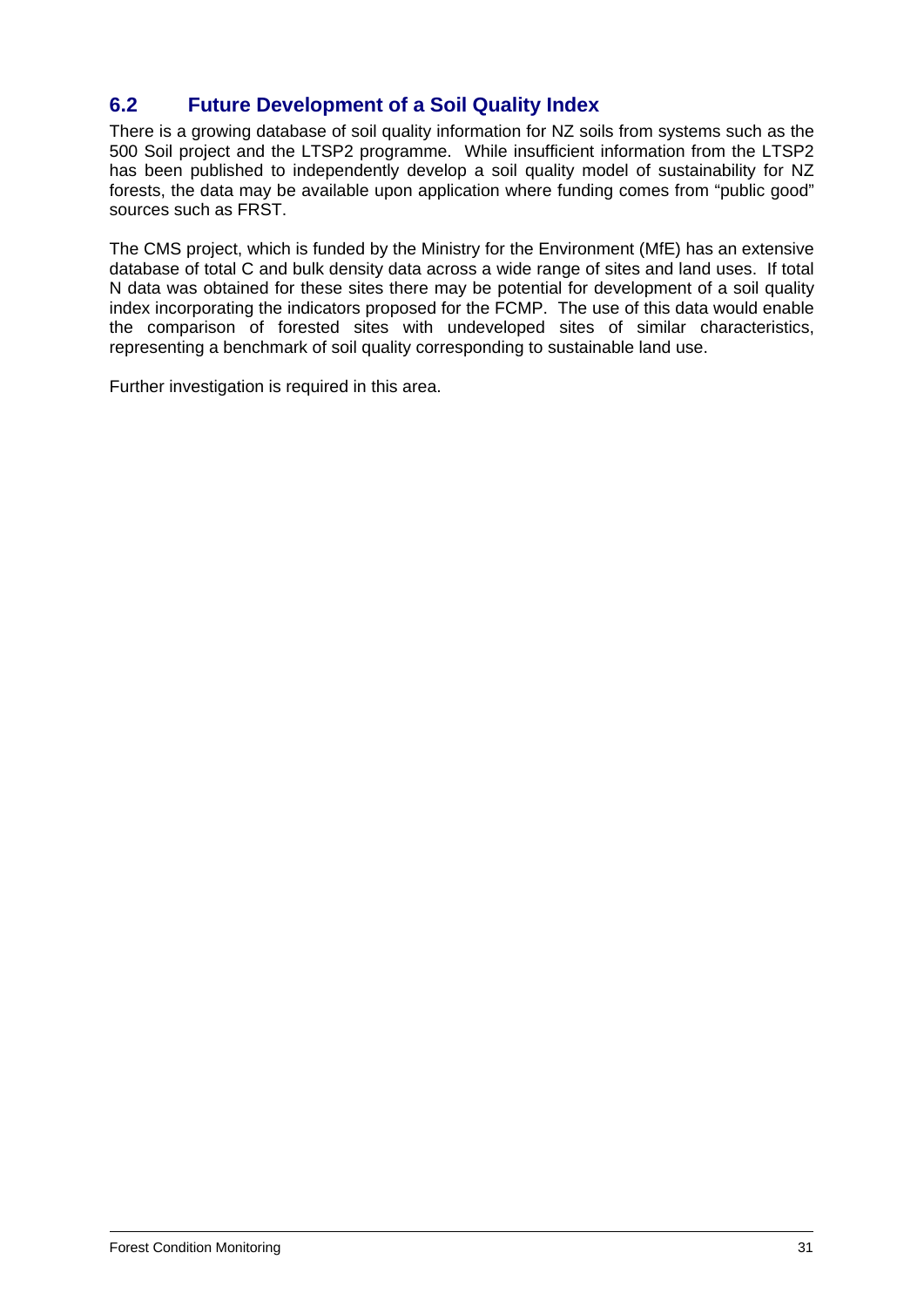## 6.2 Future Development of a Soil Quality Index

There is a growing database of soil quality information for NZ soils from systems such as the 500 Soil project and the LTSP2 programme. While insufficient information from the LTSP2 has been published to independently develop a soil quality model of sustainability for NZ forests, the data may be available upon application where funding comes from "public good" sources such as FRST.

The CMS project, which is funded by the Ministry for the Environment (MfE) has an extensive database of total C and bulk density data across a wide range of sites and land uses. If total N data was obtained for these sites there may be potential for development of a soil quality index incorporating the indicators proposed for the FCMP. The use of this data would enable the comparison of forested sites with undeveloped sites of similar characteristics, representing a benchmark of soil quality corresponding to sustainable land use.

Further investigation is required in this area.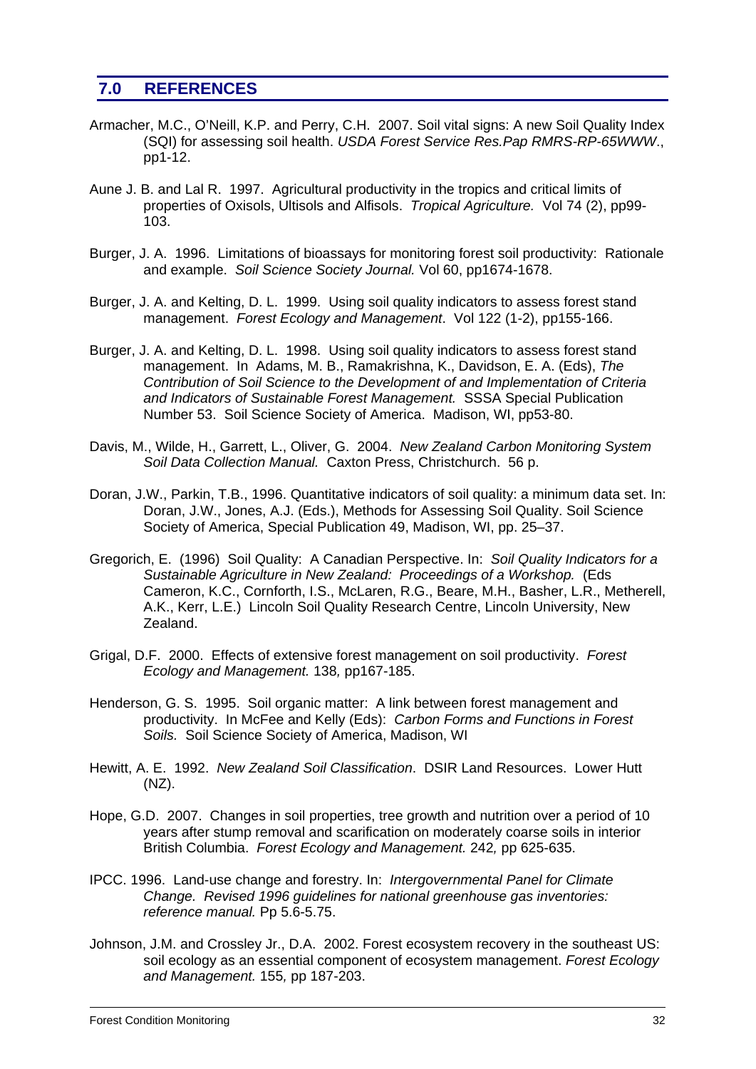## 7.0 REFERENCES

Armacher, M.C., O'Neill, K.P. and Perry, C.H. 2007. Soil vital signs: A new Soil Quality Index (SQI) for assessing soil health. *USDA Forest Service Res.Pap RMRS-RP-65WWW*., pp1-12.

Aune J. B. and Lal R. 1997. Agricultural productivity in the tropics and critical limits of properties of Oxisols, Ultisols and Alfisols. *Tropical Agriculture.* Vol 74 (2), pp99-103.

Burger, J. A. 1996. Limitations of bioassays for monitoring forest soil productivity: Rationale and example. *Soil Science Society Journal.* Vol 60, pp1674-1678.

Burger, J. A. and Kelting, D. L. 1999. Using soil quality indicators to assess forest stand management. *Forest Ecology and Management*. Vol 122 (1-2), pp155-166.

Burger, J. A. and Kelting, D. L. 1998. Using soil quality indicators to assess forest stand management. In Adams, M. B., Ramakrishna, K., Davidson, E. A. (Eds), *The Contribution of Soil Science to the Development of and Implementation of Criteria and Indicators of Sustainable Forest Management.* SSSA Special Publication Number 53. Soil Science Society of America. Madison, WI, pp53-80.

Davis, M., Wilde, H., Garrett, L., Oliver, G. 2004. *New Zealand Carbon Monitoring System Soil Data Collection Manual.* Caxton Press, Christchurch. 56 p.

Doran, J.W., Parkin, T.B., 1996. Quantitative indicators of soil quality: a minimum data set. In: Doran, J.W., Jones, A.J. (Eds.), Methods for Assessing Soil Quality. Soil Science Society of America, Special Publication 49, Madison, WI, pp. 25–37.

Gregorich, E. (1996) Soil Quality: A Canadian Perspective. In: *Soil Quality Indicators for a Sustainable Agriculture in New Zealand: Proceedings of a Workshop.* (Eds Cameron, K.C., Cornforth, I.S., McLaren, R.G., Beare, M.H., Basher, L.R., Metherell, A.K., Kerr, L.E.) Lincoln Soil Quality Research Centre, Lincoln University, New Zealand.

Grigal, D.F. 2000. Effects of extensive forest management on soil productivity. *Forest Ecology and Management.* 138*,* pp167-185.

Henderson, G. S. 1995. Soil organic matter: A link between forest management and productivity. In McFee and Kelly (Eds): *Carbon Forms and Functions in Forest Soils.* Soil Science Society of America, Madison, WI

Hewitt, A. E. 1992. *New Zealand Soil Classification*. DSIR Land Resources. Lower Hutt (NZ).

Hope, G.D. 2007. Changes in soil properties, tree growth and nutrition over a period of 10 years after stump removal and scarification on moderately coarse soils in interior British Columbia. *Forest Ecology and Management.* 242*,* pp 625-635.

IPCC. 1996. Land-use change and forestry. In: *Intergovernmental Panel for Climate Change. Revised 1996 guidelines for national greenhouse gas inventories: reference manual.* Pp 5.6-5.75.

Johnson, J.M. and Crossley Jr., D.A. 2002. Forest ecosystem recovery in the southeast US: soil ecology as an essential component of ecosystem management. *Forest Ecology and Management.* 155*,* pp 187-203.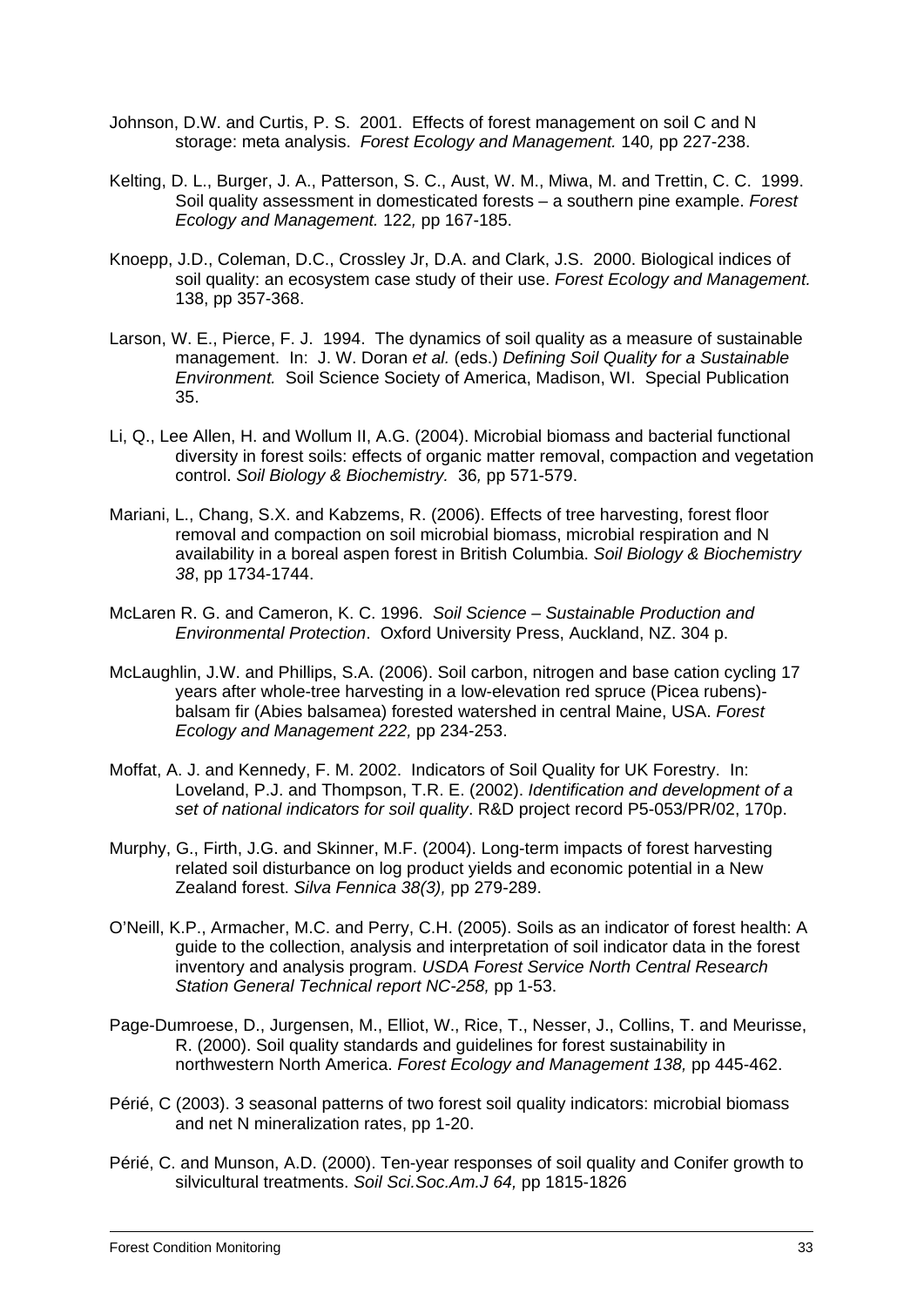Johnson, D.W. and Curtis, P. S. 2001. Effects of forest management on soil C and N storage: meta analysis. *Forest Ecology and Management.* 140*,* pp 227-238.

Kelting, D. L., Burger, J. A., Patterson, S. C., Aust, W. M., Miwa, M. and Trettin, C. C. 1999. Soil quality assessment in domesticated forests – a southern pine example. *Forest Ecology and Management.* 122*,* pp 167-185.

Knoepp, J.D., Coleman, D.C., Crossley Jr, D.A. and Clark, J.S. 2000. Biological indices of soil quality: an ecosystem case study of their use. *Forest Ecology and Management.* 138, pp 357-368.

Larson, W. E., Pierce, F. J. 1994. The dynamics of soil quality as a measure of sustainable management. In: J. W. Doran *et al.* (eds.) *Defining Soil Quality for a Sustainable Environment.* Soil Science Society of America, Madison, WI. Special Publication 35.

Li, Q., Lee Allen, H. and Wollum II, A.G. (2004). Microbial biomass and bacterial functional diversity in forest soils: effects of organic matter removal, compaction and vegetation control. *Soil Biology & Biochemistry.* 36*,* pp 571-579.

Mariani, L., Chang, S.X. and Kabzems, R. (2006). Effects of tree harvesting, forest floor removal and compaction on soil microbial biomass, microbial respiration and N availability in a boreal aspen forest in British Columbia. *Soil Biology & Biochemistry 38*, pp 1734-1744.

McLaren R. G. and Cameron, K. C. 1996. *Soil Science – Sustainable Production and Environmental Protection*. Oxford University Press, Auckland, NZ. 304 p.

McLaughlin, J.W. and Phillips, S.A. (2006). Soil carbon, nitrogen and base cation cycling 17 years after whole-tree harvesting in a low-elevation red spruce (Picea rubens)-balsam fir (Abies balsamea) forested watershed in central Maine, USA. *Forest Ecology and Management 222,* pp 234-253.

Moffat, A. J. and Kennedy, F. M. 2002. Indicators of Soil Quality for UK Forestry. In: Loveland, P.J. and Thompson, T.R. E. (2002). *Identification and development of a set of national indicators for soil quality*. R&D project record P5-053/PR/02, 170p.

Murphy, G., Firth, J.G. and Skinner, M.F. (2004). Long-term impacts of forest harvesting related soil disturbance on log product yields and economic potential in a New Zealand forest. *Silva Fennica 38(3),* pp 279-289.

O'Neill, K.P., Armacher, M.C. and Perry, C.H. (2005). Soils as an indicator of forest health: A guide to the collection, analysis and interpretation of soil indicator data in the forest inventory and analysis program. *USDA Forest Service North Central Research Station General Technical report NC-258,* pp 1-53.

Page-Dumroese, D., Jurgensen, M., Elliot, W., Rice, T., Nesser, J., Collins, T. and Meurisse, R. (2000). Soil quality standards and guidelines for forest sustainability in northwestern North America. *Forest Ecology and Management 138,* pp 445-462.

Périé, C (2003). 3 seasonal patterns of two forest soil quality indicators: microbial biomass and net N mineralization rates, pp 1-20.

Périé, C. and Munson, A.D. (2000). Ten-year responses of soil quality and Conifer growth to silvicultural treatments. *Soil Sci.Soc.Am.J 64,* pp 1815-1826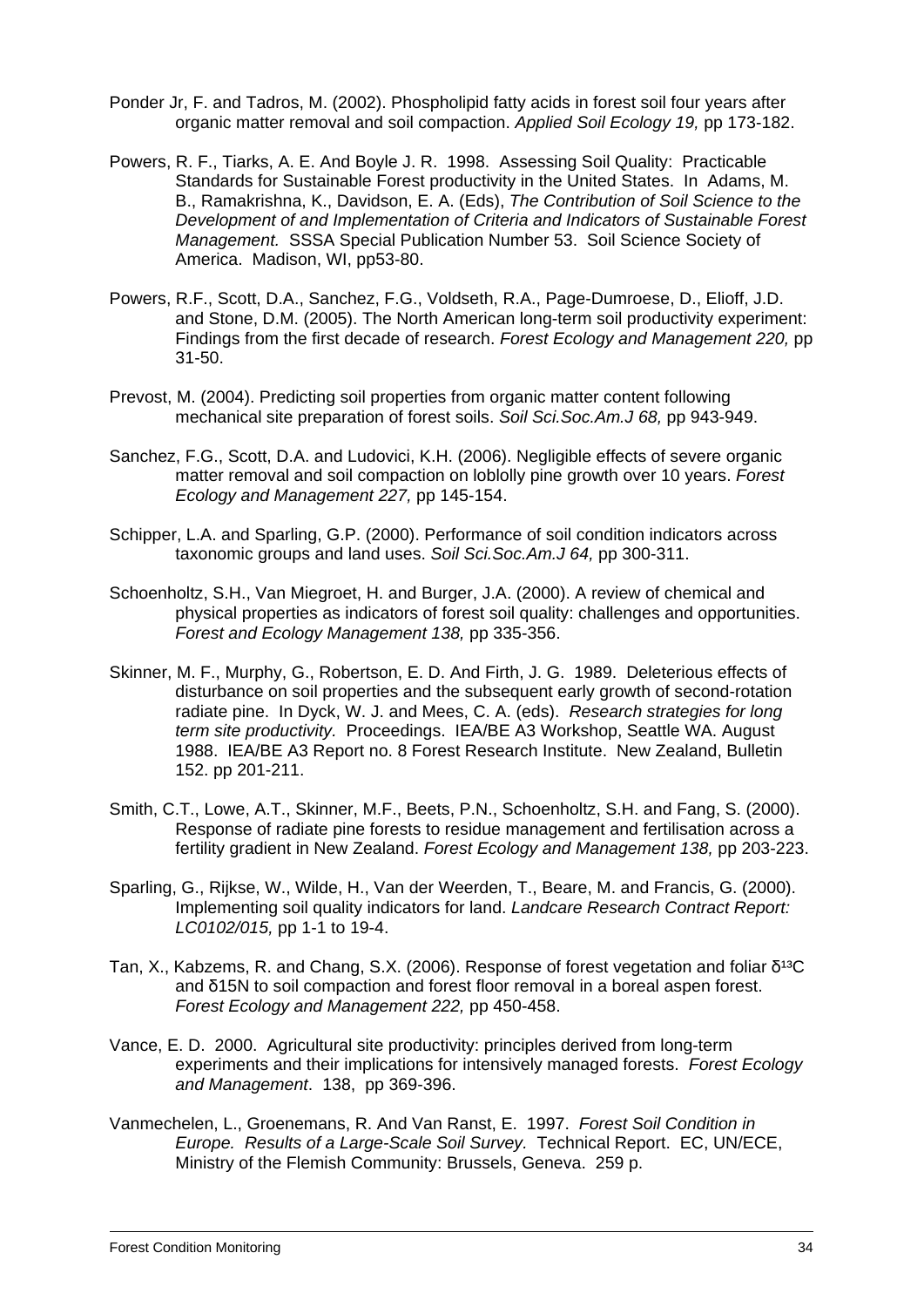Ponder Jr, F. and Tadros, M. (2002). Phospholipid fatty acids in forest soil four years after organic matter removal and soil compaction. *Applied Soil Ecology 19,* pp 173-182.

Powers, R. F., Tiarks, A. E. And Boyle J. R. 1998. Assessing Soil Quality: Practicable Standards for Sustainable Forest productivity in the United States. In Adams, M. B., Ramakrishna, K., Davidson, E. A. (Eds), *The Contribution of Soil Science to the Development of and Implementation of Criteria and Indicators of Sustainable Forest Management.* SSSA Special Publication Number 53. Soil Science Society of America. Madison, WI, pp53-80.

Powers, R.F., Scott, D.A., Sanchez, F.G., Voldseth, R.A., Page-Dumroese, D., Elioff, J.D. and Stone, D.M. (2005). The North American long-term soil productivity experiment: Findings from the first decade of research. *Forest Ecology and Management 220,* pp 31-50.

Prevost, M. (2004). Predicting soil properties from organic matter content following mechanical site preparation of forest soils. *Soil Sci.Soc.Am.J 68,* pp 943-949.

Sanchez, F.G., Scott, D.A. and Ludovici, K.H. (2006). Negligible effects of severe organic matter removal and soil compaction on loblolly pine growth over 10 years. *Forest Ecology and Management 227,* pp 145-154.

Schipper, L.A. and Sparling, G.P. (2000). Performance of soil condition indicators across taxonomic groups and land uses. *Soil Sci.Soc.Am.J 64,* pp 300-311.

Schoenholtz, S.H., Van Miegroet, H. and Burger, J.A. (2000). A review of chemical and physical properties as indicators of forest soil quality: challenges and opportunities. *Forest and Ecology Management 138,* pp 335-356.

Skinner, M. F., Murphy, G., Robertson, E. D. And Firth, J. G. 1989. Deleterious effects of disturbance on soil properties and the subsequent early growth of second-rotation radiate pine. In Dyck, W. J. and Mees, C. A. (eds). *Research strategies for long term site productivity.* Proceedings. IEA/BE A3 Workshop, Seattle WA. August 1988. IEA/BE A3 Report no. 8 Forest Research Institute. New Zealand, Bulletin 152. pp 201-211.

Smith, C.T., Lowe, A.T., Skinner, M.F., Beets, P.N., Schoenholtz, S.H. and Fang, S. (2000). Response of radiate pine forests to residue management and fertilisation across a fertility gradient in New Zealand. *Forest Ecology and Management 138,* pp 203-223.

Sparling, G., Rijkse, W., Wilde, H., Van der Weerden, T., Beare, M. and Francis, G. (2000). Implementing soil quality indicators for land. *Landcare Research Contract Report: LC0102/015,* pp 1-1 to 19-4.

Tan, X., Kabzems, R. and Chang, S.X. (2006). Response of forest vegetation and foliar $\delta^{13}C$ and δ15N to soil compaction and forest floor removal in a boreal aspen forest. *Forest Ecology and Management 222,* pp 450-458.

Vance, E. D. 2000. Agricultural site productivity: principles derived from long-term experiments and their implications for intensively managed forests. *Forest Ecology and Management*. 138, pp 369-396.

Vanmechelen, L., Groenemans, R. And Van Ranst, E. 1997. *Forest Soil Condition in Europe. Results of a Large-Scale Soil Survey.* Technical Report. EC, UN/ECE, Ministry of the Flemish Community: Brussels, Geneva. 259 p.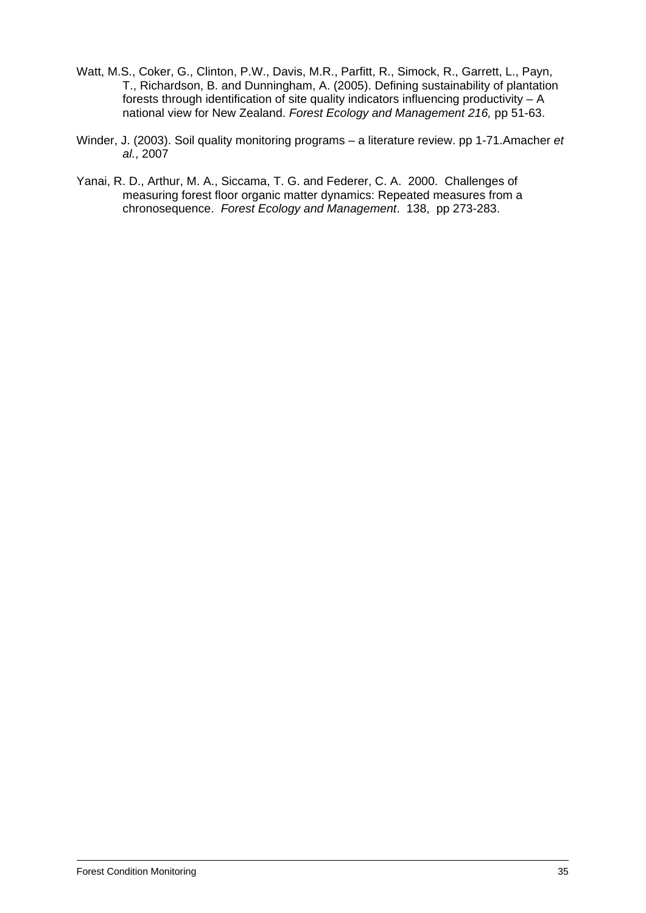Watt, M.S., Coker, G., Clinton, P.W., Davis, M.R., Parfitt, R., Simock, R., Garrett, L., Payn, T., Richardson, B. and Dunningham, A. (2005). Defining sustainability of plantation forests through identification of site quality indicators influencing productivity – A national view for New Zealand. *Forest Ecology and Management 216,* pp 51-63.

Winder, J. (2003). Soil quality monitoring programs – a literature review. pp 1-71.Amacher *et al.*, 2007

Yanai, R. D., Arthur, M. A., Siccama, T. G. and Federer, C. A. 2000. Challenges of measuring forest floor organic matter dynamics: Repeated measures from a chronosequence. *Forest Ecology and Management*. 138, pp 273-283.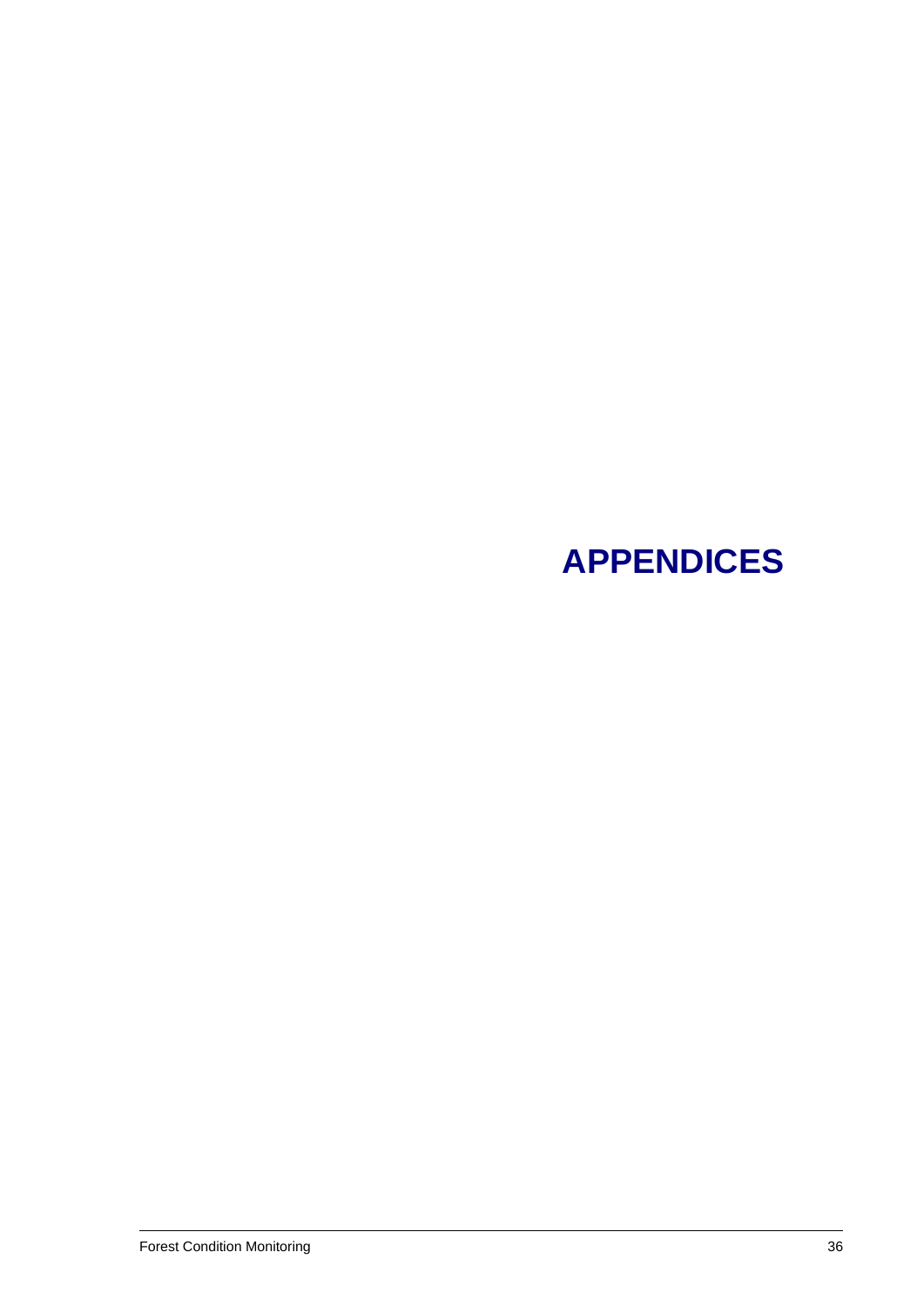# APPENDICES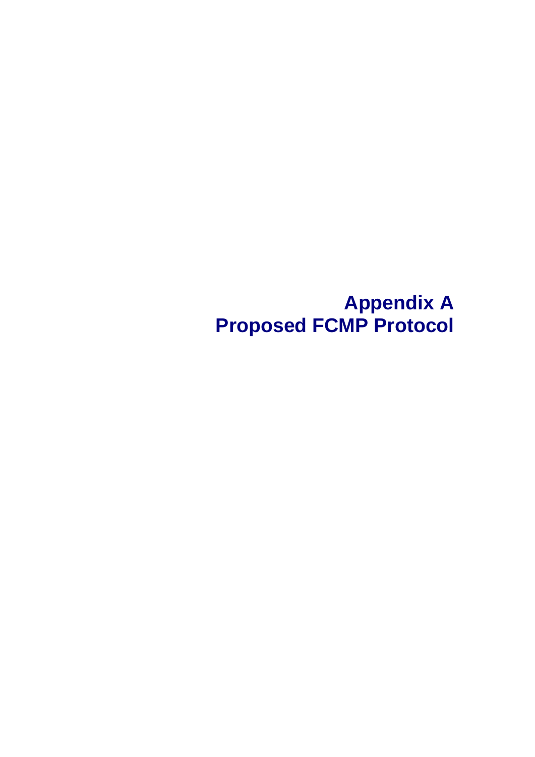# Appendix A
# Proposed FCMP Protocol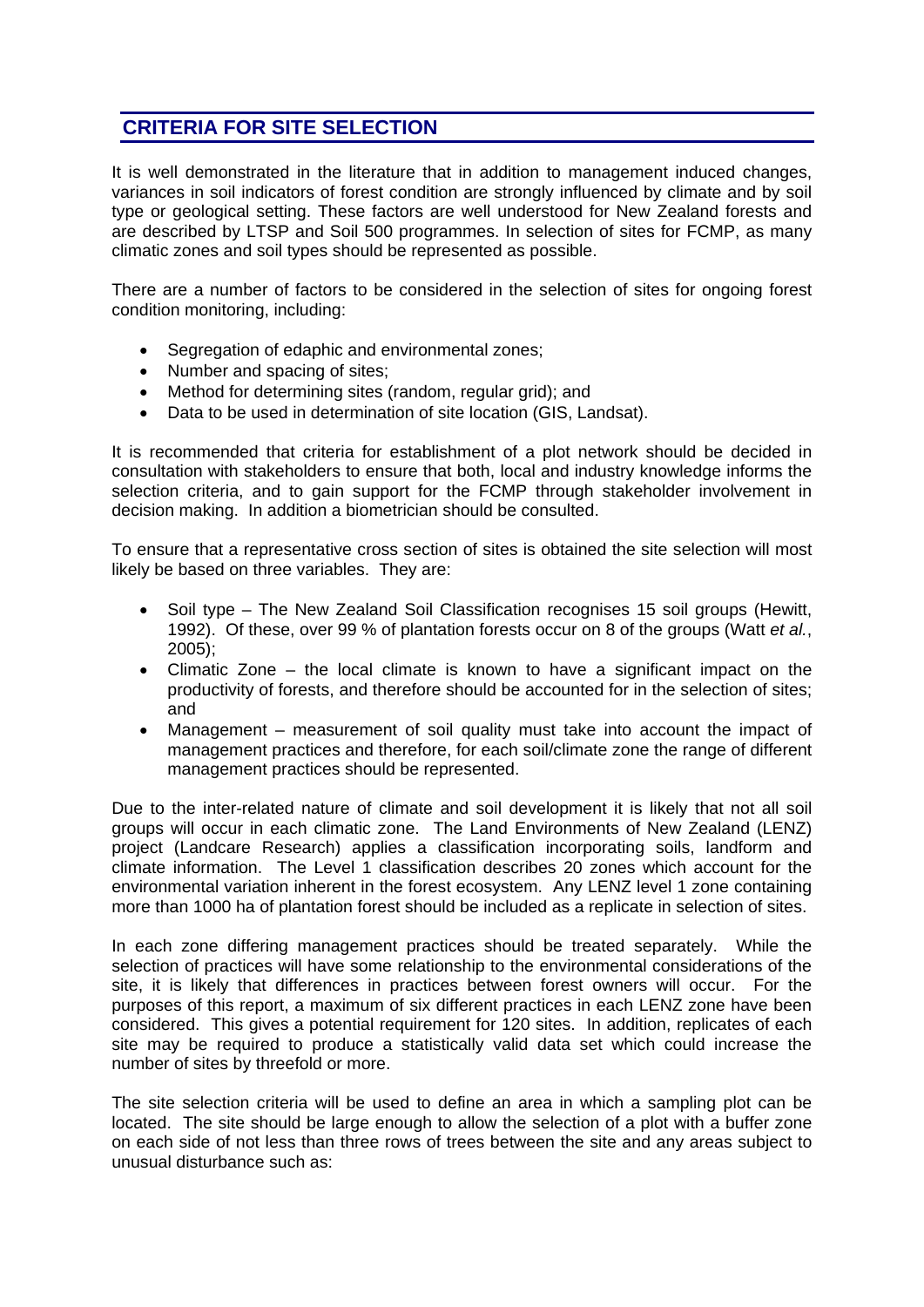## CRITERIA FOR SITE SELECTION

It is well demonstrated in the literature that in addition to management induced changes, variances in soil indicators of forest condition are strongly influenced by climate and by soil type or geological setting. These factors are well understood for New Zealand forests and are described by LTSP and Soil 500 programmes. In selection of sites for FCMP, as many climatic zones and soil types should be represented as possible.

There are a number of factors to be considered in the selection of sites for ongoing forest condition monitoring, including:

- Segregation of edaphic and environmental zones;
- Number and spacing of sites;
- Method for determining sites (random, regular grid); and
- Data to be used in determination of site location (GIS, Landsat).

It is recommended that criteria for establishment of a plot network should be decided in consultation with stakeholders to ensure that both, local and industry knowledge informs the selection criteria, and to gain support for the FCMP through stakeholder involvement in decision making. In addition a biometrician should be consulted.

To ensure that a representative cross section of sites is obtained the site selection will most likely be based on three variables. They are:

- Soil type – The New Zealand Soil Classification recognises 15 soil groups (Hewitt, 1992). Of these, over 99 % of plantation forests occur on 8 of the groups (Watt *et al.*, 2005);
- Climatic Zone – the local climate is known to have a significant impact on the productivity of forests, and therefore should be accounted for in the selection of sites; and
- Management – measurement of soil quality must take into account the impact of management practices and therefore, for each soil/climate zone the range of different management practices should be represented.

Due to the inter-related nature of climate and soil development it is likely that not all soil groups will occur in each climatic zone. The Land Environments of New Zealand (LENZ) project (Landcare Research) applies a classification incorporating soils, landform and climate information. The Level 1 classification describes 20 zones which account for the environmental variation inherent in the forest ecosystem. Any LENZ level 1 zone containing more than 1000 ha of plantation forest should be included as a replicate in selection of sites.

In each zone differing management practices should be treated separately. While the selection of practices will have some relationship to the environmental considerations of the site, it is likely that differences in practices between forest owners will occur. For the purposes of this report, a maximum of six different practices in each LENZ zone have been considered. This gives a potential requirement for 120 sites. In addition, replicates of each site may be required to produce a statistically valid data set which could increase the number of sites by threefold or more.

The site selection criteria will be used to define an area in which a sampling plot can be located. The site should be large enough to allow the selection of a plot with a buffer zone on each side of not less than three rows of trees between the site and any areas subject to unusual disturbance such as: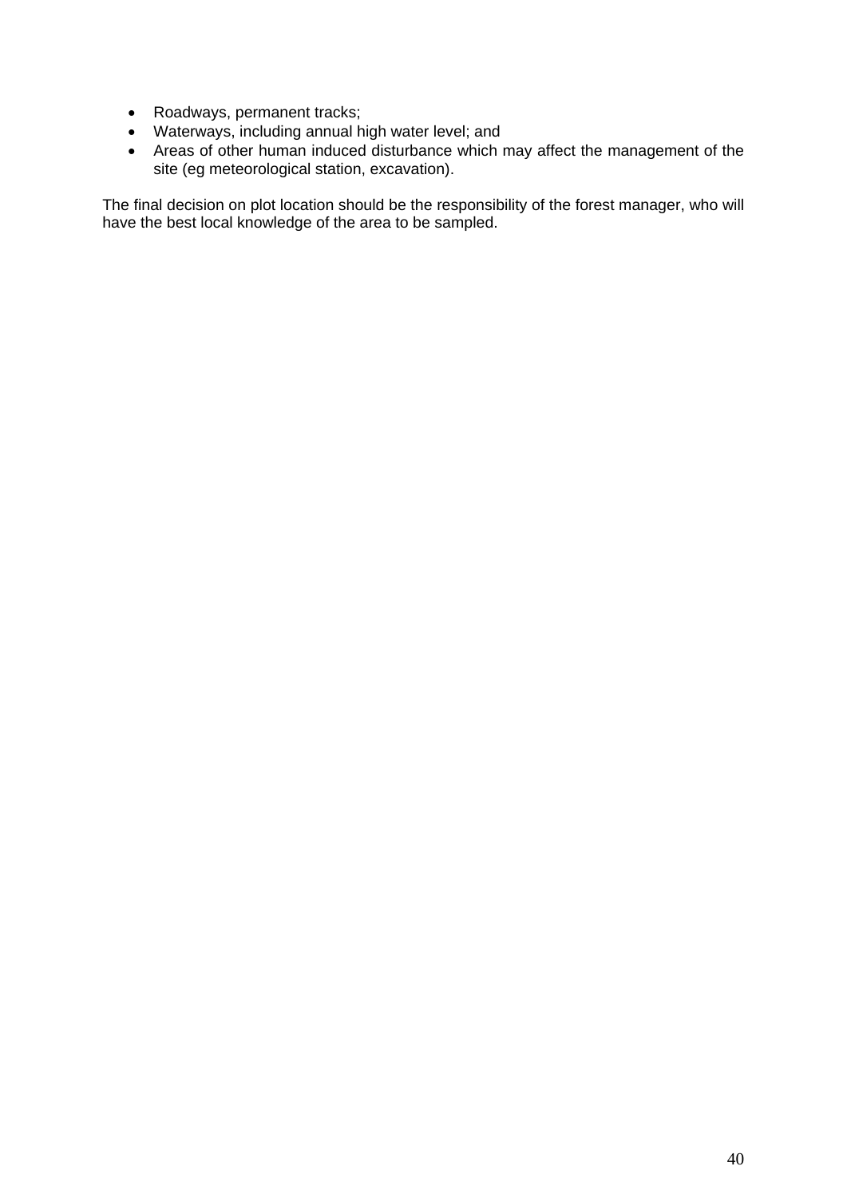- Roadways, permanent tracks;
- Waterways, including annual high water level; and
- Areas of other human induced disturbance which may affect the management of the site (eg meteorological station, excavation).

The final decision on plot location should be the responsibility of the forest manager, who will have the best local knowledge of the area to be sampled.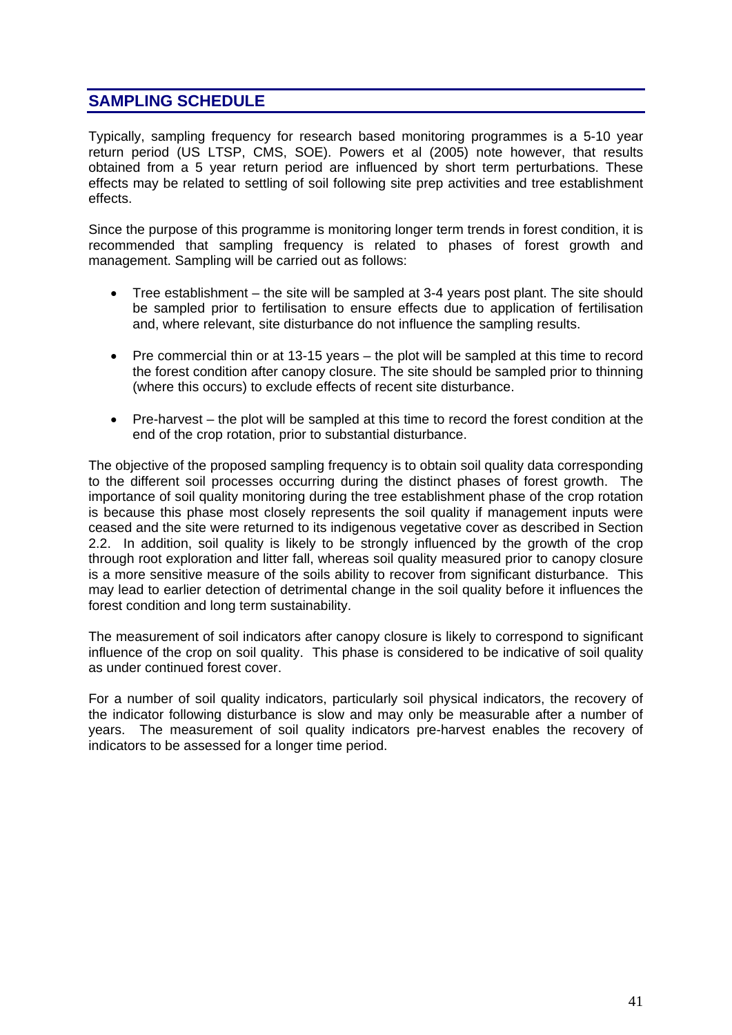## SAMPLING SCHEDULE

Typically, sampling frequency for research based monitoring programmes is a 5-10 year return period (US LTSP, CMS, SOE). Powers et al (2005) note however, that results obtained from a 5 year return period are influenced by short term perturbations. These effects may be related to settling of soil following site prep activities and tree establishment effects.

Since the purpose of this programme is monitoring longer term trends in forest condition, it is recommended that sampling frequency is related to phases of forest growth and management. Sampling will be carried out as follows:

- Tree establishment – the site will be sampled at 3-4 years post plant. The site should be sampled prior to fertilisation to ensure effects due to application of fertilisation and, where relevant, site disturbance do not influence the sampling results.
- Pre commercial thin or at 13-15 years – the plot will be sampled at this time to record the forest condition after canopy closure. The site should be sampled prior to thinning (where this occurs) to exclude effects of recent site disturbance.
- Pre-harvest – the plot will be sampled at this time to record the forest condition at the end of the crop rotation, prior to substantial disturbance.

The objective of the proposed sampling frequency is to obtain soil quality data corresponding to the different soil processes occurring during the distinct phases of forest growth. The importance of soil quality monitoring during the tree establishment phase of the crop rotation is because this phase most closely represents the soil quality if management inputs were ceased and the site were returned to its indigenous vegetative cover as described in Section 2.2. In addition, soil quality is likely to be strongly influenced by the growth of the crop through root exploration and litter fall, whereas soil quality measured prior to canopy closure is a more sensitive measure of the soils ability to recover from significant disturbance. This may lead to earlier detection of detrimental change in the soil quality before it influences the forest condition and long term sustainability.

The measurement of soil indicators after canopy closure is likely to correspond to significant influence of the crop on soil quality. This phase is considered to be indicative of soil quality as under continued forest cover.

For a number of soil quality indicators, particularly soil physical indicators, the recovery of the indicator following disturbance is slow and may only be measurable after a number of years. The measurement of soil quality indicators pre-harvest enables the recovery of indicators to be assessed for a longer time period.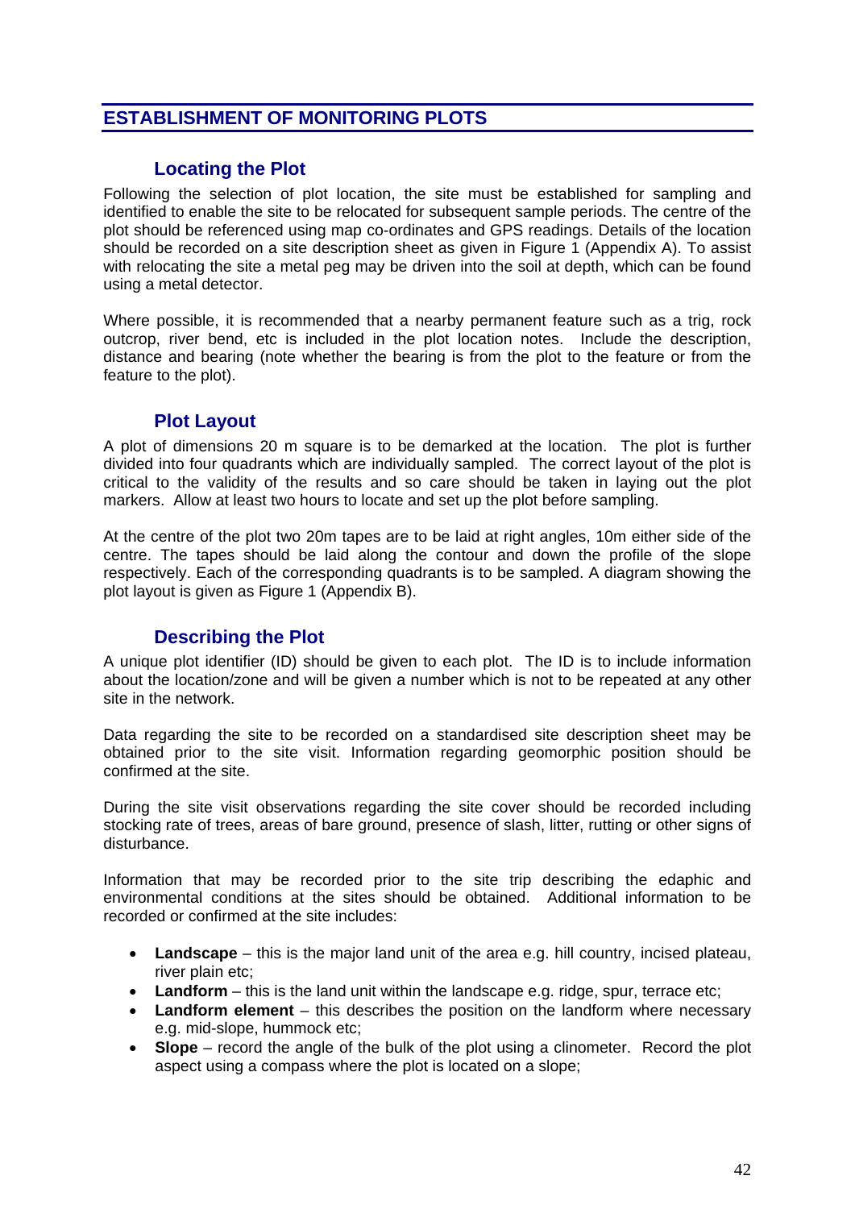## ESTABLISHMENT OF MONITORING PLOTS

### Locating the Plot

Following the selection of plot location, the site must be established for sampling and identified to enable the site to be relocated for subsequent sample periods. The centre of the plot should be referenced using map co-ordinates and GPS readings. Details of the location should be recorded on a site description sheet as given in Figure 1 (Appendix A). To assist with relocating the site a metal peg may be driven into the soil at depth, which can be found using a metal detector.

Where possible, it is recommended that a nearby permanent feature such as a trig, rock outcrop, river bend, etc is included in the plot location notes. Include the description, distance and bearing (note whether the bearing is from the plot to the feature or from the feature to the plot).

### Plot Layout

A plot of dimensions 20 m square is to be demarked at the location. The plot is further divided into four quadrants which are individually sampled. The correct layout of the plot is critical to the validity of the results and so care should be taken in laying out the plot markers. Allow at least two hours to locate and set up the plot before sampling.

At the centre of the plot two 20m tapes are to be laid at right angles, 10m either side of the centre. The tapes should be laid along the contour and down the profile of the slope respectively. Each of the corresponding quadrants is to be sampled. A diagram showing the plot layout is given as Figure 1 (Appendix B).

### Describing the Plot

A unique plot identifier (ID) should be given to each plot. The ID is to include information about the location/zone and will be given a number which is not to be repeated at any other site in the network.

Data regarding the site to be recorded on a standardised site description sheet may be obtained prior to the site visit. Information regarding geomorphic position should be confirmed at the site.

During the site visit observations regarding the site cover should be recorded including stocking rate of trees, areas of bare ground, presence of slash, litter, rutting or other signs of disturbance.

Information that may be recorded prior to the site trip describing the edaphic and environmental conditions at the sites should be obtained. Additional information to be recorded or confirmed at the site includes:

- **Landscape** – this is the major land unit of the area e.g. hill country, incised plateau, river plain etc;
- **Landform** – this is the land unit within the landscape e.g. ridge, spur, terrace etc;
- **Landform element** – this describes the position on the landform where necessary e.g. mid-slope, hummock etc;
- **Slope** – record the angle of the bulk of the plot using a clinometer. Record the plot aspect using a compass where the plot is located on a slope;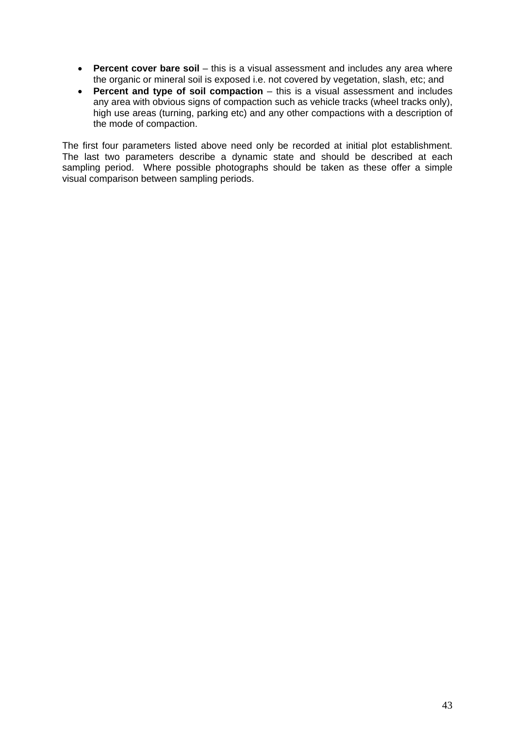- **Percent cover bare soil** – this is a visual assessment and includes any area where the organic or mineral soil is exposed i.e. not covered by vegetation, slash, etc; and
- **Percent and type of soil compaction** – this is a visual assessment and includes any area with obvious signs of compaction such as vehicle tracks (wheel tracks only), high use areas (turning, parking etc) and any other compactions with a description of the mode of compaction.

The first four parameters listed above need only be recorded at initial plot establishment. The last two parameters describe a dynamic state and should be described at each sampling period. Where possible photographs should be taken as these offer a simple visual comparison between sampling periods.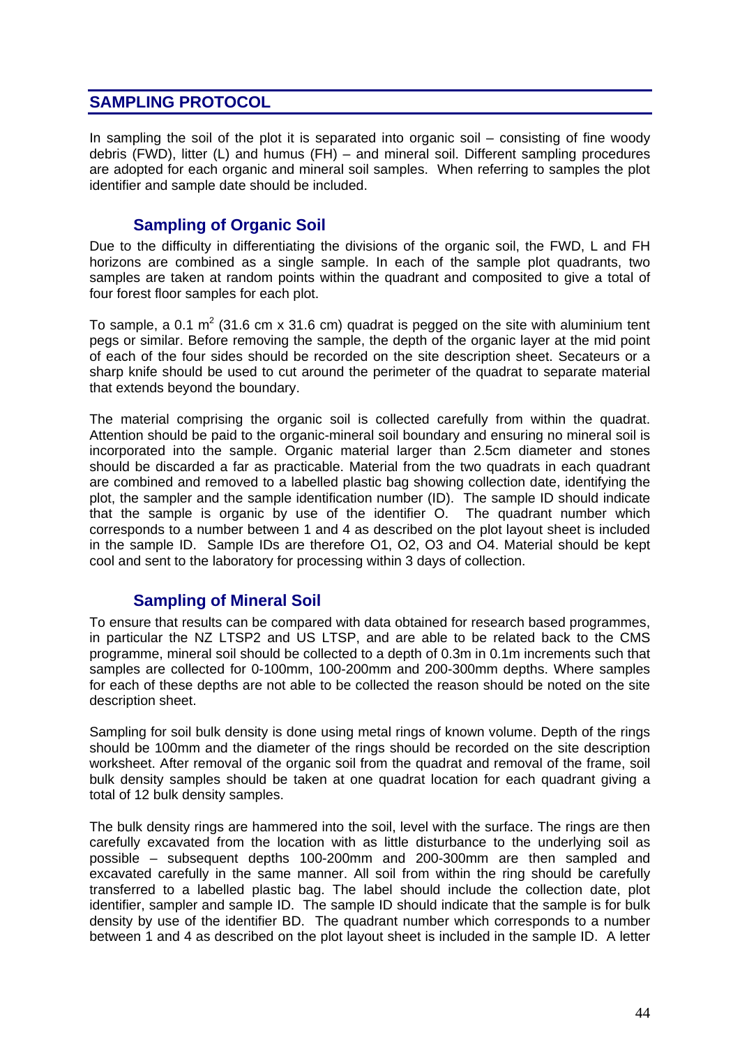## SAMPLING PROTOCOL

In sampling the soil of the plot it is separated into organic soil – consisting of fine woody debris (FWD), litter (L) and humus (FH) – and mineral soil. Different sampling procedures are adopted for each organic and mineral soil samples. When referring to samples the plot identifier and sample date should be included.

### Sampling of Organic Soil

Due to the difficulty in differentiating the divisions of the organic soil, the FWD, L and FH horizons are combined as a single sample. In each of the sample plot quadrants, two samples are taken at random points within the quadrant and composited to give a total of four forest floor samples for each plot.

To sample, a 0.1 m$^2$ (31.6 cm x 31.6 cm) quadrat is pegged on the site with aluminium tent pegs or similar. Before removing the sample, the depth of the organic layer at the mid point of each of the four sides should be recorded on the site description sheet. Secateurs or a sharp knife should be used to cut around the perimeter of the quadrat to separate material that extends beyond the boundary.

The material comprising the organic soil is collected carefully from within the quadrat. Attention should be paid to the organic-mineral soil boundary and ensuring no mineral soil is incorporated into the sample. Organic material larger than 2.5cm diameter and stones should be discarded a far as practicable. Material from the two quadrats in each quadrant are combined and removed to a labelled plastic bag showing collection date, identifying the plot, the sampler and the sample identification number (ID). The sample ID should indicate that the sample is organic by use of the identifier O. The quadrant number which corresponds to a number between 1 and 4 as described on the plot layout sheet is included in the sample ID. Sample IDs are therefore O1, O2, O3 and O4. Material should be kept cool and sent to the laboratory for processing within 3 days of collection.

### Sampling of Mineral Soil

To ensure that results can be compared with data obtained for research based programmes, in particular the NZ LTSP2 and US LTSP, and are able to be related back to the CMS programme, mineral soil should be collected to a depth of 0.3m in 0.1m increments such that samples are collected for 0-100mm, 100-200mm and 200-300mm depths. Where samples for each of these depths are not able to be collected the reason should be noted on the site description sheet.

Sampling for soil bulk density is done using metal rings of known volume. Depth of the rings should be 100mm and the diameter of the rings should be recorded on the site description worksheet. After removal of the organic soil from the quadrat and removal of the frame, soil bulk density samples should be taken at one quadrat location for each quadrant giving a total of 12 bulk density samples.

The bulk density rings are hammered into the soil, level with the surface. The rings are then carefully excavated from the location with as little disturbance to the underlying soil as possible – subsequent depths 100-200mm and 200-300mm are then sampled and excavated carefully in the same manner. All soil from within the ring should be carefully transferred to a labelled plastic bag. The label should include the collection date, plot identifier, sampler and sample ID. The sample ID should indicate that the sample is for bulk density by use of the identifier BD. The quadrant number which corresponds to a number between 1 and 4 as described on the plot layout sheet is included in the sample ID. A letter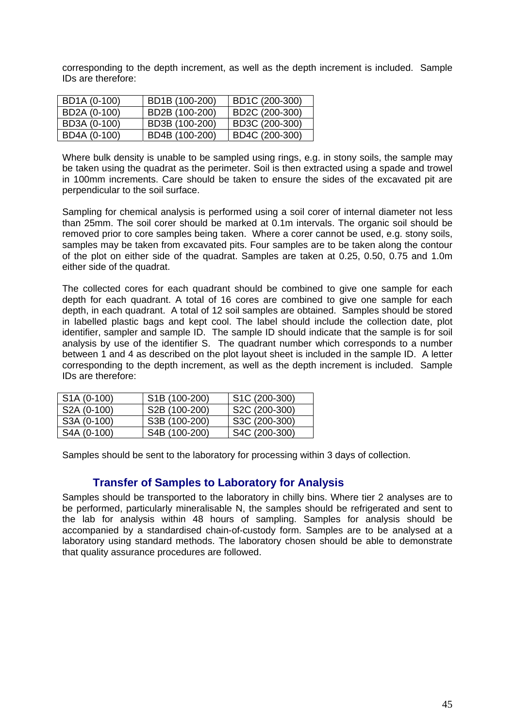corresponding to the depth increment, as well as the depth increment is included. Sample IDs are therefore:

| BD1A (0-100) | BD1B (100-200) | BD1C (200-300) |
|---|---|---|
| BD2A (0-100) | BD2B (100-200) | BD2C (200-300) |
| BD3A (0-100) | BD3B (100-200) | BD3C (200-300) |
| BD4A (0-100) | BD4B (100-200) | BD4C (200-300) |

Where bulk density is unable to be sampled using rings, e.g. in stony soils, the sample may be taken using the quadrat as the perimeter. Soil is then extracted using a spade and trowel in 100mm increments. Care should be taken to ensure the sides of the excavated pit are perpendicular to the soil surface.

Sampling for chemical analysis is performed using a soil corer of internal diameter not less than 25mm. The soil corer should be marked at 0.1m intervals. The organic soil should be removed prior to core samples being taken. Where a corer cannot be used, e.g. stony soils, samples may be taken from excavated pits. Four samples are to be taken along the contour of the plot on either side of the quadrat. Samples are taken at 0.25, 0.50, 0.75 and 1.0m either side of the quadrat.

The collected cores for each quadrant should be combined to give one sample for each depth for each quadrant. A total of 16 cores are combined to give one sample for each depth, in each quadrant. A total of 12 soil samples are obtained. Samples should be stored in labelled plastic bags and kept cool. The label should include the collection date, plot identifier, sampler and sample ID. The sample ID should indicate that the sample is for soil analysis by use of the identifier S. The quadrant number which corresponds to a number between 1 and 4 as described on the plot layout sheet is included in the sample ID. A letter corresponding to the depth increment, as well as the depth increment is included. Sample IDs are therefore:

| S1A (0-100) | S1B (100-200) | S1C (200-300) |
|---|---|---|
| S2A (0-100) | S2B (100-200) | S2C (200-300) |
| S3A (0-100) | S3B (100-200) | S3C (200-300) |
| S4A (0-100) | S4B (100-200) | S4C (200-300) |

Samples should be sent to the laboratory for processing within 3 days of collection.

## Transfer of Samples to Laboratory for Analysis

Samples should be transported to the laboratory in chilly bins. Where tier 2 analyses are to be performed, particularly mineralisable N, the samples should be refrigerated and sent to the lab for analysis within 48 hours of sampling. Samples for analysis should be accompanied by a standardised chain-of-custody form. Samples are to be analysed at a laboratory using standard methods. The laboratory chosen should be able to demonstrate that quality assurance procedures are followed.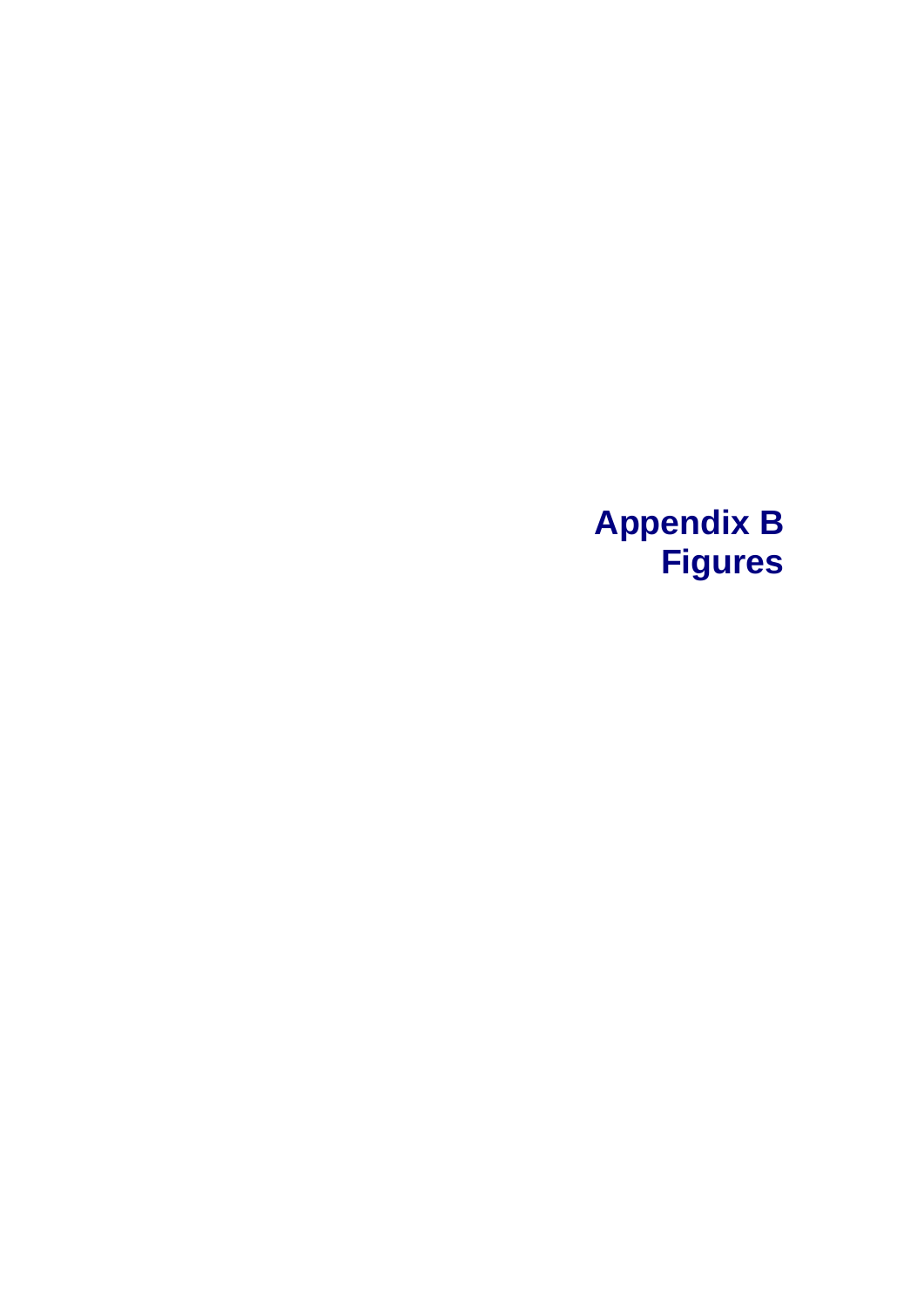# Appendix B
# Figures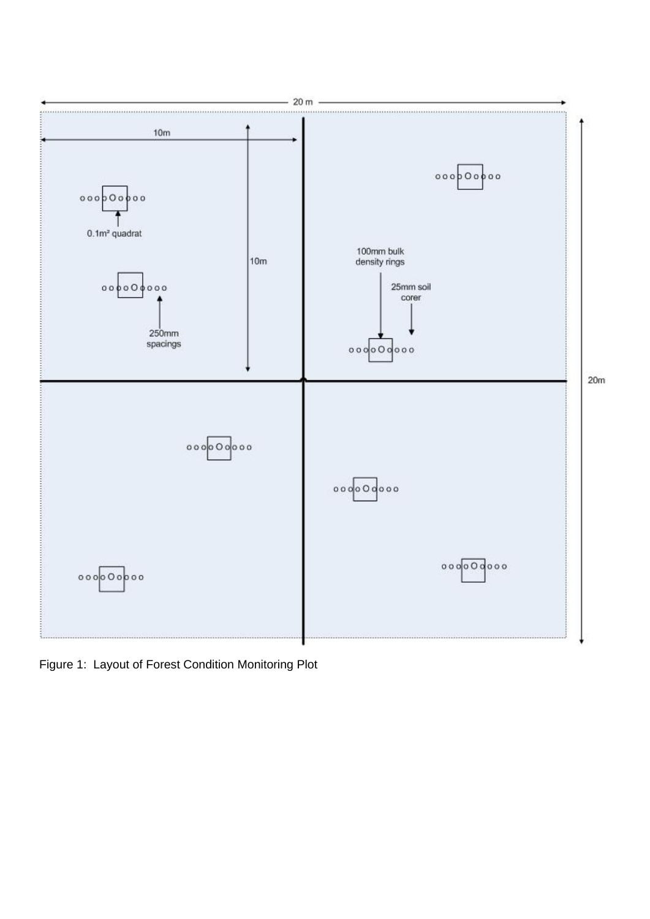20 m

10m

10m

20m

0.1m² quadrat

250mm spacings

100mm bulk density rings

25mm soil corer

Figure 1: Layout of Forest Condition Monitoring Plot